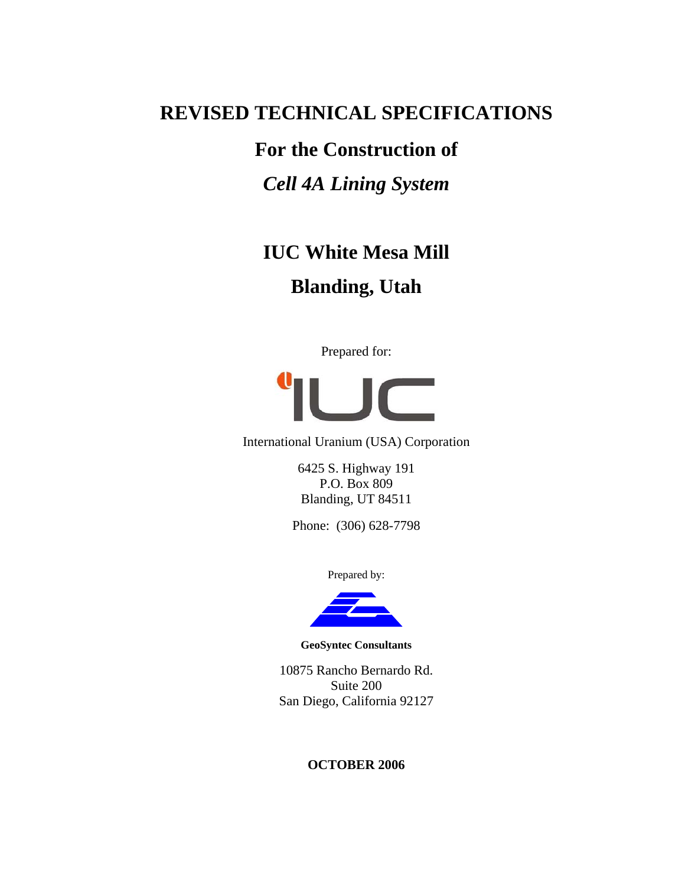# REVISED TECHNICAL SPECIFICATIONS

## For the Construction of

## *Cell 4A Lining System*

## IUC White Mesa Mill

## Blanding, Utah

Prepared for:

International Uranium (USA) Corporation

6425 S. Highway 191
P.O. Box 809
Blanding, UT 84511

Phone: (306) 628-7798

Prepared by:

**GeoSyntec Consultants**

10875 Rancho Bernardo Rd.
Suite 200
San Diego, California 92127

**OCTOBER 2006**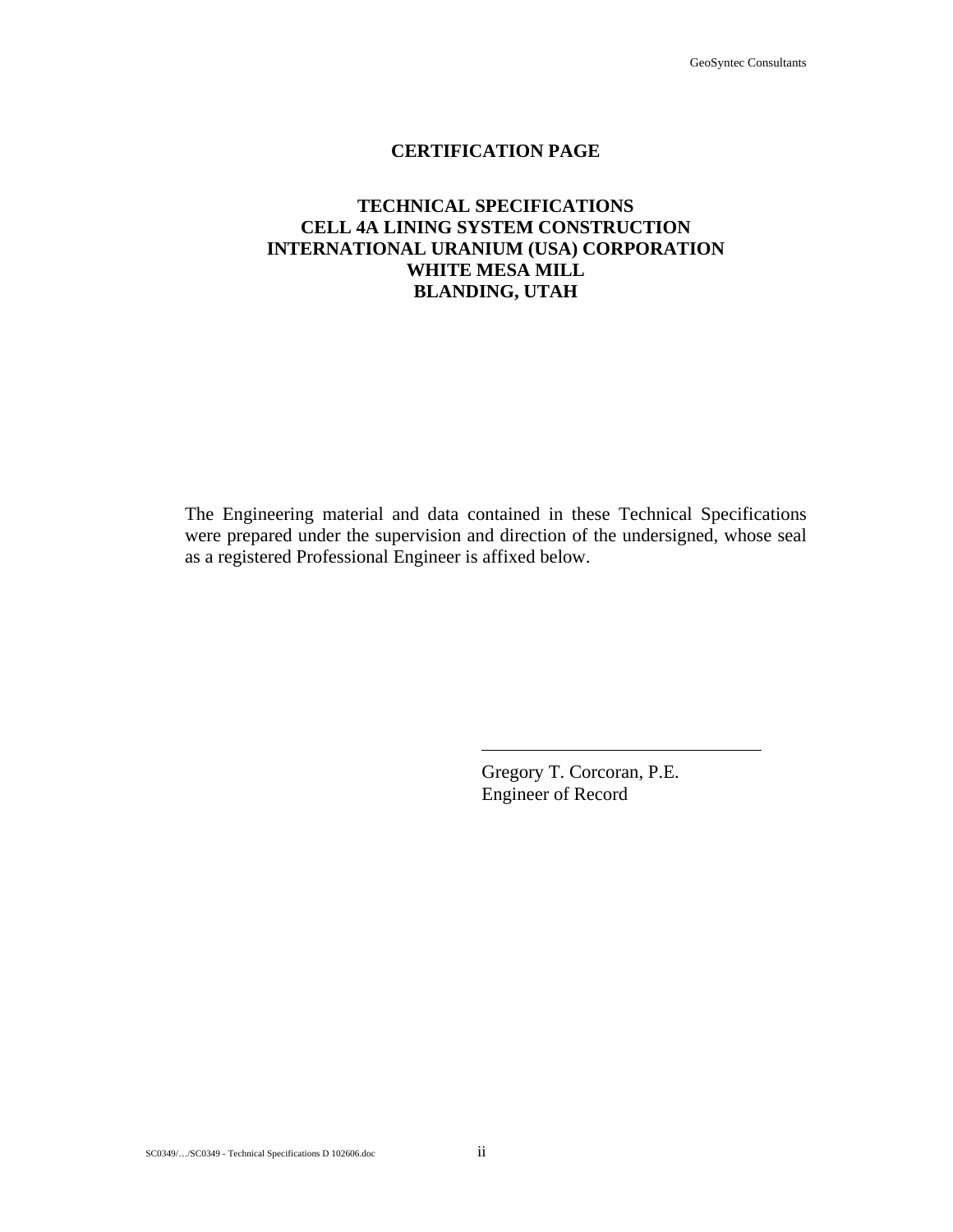# CERTIFICATION PAGE

## TECHNICAL SPECIFICATIONS
## CELL 4A LINING SYSTEM CONSTRUCTION
## INTERNATIONAL URANIUM (USA) CORPORATION
## WHITE MESA MILL
## BLANDING, UTAH

The Engineering material and data contained in these Technical Specifications were prepared under the supervision and direction of the undersigned, whose seal as a registered Professional Engineer is affixed below.

\_\_\_\_\_\_\_\_\_\_\_\_\_\_\_\_\_\_\_\_\_\_\_\_\_\_\_\_\_\_\_\_\_\_

Gregory T. Corcoran, P.E.
Engineer of Record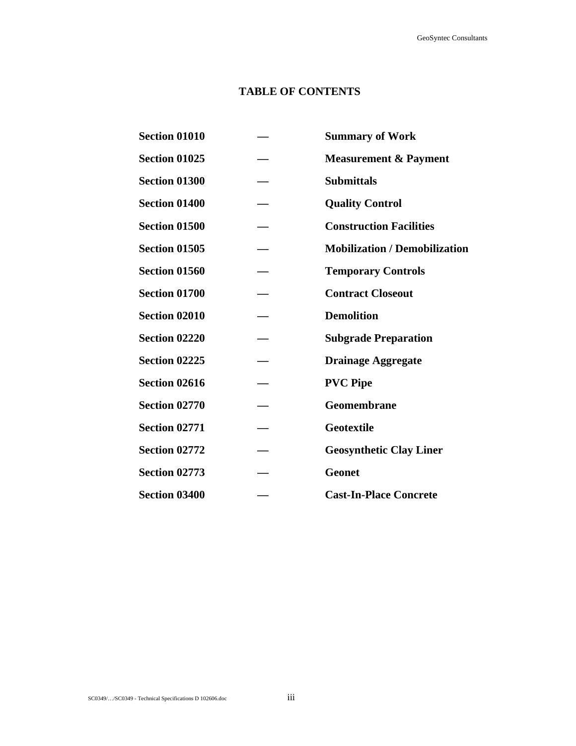# TABLE OF CONTENTS

| | | |
|---|---|---|
| **Section 01010** | **—** | **Summary of Work** |
| **Section 01025** | **—** | **Measurement & Payment** |
| **Section 01300** | **—** | **Submittals** |
| **Section 01400** | **—** | **Quality Control** |
| **Section 01500** | **—** | **Construction Facilities** |
| **Section 01505** | **—** | **Mobilization / Demobilization** |
| **Section 01560** | **—** | **Temporary Controls** |
| **Section 01700** | **—** | **Contract Closeout** |
| **Section 02010** | **—** | **Demolition** |
| **Section 02220** | **—** | **Subgrade Preparation** |
| **Section 02225** | **—** | **Drainage Aggregate** |
| **Section 02616** | **—** | **PVC Pipe** |
| **Section 02770** | **—** | **Geomembrane** |
| **Section 02771** | **—** | **Geotextile** |
| **Section 02772** | **—** | **Geosynthetic Clay Liner** |
| **Section 02773** | **—** | **Geonet** |
| **Section 03400** | **—** | **Cast-In-Place Concrete** |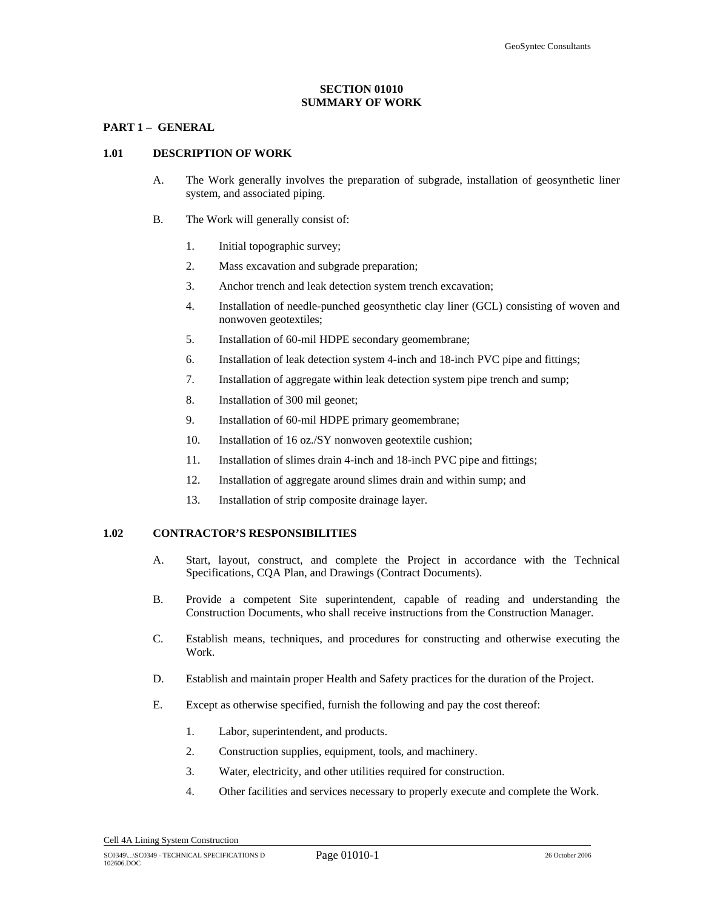# SECTION 01010
# SUMMARY OF WORK

## PART 1 – GENERAL

### 1.01 DESCRIPTION OF WORK

A. The Work generally involves the preparation of subgrade, installation of geosynthetic liner system, and associated piping.

B. The Work will generally consist of:

1. Initial topographic survey;
2. Mass excavation and subgrade preparation;
3. Anchor trench and leak detection system trench excavation;
4. Installation of needle-punched geosynthetic clay liner (GCL) consisting of woven and nonwoven geotextiles;
5. Installation of 60-mil HDPE secondary geomembrane;
6. Installation of leak detection system 4-inch and 18-inch PVC pipe and fittings;
7. Installation of aggregate within leak detection system pipe trench and sump;
8. Installation of 300 mil geonet;
9. Installation of 60-mil HDPE primary geomembrane;
10. Installation of 16 oz./SY nonwoven geotextile cushion;
11. Installation of slimes drain 4-inch and 18-inch PVC pipe and fittings;
12. Installation of aggregate around slimes drain and within sump; and
13. Installation of strip composite drainage layer.

### 1.02 CONTRACTOR'S RESPONSIBILITIES

A. Start, layout, construct, and complete the Project in accordance with the Technical Specifications, CQA Plan, and Drawings (Contract Documents).

B. Provide a competent Site superintendent, capable of reading and understanding the Construction Documents, who shall receive instructions from the Construction Manager.

C. Establish means, techniques, and procedures for constructing and otherwise executing the Work.

D. Establish and maintain proper Health and Safety practices for the duration of the Project.

E. Except as otherwise specified, furnish the following and pay the cost thereof:

1. Labor, superintendent, and products.
2. Construction supplies, equipment, tools, and machinery.
3. Water, electricity, and other utilities required for construction.
4. Other facilities and services necessary to properly execute and complete the Work.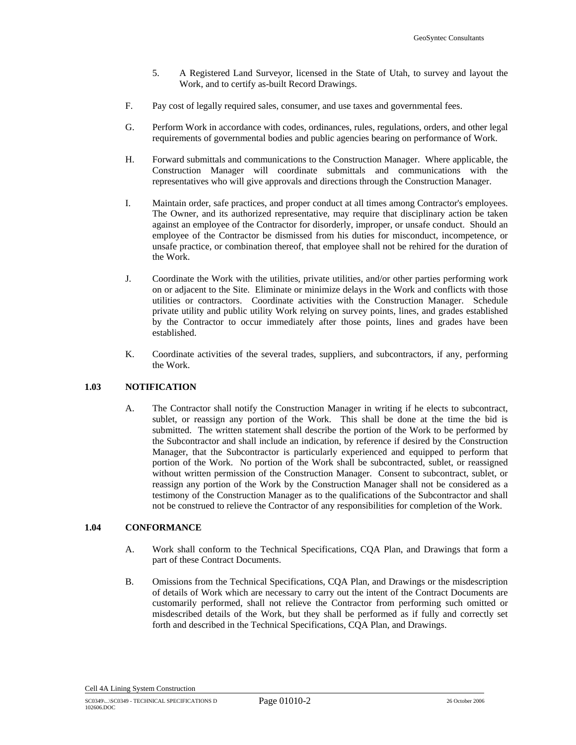5. A Registered Land Surveyor, licensed in the State of Utah, to survey and layout the Work, and to certify as-built Record Drawings.

F. Pay cost of legally required sales, consumer, and use taxes and governmental fees.

G. Perform Work in accordance with codes, ordinances, rules, regulations, orders, and other legal requirements of governmental bodies and public agencies bearing on performance of Work.

H. Forward submittals and communications to the Construction Manager. Where applicable, the Construction Manager will coordinate submittals and communications with the representatives who will give approvals and directions through the Construction Manager.

I. Maintain order, safe practices, and proper conduct at all times among Contractor's employees. The Owner, and its authorized representative, may require that disciplinary action be taken against an employee of the Contractor for disorderly, improper, or unsafe conduct. Should an employee of the Contractor be dismissed from his duties for misconduct, incompetence, or unsafe practice, or combination thereof, that employee shall not be rehired for the duration of the Work.

J. Coordinate the Work with the utilities, private utilities, and/or other parties performing work on or adjacent to the Site. Eliminate or minimize delays in the Work and conflicts with those utilities or contractors. Coordinate activities with the Construction Manager. Schedule private utility and public utility Work relying on survey points, lines, and grades established by the Contractor to occur immediately after those points, lines and grades have been established.

K. Coordinate activities of the several trades, suppliers, and subcontractors, if any, performing the Work.

## 1.03 NOTIFICATION

A. The Contractor shall notify the Construction Manager in writing if he elects to subcontract, sublet, or reassign any portion of the Work. This shall be done at the time the bid is submitted. The written statement shall describe the portion of the Work to be performed by the Subcontractor and shall include an indication, by reference if desired by the Construction Manager, that the Subcontractor is particularly experienced and equipped to perform that portion of the Work. No portion of the Work shall be subcontracted, sublet, or reassigned without written permission of the Construction Manager. Consent to subcontract, sublet, or reassign any portion of the Work by the Construction Manager shall not be considered as a testimony of the Construction Manager as to the qualifications of the Subcontractor and shall not be construed to relieve the Contractor of any responsibilities for completion of the Work.

## 1.04 CONFORMANCE

A. Work shall conform to the Technical Specifications, CQA Plan, and Drawings that form a part of these Contract Documents.

B. Omissions from the Technical Specifications, CQA Plan, and Drawings or the misdescription of details of Work which are necessary to carry out the intent of the Contract Documents are customarily performed, shall not relieve the Contractor from performing such omitted or misdescribed details of the Work, but they shall be performed as if fully and correctly set forth and described in the Technical Specifications, CQA Plan, and Drawings.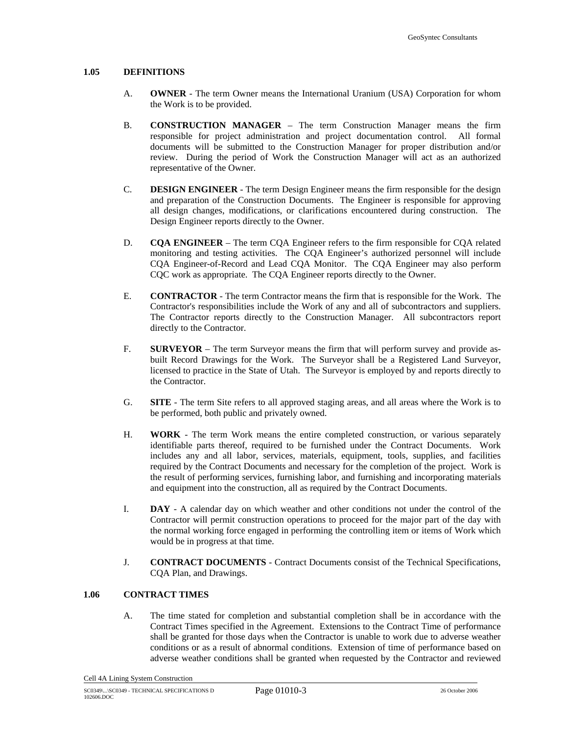## 1.05 DEFINITIONS

A. **OWNER** - The term Owner means the International Uranium (USA) Corporation for whom the Work is to be provided.

B. **CONSTRUCTION MANAGER** – The term Construction Manager means the firm responsible for project administration and project documentation control. All formal documents will be submitted to the Construction Manager for proper distribution and/or review. During the period of Work the Construction Manager will act as an authorized representative of the Owner.

C. **DESIGN ENGINEER** - The term Design Engineer means the firm responsible for the design and preparation of the Construction Documents. The Engineer is responsible for approving all design changes, modifications, or clarifications encountered during construction. The Design Engineer reports directly to the Owner.

D. **CQA ENGINEER** – The term CQA Engineer refers to the firm responsible for CQA related monitoring and testing activities. The CQA Engineer's authorized personnel will include CQA Engineer-of-Record and Lead CQA Monitor. The CQA Engineer may also perform CQC work as appropriate. The CQA Engineer reports directly to the Owner.

E. **CONTRACTOR** - The term Contractor means the firm that is responsible for the Work. The Contractor's responsibilities include the Work of any and all of subcontractors and suppliers. The Contractor reports directly to the Construction Manager. All subcontractors report directly to the Contractor.

F. **SURVEYOR** – The term Surveyor means the firm that will perform survey and provide as-built Record Drawings for the Work. The Surveyor shall be a Registered Land Surveyor, licensed to practice in the State of Utah. The Surveyor is employed by and reports directly to the Contractor.

G. **SITE** - The term Site refers to all approved staging areas, and all areas where the Work is to be performed, both public and privately owned.

H. **WORK** - The term Work means the entire completed construction, or various separately identifiable parts thereof, required to be furnished under the Contract Documents. Work includes any and all labor, services, materials, equipment, tools, supplies, and facilities required by the Contract Documents and necessary for the completion of the project. Work is the result of performing services, furnishing labor, and furnishing and incorporating materials and equipment into the construction, all as required by the Contract Documents.

I. **DAY** - A calendar day on which weather and other conditions not under the control of the Contractor will permit construction operations to proceed for the major part of the day with the normal working force engaged in performing the controlling item or items of Work which would be in progress at that time.

J. **CONTRACT DOCUMENTS** - Contract Documents consist of the Technical Specifications, CQA Plan, and Drawings.

## 1.06 CONTRACT TIMES

A. The time stated for completion and substantial completion shall be in accordance with the Contract Times specified in the Agreement. Extensions to the Contract Time of performance shall be granted for those days when the Contractor is unable to work due to adverse weather conditions or as a result of abnormal conditions. Extension of time of performance based on adverse weather conditions shall be granted when requested by the Contractor and reviewed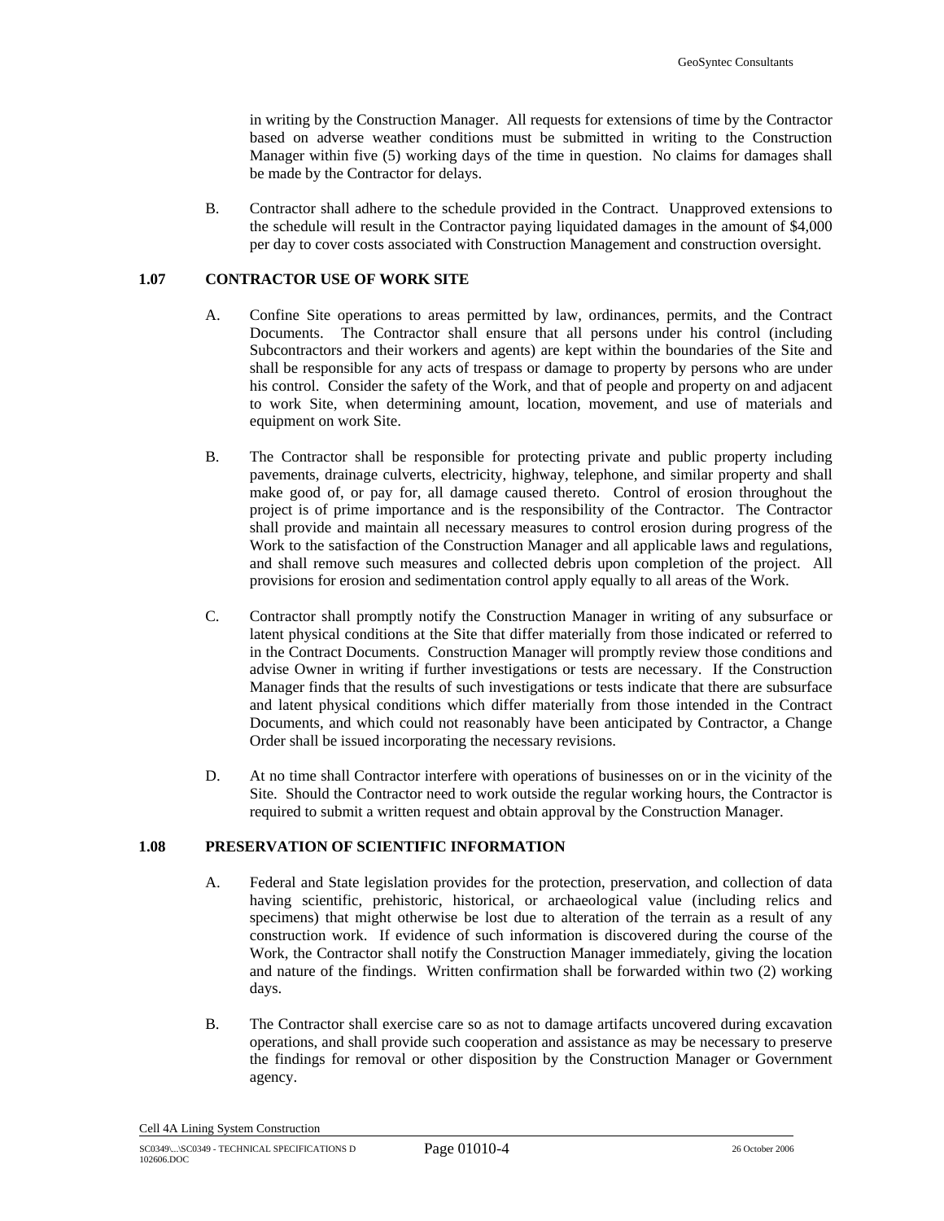in writing by the Construction Manager. All requests for extensions of time by the Contractor based on adverse weather conditions must be submitted in writing to the Construction Manager within five (5) working days of the time in question. No claims for damages shall be made by the Contractor for delays.

B. Contractor shall adhere to the schedule provided in the Contract. Unapproved extensions to the schedule will result in the Contractor paying liquidated damages in the amount of $4,000 per day to cover costs associated with Construction Management and construction oversight.

## 1.07 CONTRACTOR USE OF WORK SITE

A. Confine Site operations to areas permitted by law, ordinances, permits, and the Contract Documents. The Contractor shall ensure that all persons under his control (including Subcontractors and their workers and agents) are kept within the boundaries of the Site and shall be responsible for any acts of trespass or damage to property by persons who are under his control. Consider the safety of the Work, and that of people and property on and adjacent to work Site, when determining amount, location, movement, and use of materials and equipment on work Site.

B. The Contractor shall be responsible for protecting private and public property including pavements, drainage culverts, electricity, highway, telephone, and similar property and shall make good of, or pay for, all damage caused thereto. Control of erosion throughout the project is of prime importance and is the responsibility of the Contractor. The Contractor shall provide and maintain all necessary measures to control erosion during progress of the Work to the satisfaction of the Construction Manager and all applicable laws and regulations, and shall remove such measures and collected debris upon completion of the project. All provisions for erosion and sedimentation control apply equally to all areas of the Work.

C. Contractor shall promptly notify the Construction Manager in writing of any subsurface or latent physical conditions at the Site that differ materially from those indicated or referred to in the Contract Documents. Construction Manager will promptly review those conditions and advise Owner in writing if further investigations or tests are necessary. If the Construction Manager finds that the results of such investigations or tests indicate that there are subsurface and latent physical conditions which differ materially from those intended in the Contract Documents, and which could not reasonably have been anticipated by Contractor, a Change Order shall be issued incorporating the necessary revisions.

D. At no time shall Contractor interfere with operations of businesses on or in the vicinity of the Site. Should the Contractor need to work outside the regular working hours, the Contractor is required to submit a written request and obtain approval by the Construction Manager.

## 1.08 PRESERVATION OF SCIENTIFIC INFORMATION

A. Federal and State legislation provides for the protection, preservation, and collection of data having scientific, prehistoric, historical, or archaeological value (including relics and specimens) that might otherwise be lost due to alteration of the terrain as a result of any construction work. If evidence of such information is discovered during the course of the Work, the Contractor shall notify the Construction Manager immediately, giving the location and nature of the findings. Written confirmation shall be forwarded within two (2) working days.

B. The Contractor shall exercise care so as not to damage artifacts uncovered during excavation operations, and shall provide such cooperation and assistance as may be necessary to preserve the findings for removal or other disposition by the Construction Manager or Government agency.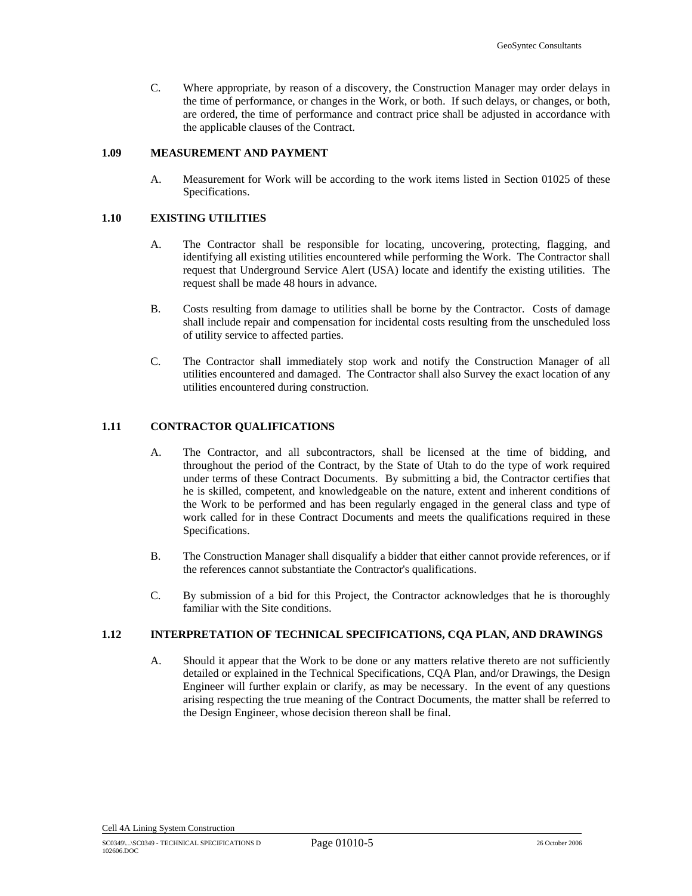C. Where appropriate, by reason of a discovery, the Construction Manager may order delays in the time of performance, or changes in the Work, or both. If such delays, or changes, or both, are ordered, the time of performance and contract price shall be adjusted in accordance with the applicable clauses of the Contract.

## 1.09 MEASUREMENT AND PAYMENT

A. Measurement for Work will be according to the work items listed in Section 01025 of these Specifications.

## 1.10 EXISTING UTILITIES

A. The Contractor shall be responsible for locating, uncovering, protecting, flagging, and identifying all existing utilities encountered while performing the Work. The Contractor shall request that Underground Service Alert (USA) locate and identify the existing utilities. The request shall be made 48 hours in advance.

B. Costs resulting from damage to utilities shall be borne by the Contractor. Costs of damage shall include repair and compensation for incidental costs resulting from the unscheduled loss of utility service to affected parties.

C. The Contractor shall immediately stop work and notify the Construction Manager of all utilities encountered and damaged. The Contractor shall also Survey the exact location of any utilities encountered during construction.

## 1.11 CONTRACTOR QUALIFICATIONS

A. The Contractor, and all subcontractors, shall be licensed at the time of bidding, and throughout the period of the Contract, by the State of Utah to do the type of work required under terms of these Contract Documents. By submitting a bid, the Contractor certifies that he is skilled, competent, and knowledgeable on the nature, extent and inherent conditions of the Work to be performed and has been regularly engaged in the general class and type of work called for in these Contract Documents and meets the qualifications required in these Specifications.

B. The Construction Manager shall disqualify a bidder that either cannot provide references, or if the references cannot substantiate the Contractor's qualifications.

C. By submission of a bid for this Project, the Contractor acknowledges that he is thoroughly familiar with the Site conditions.

## 1.12 INTERPRETATION OF TECHNICAL SPECIFICATIONS, CQA PLAN, AND DRAWINGS

A. Should it appear that the Work to be done or any matters relative thereto are not sufficiently detailed or explained in the Technical Specifications, CQA Plan, and/or Drawings, the Design Engineer will further explain or clarify, as may be necessary. In the event of any questions arising respecting the true meaning of the Contract Documents, the matter shall be referred to the Design Engineer, whose decision thereon shall be final.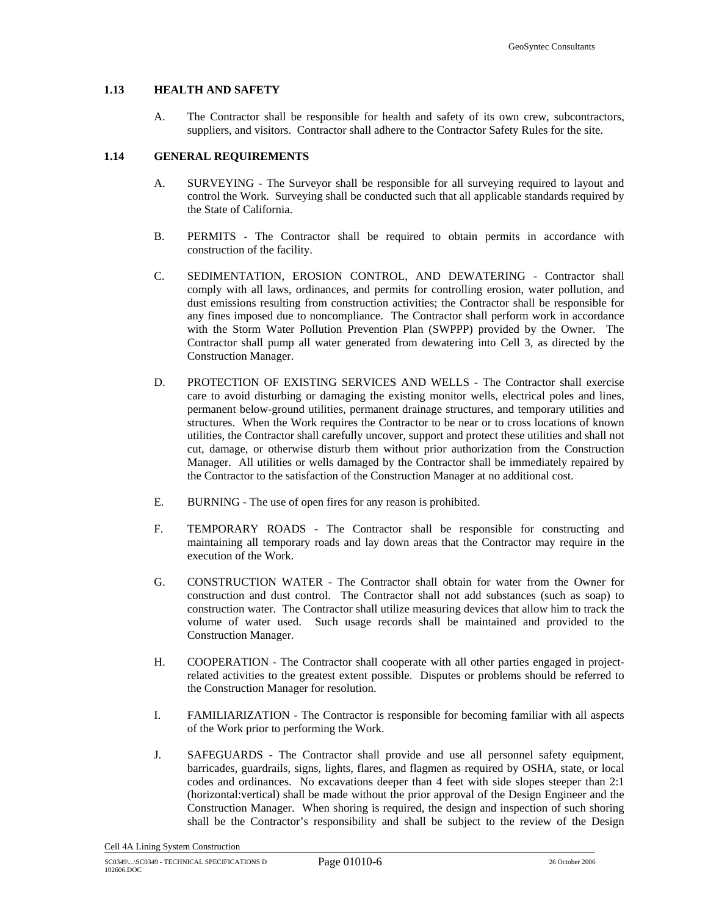## 1.13 HEALTH AND SAFETY

A. The Contractor shall be responsible for health and safety of its own crew, subcontractors, suppliers, and visitors. Contractor shall adhere to the Contractor Safety Rules for the site.

## 1.14 GENERAL REQUIREMENTS

A. SURVEYING - The Surveyor shall be responsible for all surveying required to layout and control the Work. Surveying shall be conducted such that all applicable standards required by the State of California.

B. PERMITS - The Contractor shall be required to obtain permits in accordance with construction of the facility.

C. SEDIMENTATION, EROSION CONTROL, AND DEWATERING - Contractor shall comply with all laws, ordinances, and permits for controlling erosion, water pollution, and dust emissions resulting from construction activities; the Contractor shall be responsible for any fines imposed due to noncompliance. The Contractor shall perform work in accordance with the Storm Water Pollution Prevention Plan (SWPPP) provided by the Owner. The Contractor shall pump all water generated from dewatering into Cell 3, as directed by the Construction Manager.

D. PROTECTION OF EXISTING SERVICES AND WELLS - The Contractor shall exercise care to avoid disturbing or damaging the existing monitor wells, electrical poles and lines, permanent below-ground utilities, permanent drainage structures, and temporary utilities and structures. When the Work requires the Contractor to be near or to cross locations of known utilities, the Contractor shall carefully uncover, support and protect these utilities and shall not cut, damage, or otherwise disturb them without prior authorization from the Construction Manager. All utilities or wells damaged by the Contractor shall be immediately repaired by the Contractor to the satisfaction of the Construction Manager at no additional cost.

E. BURNING - The use of open fires for any reason is prohibited.

F. TEMPORARY ROADS - The Contractor shall be responsible for constructing and maintaining all temporary roads and lay down areas that the Contractor may require in the execution of the Work.

G. CONSTRUCTION WATER - The Contractor shall obtain for water from the Owner for construction and dust control. The Contractor shall not add substances (such as soap) to construction water. The Contractor shall utilize measuring devices that allow him to track the volume of water used. Such usage records shall be maintained and provided to the Construction Manager.

H. COOPERATION - The Contractor shall cooperate with all other parties engaged in project-related activities to the greatest extent possible. Disputes or problems should be referred to the Construction Manager for resolution.

I. FAMILIARIZATION - The Contractor is responsible for becoming familiar with all aspects of the Work prior to performing the Work.

J. SAFEGUARDS - The Contractor shall provide and use all personnel safety equipment, barricades, guardrails, signs, lights, flares, and flagmen as required by OSHA, state, or local codes and ordinances. No excavations deeper than 4 feet with side slopes steeper than 2:1 (horizontal:vertical) shall be made without the prior approval of the Design Engineer and the Construction Manager. When shoring is required, the design and inspection of such shoring shall be the Contractor's responsibility and shall be subject to the review of the Design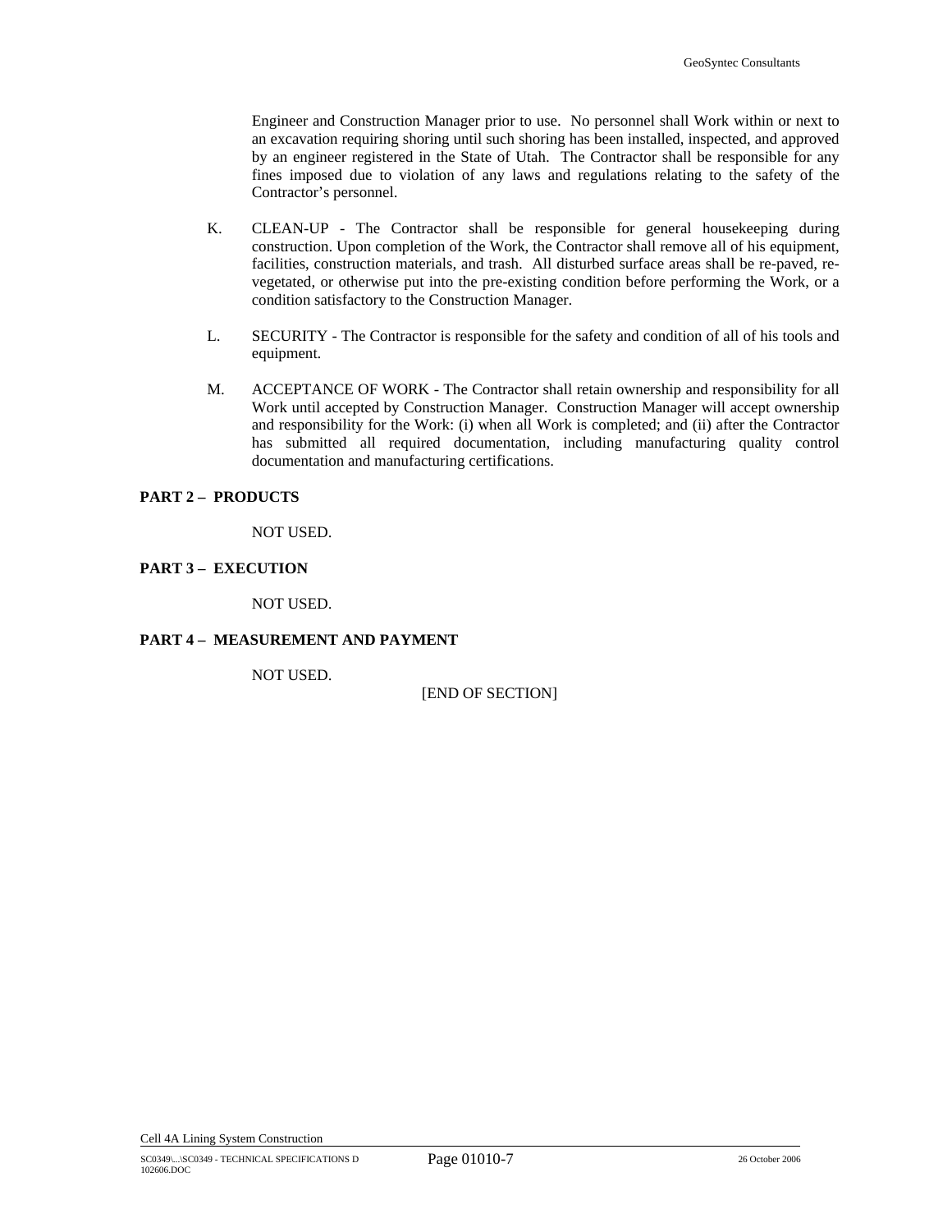Engineer and Construction Manager prior to use. No personnel shall Work within or next to an excavation requiring shoring until such shoring has been installed, inspected, and approved by an engineer registered in the State of Utah. The Contractor shall be responsible for any fines imposed due to violation of any laws and regulations relating to the safety of the Contractor's personnel.

K. CLEAN-UP - The Contractor shall be responsible for general housekeeping during construction. Upon completion of the Work, the Contractor shall remove all of his equipment, facilities, construction materials, and trash. All disturbed surface areas shall be re-paved, re-vegetated, or otherwise put into the pre-existing condition before performing the Work, or a condition satisfactory to the Construction Manager.

L. SECURITY - The Contractor is responsible for the safety and condition of all of his tools and equipment.

M. ACCEPTANCE OF WORK - The Contractor shall retain ownership and responsibility for all Work until accepted by Construction Manager. Construction Manager will accept ownership and responsibility for the Work: (i) when all Work is completed; and (ii) after the Contractor has submitted all required documentation, including manufacturing quality control documentation and manufacturing certifications.

## PART 2 – PRODUCTS

NOT USED.

## PART 3 – EXECUTION

NOT USED.

## PART 4 – MEASUREMENT AND PAYMENT

NOT USED.

[END OF SECTION]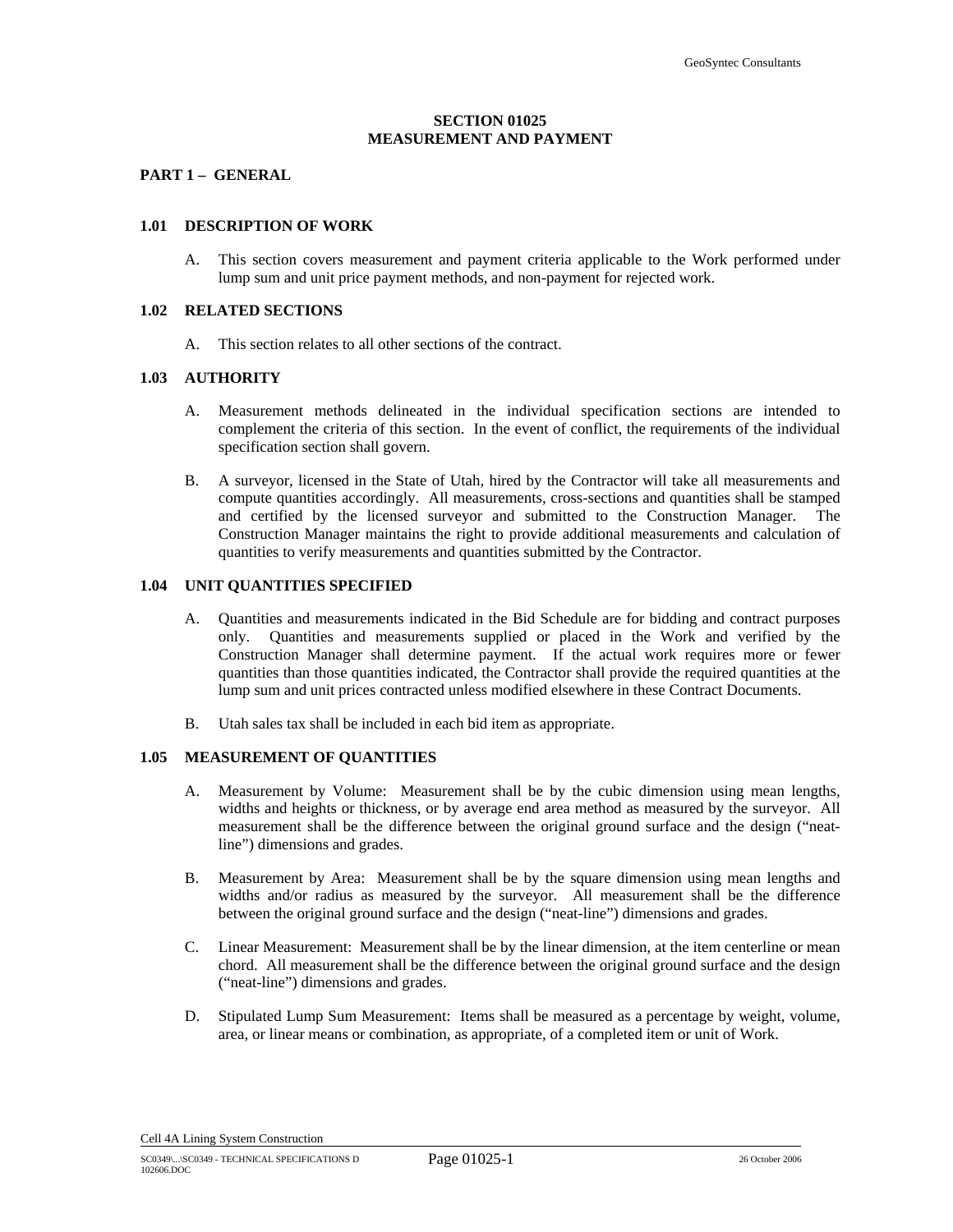# SECTION 01025
# MEASUREMENT AND PAYMENT

## PART 1 – GENERAL

### 1.01 DESCRIPTION OF WORK

A. This section covers measurement and payment criteria applicable to the Work performed under lump sum and unit price payment methods, and non-payment for rejected work.

### 1.02 RELATED SECTIONS

A. This section relates to all other sections of the contract.

### 1.03 AUTHORITY

A. Measurement methods delineated in the individual specification sections are intended to complement the criteria of this section. In the event of conflict, the requirements of the individual specification section shall govern.

B. A surveyor, licensed in the State of Utah, hired by the Contractor will take all measurements and compute quantities accordingly. All measurements, cross-sections and quantities shall be stamped and certified by the licensed surveyor and submitted to the Construction Manager. The Construction Manager maintains the right to provide additional measurements and calculation of quantities to verify measurements and quantities submitted by the Contractor.

### 1.04 UNIT QUANTITIES SPECIFIED

A. Quantities and measurements indicated in the Bid Schedule are for bidding and contract purposes only. Quantities and measurements supplied or placed in the Work and verified by the Construction Manager shall determine payment. If the actual work requires more or fewer quantities than those quantities indicated, the Contractor shall provide the required quantities at the lump sum and unit prices contracted unless modified elsewhere in these Contract Documents.

B. Utah sales tax shall be included in each bid item as appropriate.

### 1.05 MEASUREMENT OF QUANTITIES

A. Measurement by Volume: Measurement shall be by the cubic dimension using mean lengths, widths and heights or thickness, or by average end area method as measured by the surveyor. All measurement shall be the difference between the original ground surface and the design ("neat-line") dimensions and grades.

B. Measurement by Area: Measurement shall be by the square dimension using mean lengths and widths and/or radius as measured by the surveyor. All measurement shall be the difference between the original ground surface and the design ("neat-line") dimensions and grades.

C. Linear Measurement: Measurement shall be by the linear dimension, at the item centerline or mean chord. All measurement shall be the difference between the original ground surface and the design ("neat-line") dimensions and grades.

D. Stipulated Lump Sum Measurement: Items shall be measured as a percentage by weight, volume, area, or linear means or combination, as appropriate, of a completed item or unit of Work.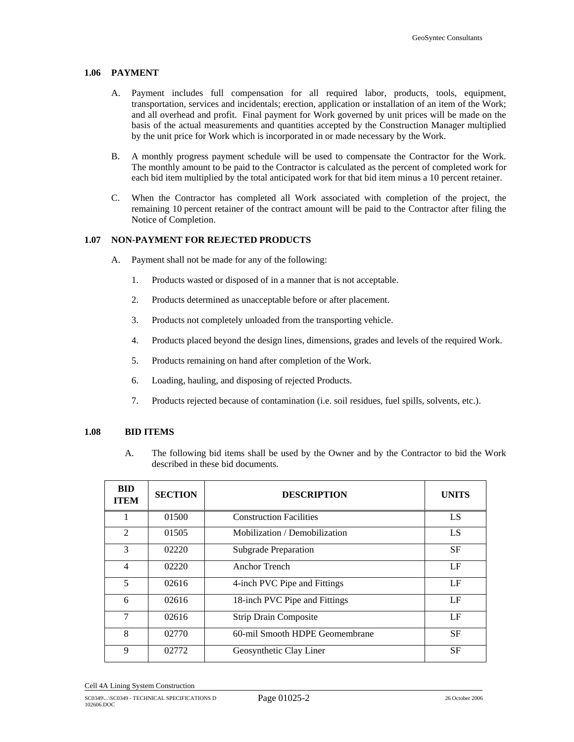### 1.06 PAYMENT

A. Payment includes full compensation for all required labor, products, tools, equipment, transportation, services and incidentals; erection, application or installation of an item of the Work; and all overhead and profit. Final payment for Work governed by unit prices will be made on the basis of the actual measurements and quantities accepted by the Construction Manager multiplied by the unit price for Work which is incorporated in or made necessary by the Work.

B. A monthly progress payment schedule will be used to compensate the Contractor for the Work. The monthly amount to be paid to the Contractor is calculated as the percent of completed work for each bid item multiplied by the total anticipated work for that bid item minus a 10 percent retainer.

C. When the Contractor has completed all Work associated with completion of the project, the remaining 10 percent retainer of the contract amount will be paid to the Contractor after filing the Notice of Completion.

### 1.07 NON-PAYMENT FOR REJECTED PRODUCTS

A. Payment shall not be made for any of the following:

1. Products wasted or disposed of in a manner that is not acceptable.
2. Products determined as unacceptable before or after placement.
3. Products not completely unloaded from the transporting vehicle.
4. Products placed beyond the design lines, dimensions, grades and levels of the required Work.
5. Products remaining on hand after completion of the Work.
6. Loading, hauling, and disposing of rejected Products.
7. Products rejected because of contamination (i.e. soil residues, fuel spills, solvents, etc.).

### 1.08 BID ITEMS

A. The following bid items shall be used by the Owner and by the Contractor to bid the Work described in these bid documents.

| BID ITEM | SECTION | DESCRIPTION | UNITS |
|---|---|---|---|
| 1 | 01500 | Construction Facilities | LS |
| 2 | 01505 | Mobilization / Demobilization | LS |
| 3 | 02220 | Subgrade Preparation | SF |
| 4 | 02220 | Anchor Trench | LF |
| 5 | 02616 | 4-inch PVC Pipe and Fittings | LF |
| 6 | 02616 | 18-inch PVC Pipe and Fittings | LF |
| 7 | 02616 | Strip Drain Composite | LF |
| 8 | 02770 | 60-mil Smooth HDPE Geomembrane | SF |
| 9 | 02772 | Geosynthetic Clay Liner | SF |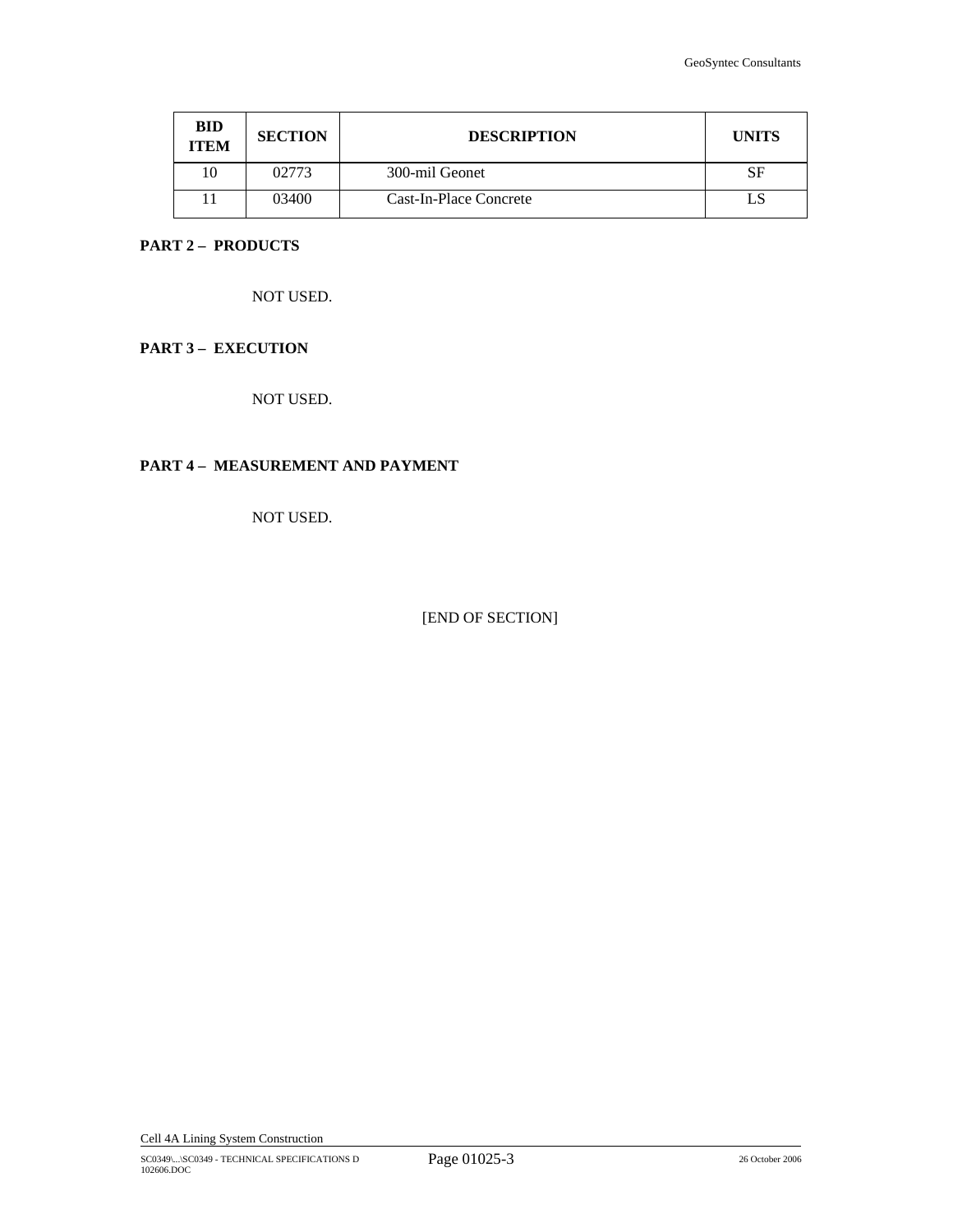| BID ITEM | SECTION | DESCRIPTION | UNITS |
|---|---|---|---|
| 10 | 02773 | 300-mil Geonet | SF |
| 11 | 03400 | Cast-In-Place Concrete | LS |

## PART 2 – PRODUCTS

NOT USED.

## PART 3 – EXECUTION

NOT USED.

## PART 4 – MEASUREMENT AND PAYMENT

NOT USED.

[END OF SECTION]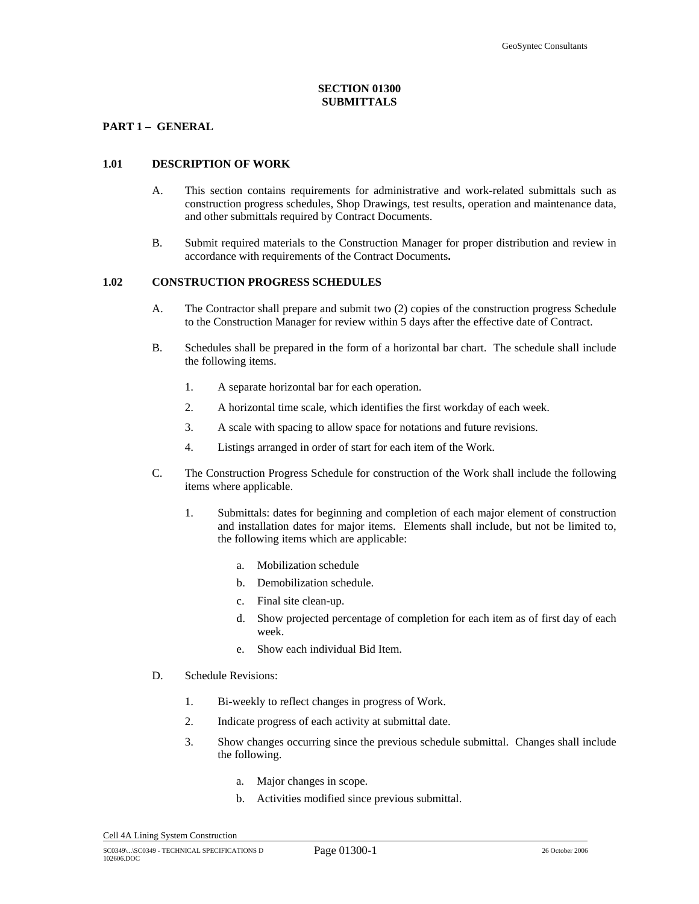# SECTION 01300
# SUBMITTALS

## PART 1 – GENERAL

### 1.01 DESCRIPTION OF WORK

A. This section contains requirements for administrative and work-related submittals such as construction progress schedules, Shop Drawings, test results, operation and maintenance data, and other submittals required by Contract Documents.

B. Submit required materials to the Construction Manager for proper distribution and review in accordance with requirements of the Contract Documents**.**

### 1.02 CONSTRUCTION PROGRESS SCHEDULES

A. The Contractor shall prepare and submit two (2) copies of the construction progress Schedule to the Construction Manager for review within 5 days after the effective date of Contract.

B. Schedules shall be prepared in the form of a horizontal bar chart. The schedule shall include the following items.

1. A separate horizontal bar for each operation.
2. A horizontal time scale, which identifies the first workday of each week.
3. A scale with spacing to allow space for notations and future revisions.
4. Listings arranged in order of start for each item of the Work.

C. The Construction Progress Schedule for construction of the Work shall include the following items where applicable.

1. Submittals: dates for beginning and completion of each major element of construction and installation dates for major items. Elements shall include, but not be limited to, the following items which are applicable:
   a. Mobilization schedule
   b. Demobilization schedule.
   c. Final site clean-up.
   d. Show projected percentage of completion for each item as of first day of each week.
   e. Show each individual Bid Item.

D. Schedule Revisions:

1. Bi-weekly to reflect changes in progress of Work.
2. Indicate progress of each activity at submittal date.
3. Show changes occurring since the previous schedule submittal. Changes shall include the following.
   a. Major changes in scope.
   b. Activities modified since previous submittal.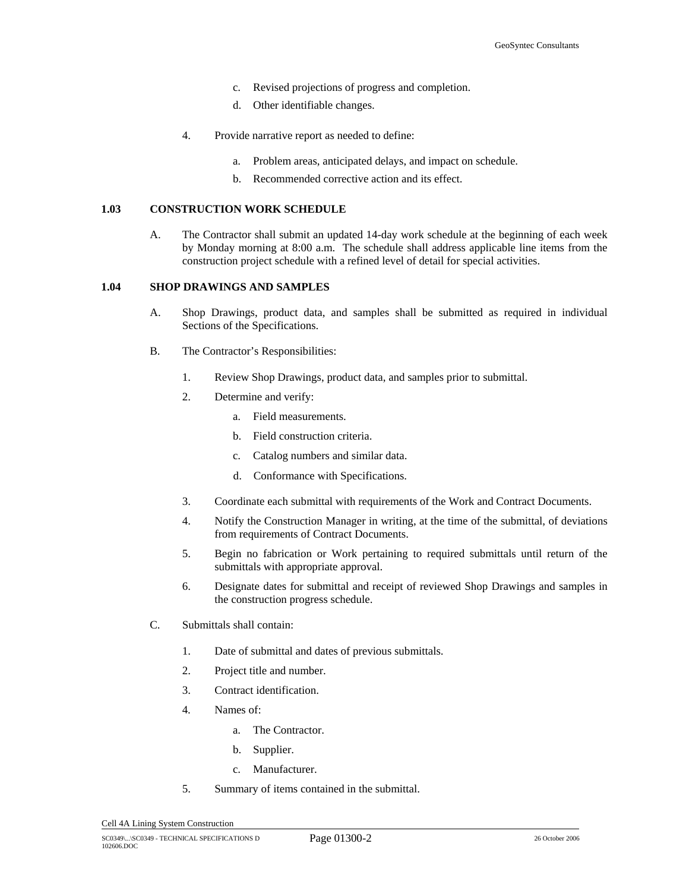c. Revised projections of progress and completion.

d. Other identifiable changes.

4. Provide narrative report as needed to define:

   a. Problem areas, anticipated delays, and impact on schedule.

   b. Recommended corrective action and its effect.

## 1.03 CONSTRUCTION WORK SCHEDULE

A. The Contractor shall submit an updated 14-day work schedule at the beginning of each week by Monday morning at 8:00 a.m. The schedule shall address applicable line items from the construction project schedule with a refined level of detail for special activities.

## 1.04 SHOP DRAWINGS AND SAMPLES

A. Shop Drawings, product data, and samples shall be submitted as required in individual Sections of the Specifications.

B. The Contractor's Responsibilities:

   1. Review Shop Drawings, product data, and samples prior to submittal.

   2. Determine and verify:

      a. Field measurements.

      b. Field construction criteria.

      c. Catalog numbers and similar data.

      d. Conformance with Specifications.

   3. Coordinate each submittal with requirements of the Work and Contract Documents.

   4. Notify the Construction Manager in writing, at the time of the submittal, of deviations from requirements of Contract Documents.

   5. Begin no fabrication or Work pertaining to required submittals until return of the submittals with appropriate approval.

   6. Designate dates for submittal and receipt of reviewed Shop Drawings and samples in the construction progress schedule.

C. Submittals shall contain:

   1. Date of submittal and dates of previous submittals.

   2. Project title and number.

   3. Contract identification.

   4. Names of:

      a. The Contractor.

      b. Supplier.

      c. Manufacturer.

   5. Summary of items contained in the submittal.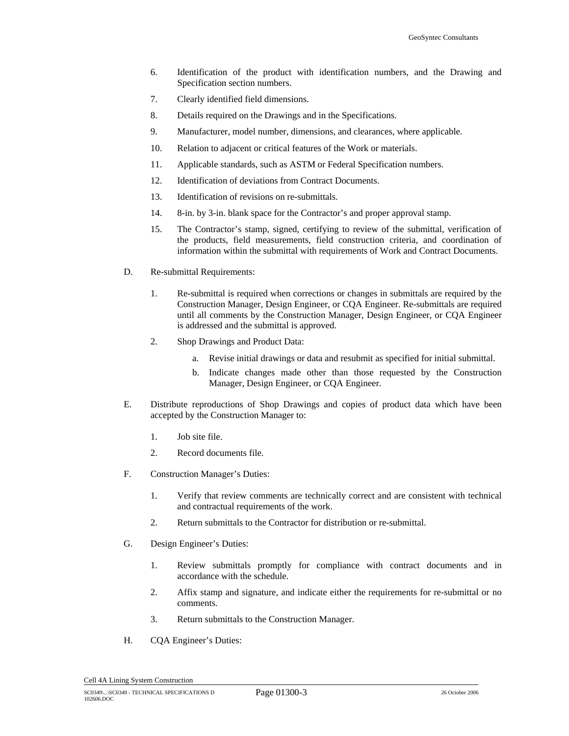6. Identification of the product with identification numbers, and the Drawing and Specification section numbers.
7. Clearly identified field dimensions.
8. Details required on the Drawings and in the Specifications.
9. Manufacturer, model number, dimensions, and clearances, where applicable.
10. Relation to adjacent or critical features of the Work or materials.
11. Applicable standards, such as ASTM or Federal Specification numbers.
12. Identification of deviations from Contract Documents.
13. Identification of revisions on re-submittals.
14. 8-in. by 3-in. blank space for the Contractor's and proper approval stamp.
15. The Contractor's stamp, signed, certifying to review of the submittal, verification of the products, field measurements, field construction criteria, and coordination of information within the submittal with requirements of Work and Contract Documents.

D. Re-submittal Requirements:

1. Re-submittal is required when corrections or changes in submittals are required by the Construction Manager, Design Engineer, or CQA Engineer. Re-submittals are required until all comments by the Construction Manager, Design Engineer, or CQA Engineer is addressed and the submittal is approved.
2. Shop Drawings and Product Data:
    a. Revise initial drawings or data and resubmit as specified for initial submittal.
    b. Indicate changes made other than those requested by the Construction Manager, Design Engineer, or CQA Engineer.

E. Distribute reproductions of Shop Drawings and copies of product data which have been accepted by the Construction Manager to:

1. Job site file.
2. Record documents file.

F. Construction Manager's Duties:

1. Verify that review comments are technically correct and are consistent with technical and contractual requirements of the work.
2. Return submittals to the Contractor for distribution or re-submittal.

G. Design Engineer's Duties:

1. Review submittals promptly for compliance with contract documents and in accordance with the schedule.
2. Affix stamp and signature, and indicate either the requirements for re-submittal or no comments.
3. Return submittals to the Construction Manager.

H. CQA Engineer's Duties: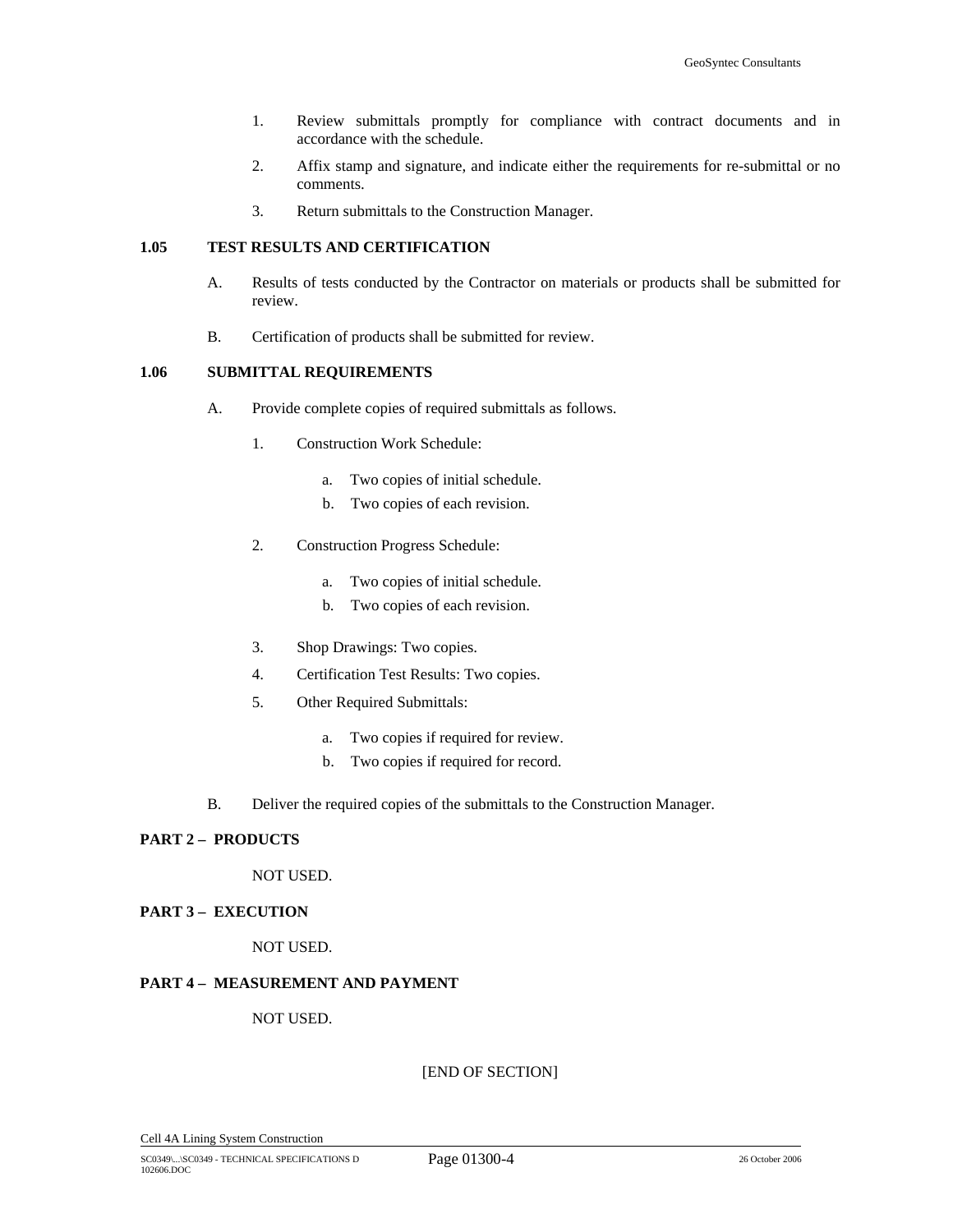1. Review submittals promptly for compliance with contract documents and in accordance with the schedule.
2. Affix stamp and signature, and indicate either the requirements for re-submittal or no comments.
3. Return submittals to the Construction Manager.

**1.05 TEST RESULTS AND CERTIFICATION**

A. Results of tests conducted by the Contractor on materials or products shall be submitted for review.

B. Certification of products shall be submitted for review.

**1.06 SUBMITTAL REQUIREMENTS**

A. Provide complete copies of required submittals as follows.

1. Construction Work Schedule:
   a. Two copies of initial schedule.
   b. Two copies of each revision.
2. Construction Progress Schedule:
   a. Two copies of initial schedule.
   b. Two copies of each revision.
3. Shop Drawings: Two copies.
4. Certification Test Results: Two copies.
5. Other Required Submittals:
   a. Two copies if required for review.
   b. Two copies if required for record.

B. Deliver the required copies of the submittals to the Construction Manager.

**PART 2 – PRODUCTS**

NOT USED.

**PART 3 – EXECUTION**

NOT USED.

**PART 4 – MEASUREMENT AND PAYMENT**

NOT USED.

[END OF SECTION]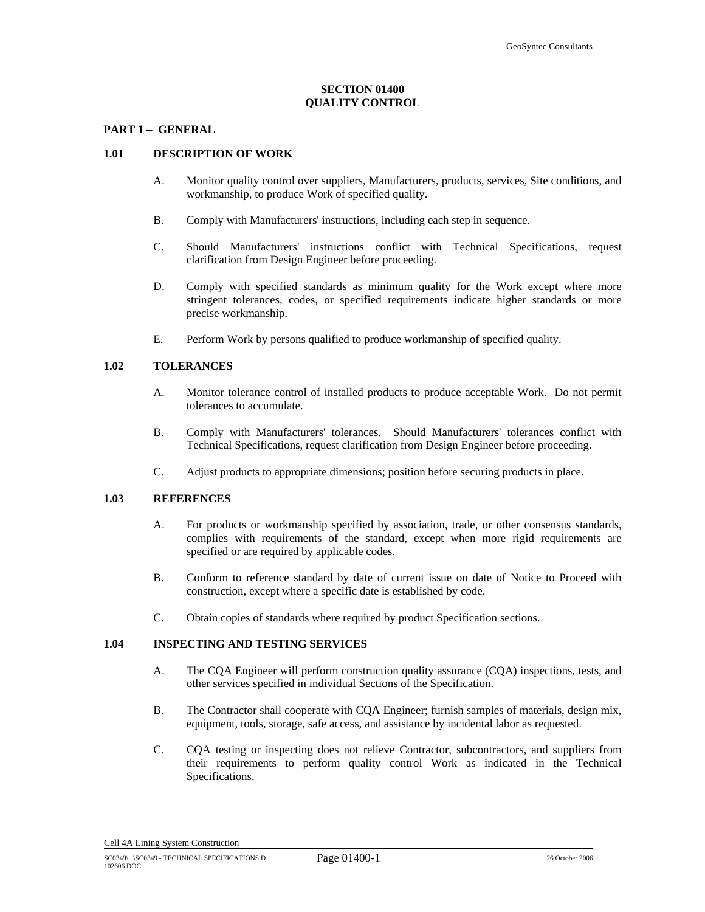# SECTION 01400
# QUALITY CONTROL

## PART 1 – GENERAL

### 1.01 DESCRIPTION OF WORK

A. Monitor quality control over suppliers, Manufacturers, products, services, Site conditions, and workmanship, to produce Work of specified quality.

B. Comply with Manufacturers' instructions, including each step in sequence.

C. Should Manufacturers' instructions conflict with Technical Specifications, request clarification from Design Engineer before proceeding.

D. Comply with specified standards as minimum quality for the Work except where more stringent tolerances, codes, or specified requirements indicate higher standards or more precise workmanship.

E. Perform Work by persons qualified to produce workmanship of specified quality.

### 1.02 TOLERANCES

A. Monitor tolerance control of installed products to produce acceptable Work. Do not permit tolerances to accumulate.

B. Comply with Manufacturers' tolerances. Should Manufacturers' tolerances conflict with Technical Specifications, request clarification from Design Engineer before proceeding.

C. Adjust products to appropriate dimensions; position before securing products in place.

### 1.03 REFERENCES

A. For products or workmanship specified by association, trade, or other consensus standards, complies with requirements of the standard, except when more rigid requirements are specified or are required by applicable codes.

B. Conform to reference standard by date of current issue on date of Notice to Proceed with construction, except where a specific date is established by code.

C. Obtain copies of standards where required by product Specification sections.

### 1.04 INSPECTING AND TESTING SERVICES

A. The CQA Engineer will perform construction quality assurance (CQA) inspections, tests, and other services specified in individual Sections of the Specification.

B. The Contractor shall cooperate with CQA Engineer; furnish samples of materials, design mix, equipment, tools, storage, safe access, and assistance by incidental labor as requested.

C. CQA testing or inspecting does not relieve Contractor, subcontractors, and suppliers from their requirements to perform quality control Work as indicated in the Technical Specifications.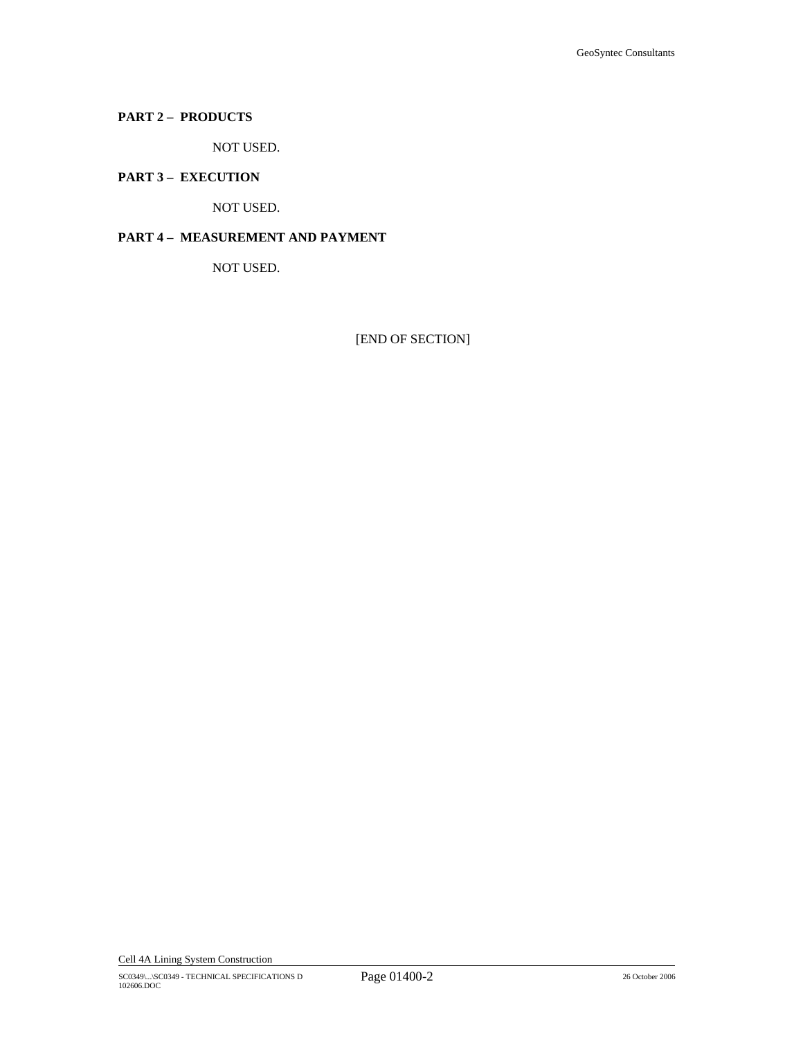**PART 2 – PRODUCTS**

NOT USED.

**PART 3 – EXECUTION**

NOT USED.

**PART 4 – MEASUREMENT AND PAYMENT**

NOT USED.

[END OF SECTION]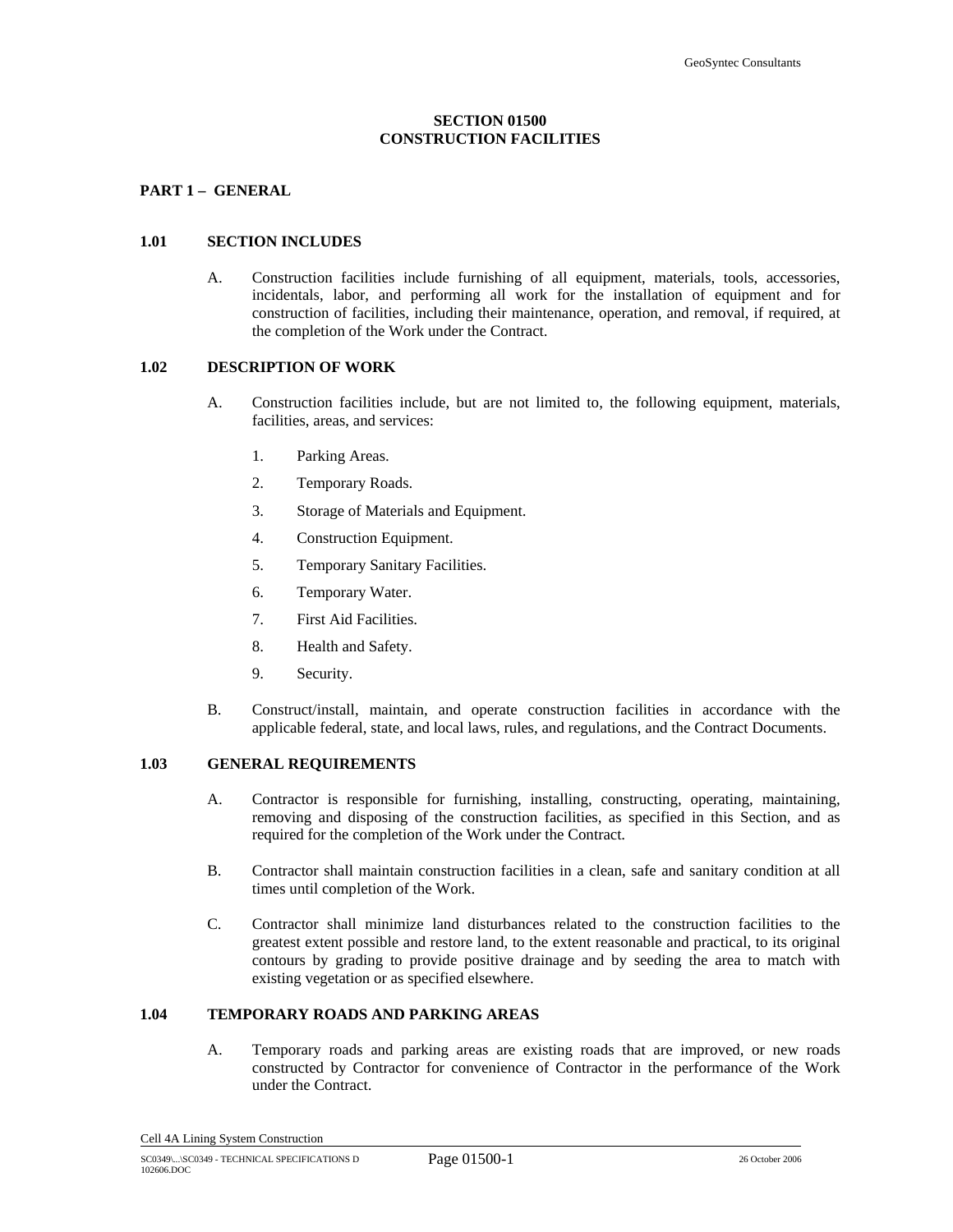# SECTION 01500
# CONSTRUCTION FACILITIES

## PART 1 – GENERAL

### 1.01 SECTION INCLUDES

A. Construction facilities include furnishing of all equipment, materials, tools, accessories, incidentals, labor, and performing all work for the installation of equipment and for construction of facilities, including their maintenance, operation, and removal, if required, at the completion of the Work under the Contract.

### 1.02 DESCRIPTION OF WORK

A. Construction facilities include, but are not limited to, the following equipment, materials, facilities, areas, and services:

1. Parking Areas.
2. Temporary Roads.
3. Storage of Materials and Equipment.
4. Construction Equipment.
5. Temporary Sanitary Facilities.
6. Temporary Water.
7. First Aid Facilities.
8. Health and Safety.
9. Security.

B. Construct/install, maintain, and operate construction facilities in accordance with the applicable federal, state, and local laws, rules, and regulations, and the Contract Documents.

### 1.03 GENERAL REQUIREMENTS

A. Contractor is responsible for furnishing, installing, constructing, operating, maintaining, removing and disposing of the construction facilities, as specified in this Section, and as required for the completion of the Work under the Contract.

B. Contractor shall maintain construction facilities in a clean, safe and sanitary condition at all times until completion of the Work.

C. Contractor shall minimize land disturbances related to the construction facilities to the greatest extent possible and restore land, to the extent reasonable and practical, to its original contours by grading to provide positive drainage and by seeding the area to match with existing vegetation or as specified elsewhere.

### 1.04 TEMPORARY ROADS AND PARKING AREAS

A. Temporary roads and parking areas are existing roads that are improved, or new roads constructed by Contractor for convenience of Contractor in the performance of the Work under the Contract.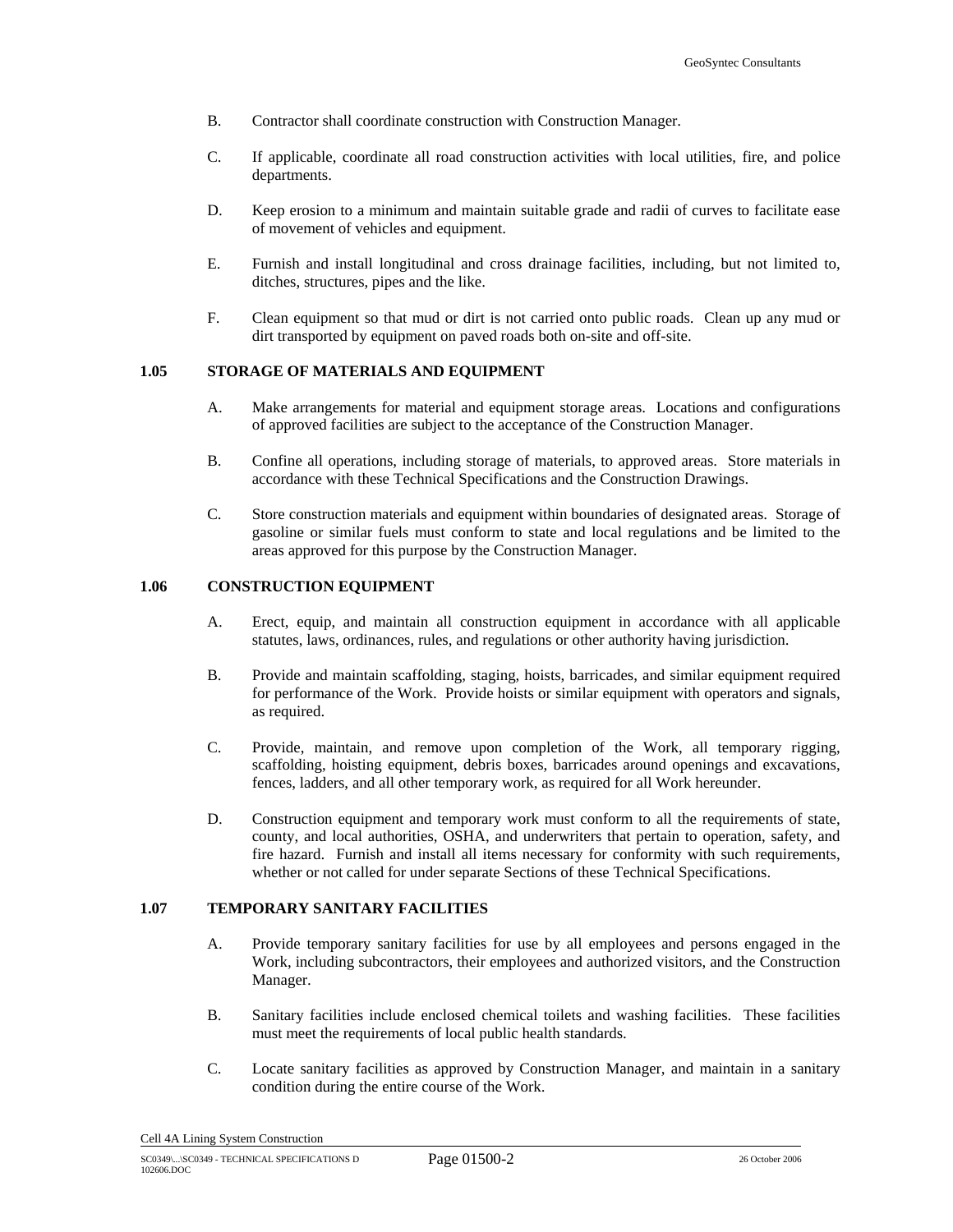B. Contractor shall coordinate construction with Construction Manager.

C. If applicable, coordinate all road construction activities with local utilities, fire, and police departments.

D. Keep erosion to a minimum and maintain suitable grade and radii of curves to facilitate ease of movement of vehicles and equipment.

E. Furnish and install longitudinal and cross drainage facilities, including, but not limited to, ditches, structures, pipes and the like.

F. Clean equipment so that mud or dirt is not carried onto public roads. Clean up any mud or dirt transported by equipment on paved roads both on-site and off-site.

## 1.05 STORAGE OF MATERIALS AND EQUIPMENT

A. Make arrangements for material and equipment storage areas. Locations and configurations of approved facilities are subject to the acceptance of the Construction Manager.

B. Confine all operations, including storage of materials, to approved areas. Store materials in accordance with these Technical Specifications and the Construction Drawings.

C. Store construction materials and equipment within boundaries of designated areas. Storage of gasoline or similar fuels must conform to state and local regulations and be limited to the areas approved for this purpose by the Construction Manager.

## 1.06 CONSTRUCTION EQUIPMENT

A. Erect, equip, and maintain all construction equipment in accordance with all applicable statutes, laws, ordinances, rules, and regulations or other authority having jurisdiction.

B. Provide and maintain scaffolding, staging, hoists, barricades, and similar equipment required for performance of the Work. Provide hoists or similar equipment with operators and signals, as required.

C. Provide, maintain, and remove upon completion of the Work, all temporary rigging, scaffolding, hoisting equipment, debris boxes, barricades around openings and excavations, fences, ladders, and all other temporary work, as required for all Work hereunder.

D. Construction equipment and temporary work must conform to all the requirements of state, county, and local authorities, OSHA, and underwriters that pertain to operation, safety, and fire hazard. Furnish and install all items necessary for conformity with such requirements, whether or not called for under separate Sections of these Technical Specifications.

## 1.07 TEMPORARY SANITARY FACILITIES

A. Provide temporary sanitary facilities for use by all employees and persons engaged in the Work, including subcontractors, their employees and authorized visitors, and the Construction Manager.

B. Sanitary facilities include enclosed chemical toilets and washing facilities. These facilities must meet the requirements of local public health standards.

C. Locate sanitary facilities as approved by Construction Manager, and maintain in a sanitary condition during the entire course of the Work.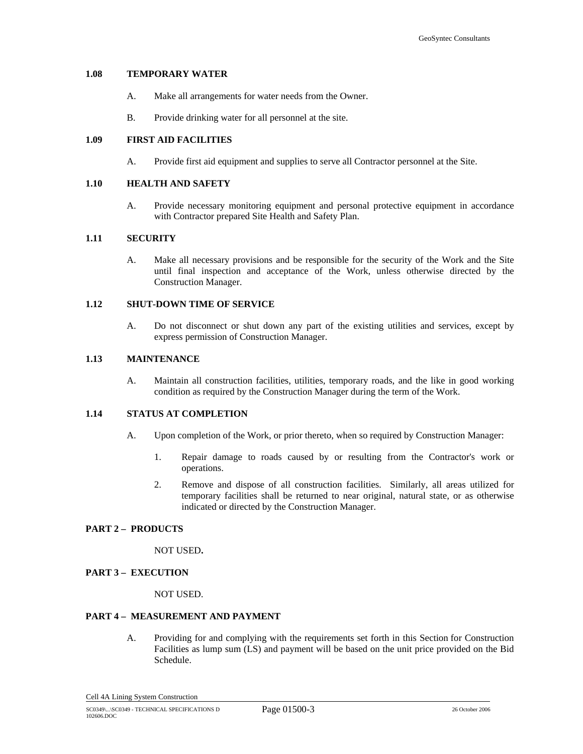### 1.08 TEMPORARY WATER

A. Make all arrangements for water needs from the Owner.

B. Provide drinking water for all personnel at the site.

### 1.09 FIRST AID FACILITIES

A. Provide first aid equipment and supplies to serve all Contractor personnel at the Site.

### 1.10 HEALTH AND SAFETY

A. Provide necessary monitoring equipment and personal protective equipment in accordance with Contractor prepared Site Health and Safety Plan.

### 1.11 SECURITY

A. Make all necessary provisions and be responsible for the security of the Work and the Site until final inspection and acceptance of the Work, unless otherwise directed by the Construction Manager.

### 1.12 SHUT-DOWN TIME OF SERVICE

A. Do not disconnect or shut down any part of the existing utilities and services, except by express permission of Construction Manager.

### 1.13 MAINTENANCE

A. Maintain all construction facilities, utilities, temporary roads, and the like in good working condition as required by the Construction Manager during the term of the Work.

### 1.14 STATUS AT COMPLETION

A. Upon completion of the Work, or prior thereto, when so required by Construction Manager:

   1. Repair damage to roads caused by or resulting from the Contractor's work or operations.

   2. Remove and dispose of all construction facilities. Similarly, all areas utilized for temporary facilities shall be returned to near original, natural state, or as otherwise indicated or directed by the Construction Manager.

## PART 2 – PRODUCTS

NOT USED**.**

## PART 3 – EXECUTION

NOT USED.

## PART 4 – MEASUREMENT AND PAYMENT

A. Providing for and complying with the requirements set forth in this Section for Construction Facilities as lump sum (LS) and payment will be based on the unit price provided on the Bid Schedule.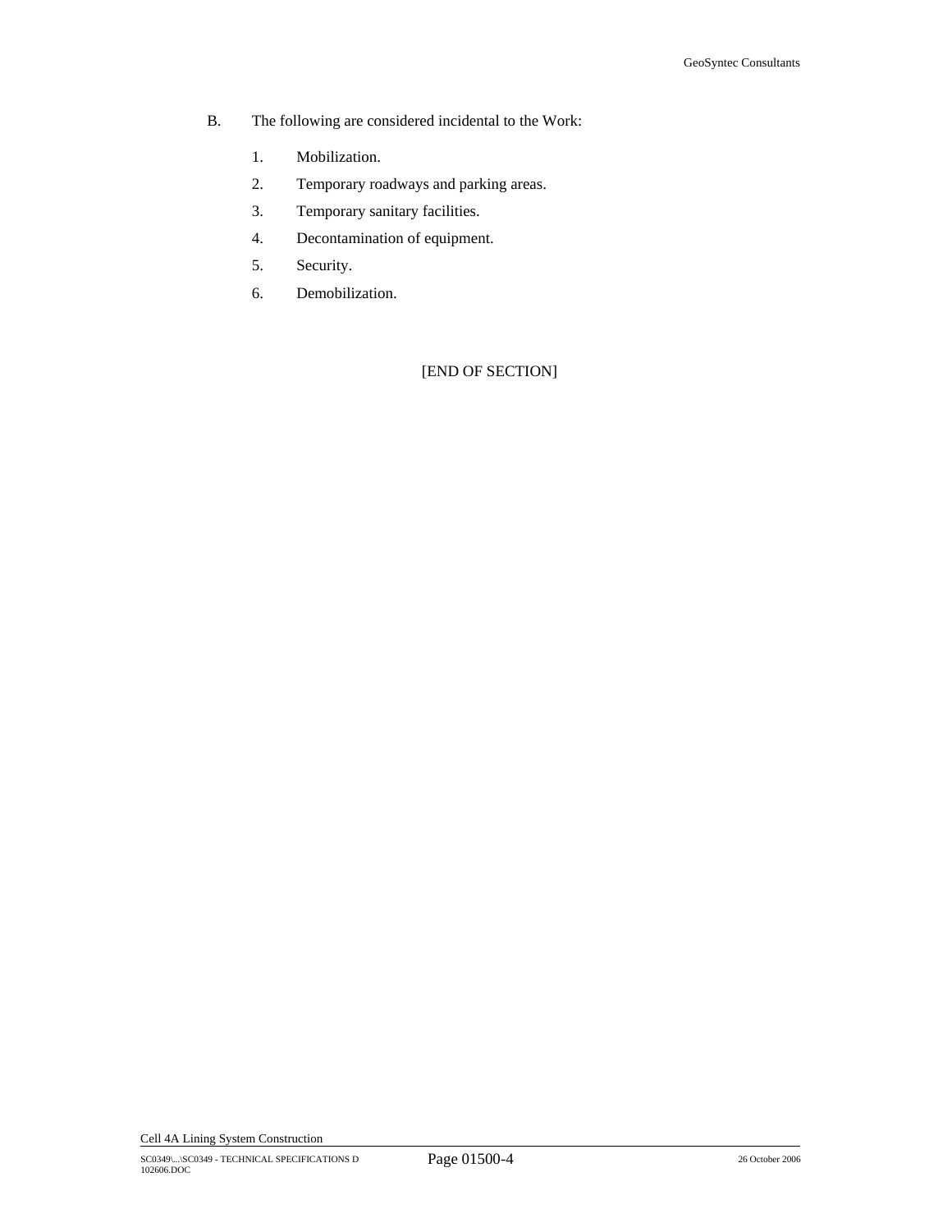B. The following are considered incidental to the Work:

1. Mobilization.
2. Temporary roadways and parking areas.
3. Temporary sanitary facilities.
4. Decontamination of equipment.
5. Security.
6. Demobilization.

[END OF SECTION]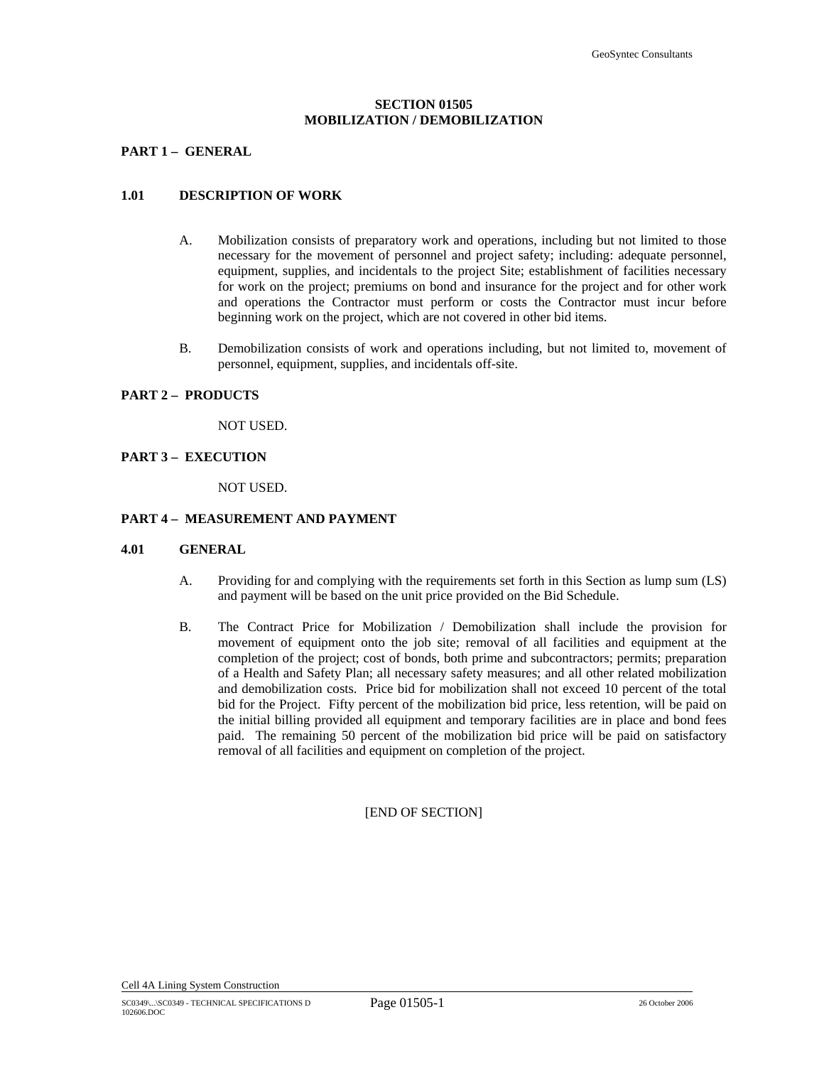# SECTION 01505
# MOBILIZATION / DEMOBILIZATION

## PART 1 – GENERAL

### 1.01 DESCRIPTION OF WORK

A. Mobilization consists of preparatory work and operations, including but not limited to those necessary for the movement of personnel and project safety; including: adequate personnel, equipment, supplies, and incidentals to the project Site; establishment of facilities necessary for work on the project; premiums on bond and insurance for the project and for other work and operations the Contractor must perform or costs the Contractor must incur before beginning work on the project, which are not covered in other bid items.

B. Demobilization consists of work and operations including, but not limited to, movement of personnel, equipment, supplies, and incidentals off-site.

## PART 2 – PRODUCTS

NOT USED.

## PART 3 – EXECUTION

NOT USED.

## PART 4 – MEASUREMENT AND PAYMENT

### 4.01 GENERAL

A. Providing for and complying with the requirements set forth in this Section as lump sum (LS) and payment will be based on the unit price provided on the Bid Schedule.

B. The Contract Price for Mobilization / Demobilization shall include the provision for movement of equipment onto the job site; removal of all facilities and equipment at the completion of the project; cost of bonds, both prime and subcontractors; permits; preparation of a Health and Safety Plan; all necessary safety measures; and all other related mobilization and demobilization costs. Price bid for mobilization shall not exceed 10 percent of the total bid for the Project. Fifty percent of the mobilization bid price, less retention, will be paid on the initial billing provided all equipment and temporary facilities are in place and bond fees paid. The remaining 50 percent of the mobilization bid price will be paid on satisfactory removal of all facilities and equipment on completion of the project.

[END OF SECTION]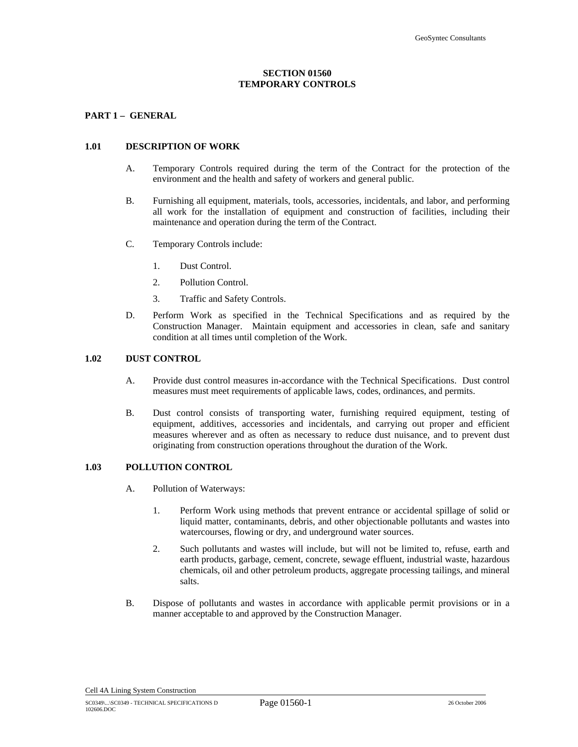# SECTION 01560
# TEMPORARY CONTROLS

## PART 1 – GENERAL

### 1.01 DESCRIPTION OF WORK

A. Temporary Controls required during the term of the Contract for the protection of the environment and the health and safety of workers and general public.

B. Furnishing all equipment, materials, tools, accessories, incidentals, and labor, and performing all work for the installation of equipment and construction of facilities, including their maintenance and operation during the term of the Contract.

C. Temporary Controls include:

1. Dust Control.
2. Pollution Control.
3. Traffic and Safety Controls.

D. Perform Work as specified in the Technical Specifications and as required by the Construction Manager. Maintain equipment and accessories in clean, safe and sanitary condition at all times until completion of the Work.

### 1.02 DUST CONTROL

A. Provide dust control measures in-accordance with the Technical Specifications. Dust control measures must meet requirements of applicable laws, codes, ordinances, and permits.

B. Dust control consists of transporting water, furnishing required equipment, testing of equipment, additives, accessories and incidentals, and carrying out proper and efficient measures wherever and as often as necessary to reduce dust nuisance, and to prevent dust originating from construction operations throughout the duration of the Work.

### 1.03 POLLUTION CONTROL

A. Pollution of Waterways:

1. Perform Work using methods that prevent entrance or accidental spillage of solid or liquid matter, contaminants, debris, and other objectionable pollutants and wastes into watercourses, flowing or dry, and underground water sources.
2. Such pollutants and wastes will include, but will not be limited to, refuse, earth and earth products, garbage, cement, concrete, sewage effluent, industrial waste, hazardous chemicals, oil and other petroleum products, aggregate processing tailings, and mineral salts.

B. Dispose of pollutants and wastes in accordance with applicable permit provisions or in a manner acceptable to and approved by the Construction Manager.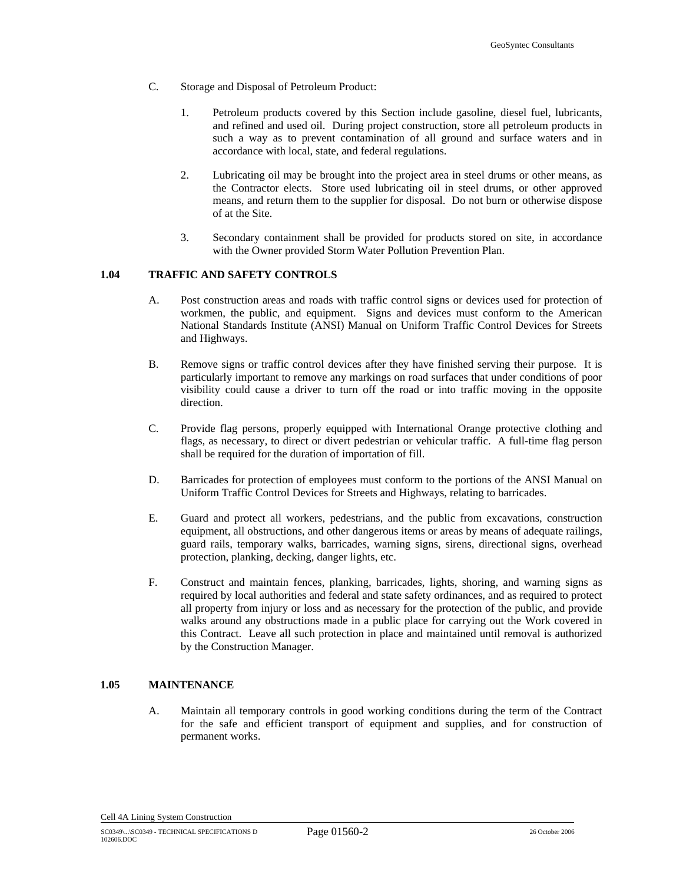C. Storage and Disposal of Petroleum Product:

1. Petroleum products covered by this Section include gasoline, diesel fuel, lubricants, and refined and used oil. During project construction, store all petroleum products in such a way as to prevent contamination of all ground and surface waters and in accordance with local, state, and federal regulations.

2. Lubricating oil may be brought into the project area in steel drums or other means, as the Contractor elects. Store used lubricating oil in steel drums, or other approved means, and return them to the supplier for disposal. Do not burn or otherwise dispose of at the Site.

3. Secondary containment shall be provided for products stored on site, in accordance with the Owner provided Storm Water Pollution Prevention Plan.

## 1.04 TRAFFIC AND SAFETY CONTROLS

A. Post construction areas and roads with traffic control signs or devices used for protection of workmen, the public, and equipment. Signs and devices must conform to the American National Standards Institute (ANSI) Manual on Uniform Traffic Control Devices for Streets and Highways.

B. Remove signs or traffic control devices after they have finished serving their purpose. It is particularly important to remove any markings on road surfaces that under conditions of poor visibility could cause a driver to turn off the road or into traffic moving in the opposite direction.

C. Provide flag persons, properly equipped with International Orange protective clothing and flags, as necessary, to direct or divert pedestrian or vehicular traffic. A full-time flag person shall be required for the duration of importation of fill.

D. Barricades for protection of employees must conform to the portions of the ANSI Manual on Uniform Traffic Control Devices for Streets and Highways, relating to barricades.

E. Guard and protect all workers, pedestrians, and the public from excavations, construction equipment, all obstructions, and other dangerous items or areas by means of adequate railings, guard rails, temporary walks, barricades, warning signs, sirens, directional signs, overhead protection, planking, decking, danger lights, etc.

F. Construct and maintain fences, planking, barricades, lights, shoring, and warning signs as required by local authorities and federal and state safety ordinances, and as required to protect all property from injury or loss and as necessary for the protection of the public, and provide walks around any obstructions made in a public place for carrying out the Work covered in this Contract. Leave all such protection in place and maintained until removal is authorized by the Construction Manager.

## 1.05 MAINTENANCE

A. Maintain all temporary controls in good working conditions during the term of the Contract for the safe and efficient transport of equipment and supplies, and for construction of permanent works.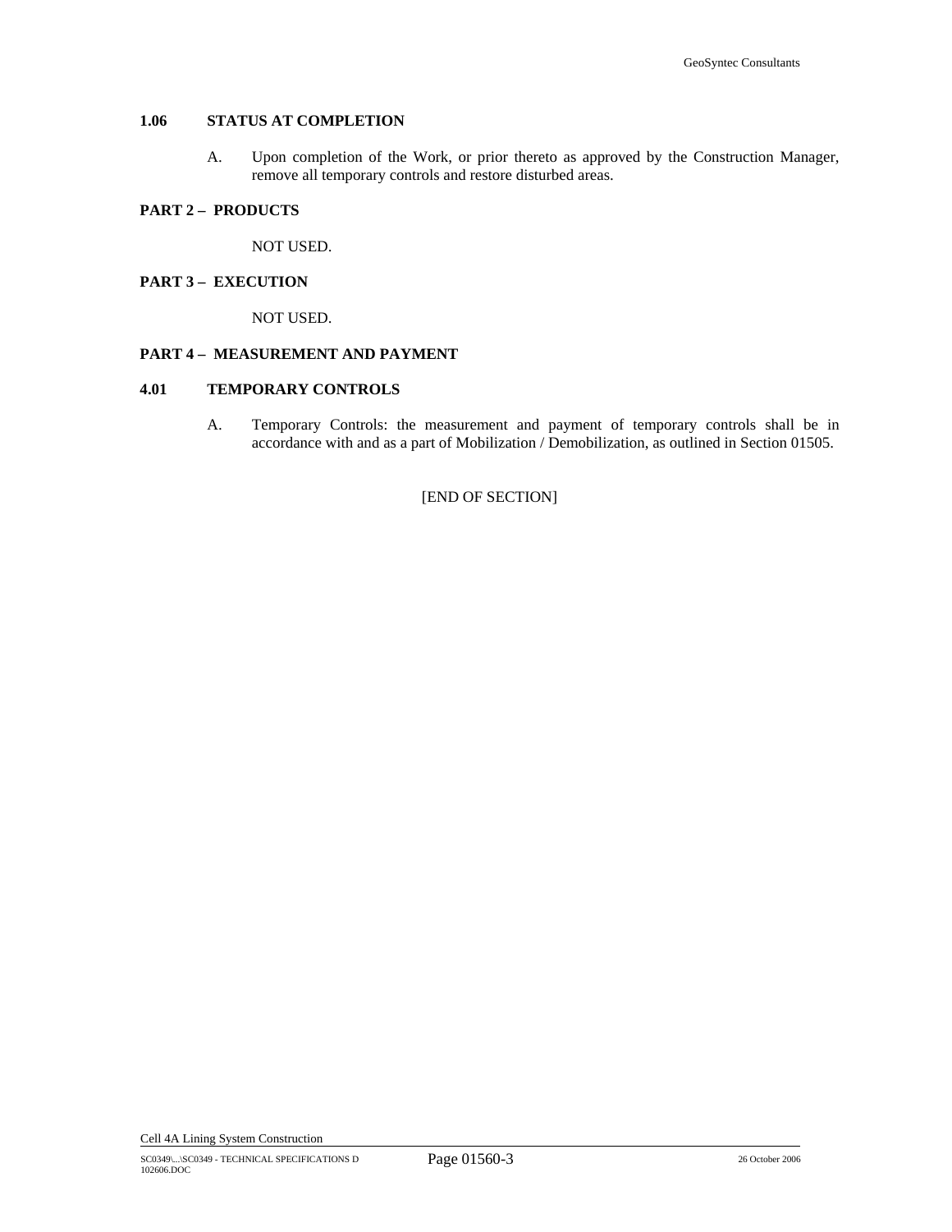### 1.06 STATUS AT COMPLETION

A. Upon completion of the Work, or prior thereto as approved by the Construction Manager, remove all temporary controls and restore disturbed areas.

## PART 2 – PRODUCTS

NOT USED.

## PART 3 – EXECUTION

NOT USED.

## PART 4 – MEASUREMENT AND PAYMENT

### 4.01 TEMPORARY CONTROLS

A. Temporary Controls: the measurement and payment of temporary controls shall be in accordance with and as a part of Mobilization / Demobilization, as outlined in Section 01505.

[END OF SECTION]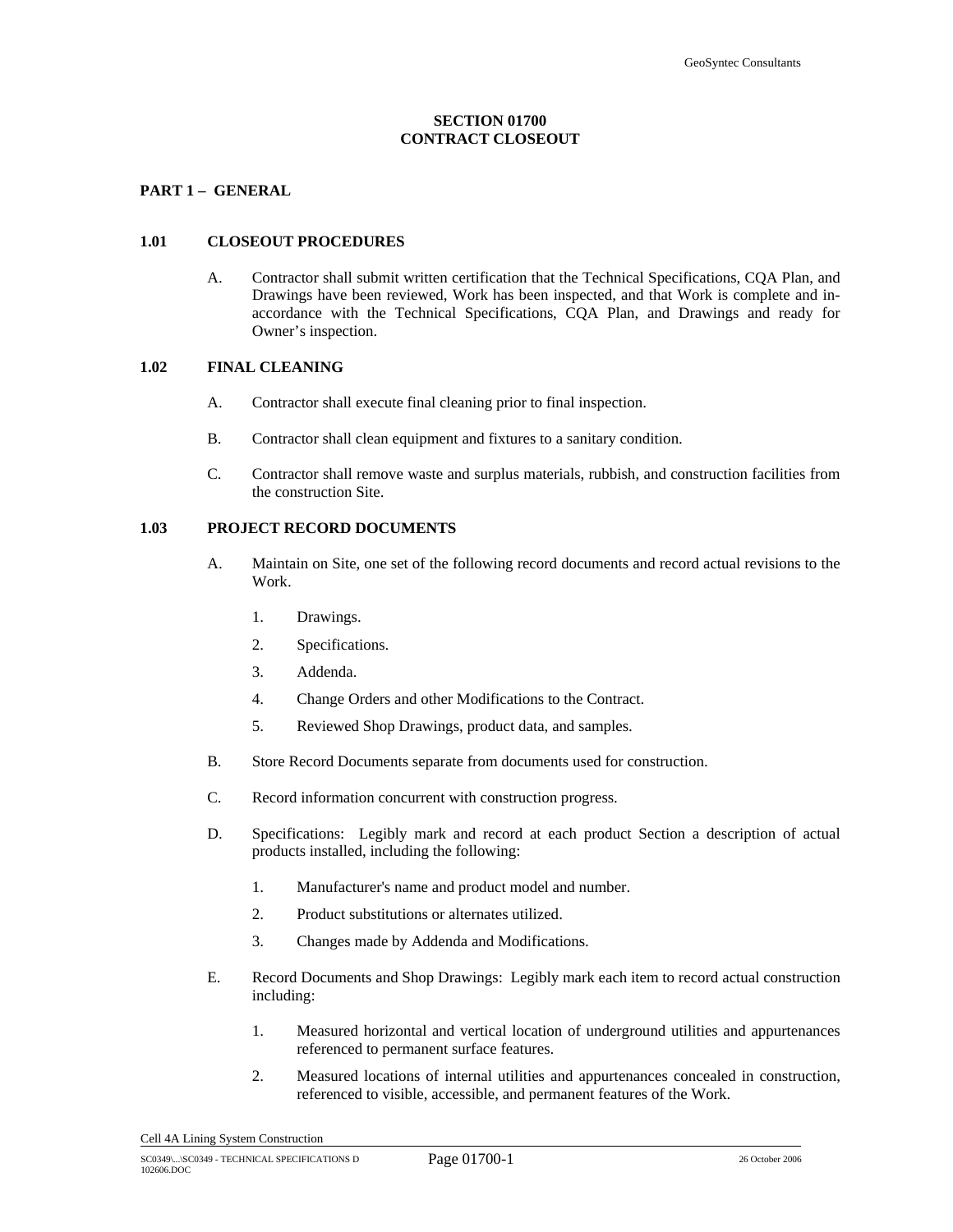# SECTION 01700
# CONTRACT CLOSEOUT

## PART 1 – GENERAL

### 1.01 CLOSEOUT PROCEDURES

A. Contractor shall submit written certification that the Technical Specifications, CQA Plan, and Drawings have been reviewed, Work has been inspected, and that Work is complete and in-accordance with the Technical Specifications, CQA Plan, and Drawings and ready for Owner's inspection.

### 1.02 FINAL CLEANING

A. Contractor shall execute final cleaning prior to final inspection.

B. Contractor shall clean equipment and fixtures to a sanitary condition.

C. Contractor shall remove waste and surplus materials, rubbish, and construction facilities from the construction Site.

### 1.03 PROJECT RECORD DOCUMENTS

A. Maintain on Site, one set of the following record documents and record actual revisions to the Work.

1. Drawings.
2. Specifications.
3. Addenda.
4. Change Orders and other Modifications to the Contract.
5. Reviewed Shop Drawings, product data, and samples.

B. Store Record Documents separate from documents used for construction.

C. Record information concurrent with construction progress.

D. Specifications: Legibly mark and record at each product Section a description of actual products installed, including the following:

1. Manufacturer's name and product model and number.
2. Product substitutions or alternates utilized.
3. Changes made by Addenda and Modifications.

E. Record Documents and Shop Drawings: Legibly mark each item to record actual construction including:

1. Measured horizontal and vertical location of underground utilities and appurtenances referenced to permanent surface features.
2. Measured locations of internal utilities and appurtenances concealed in construction, referenced to visible, accessible, and permanent features of the Work.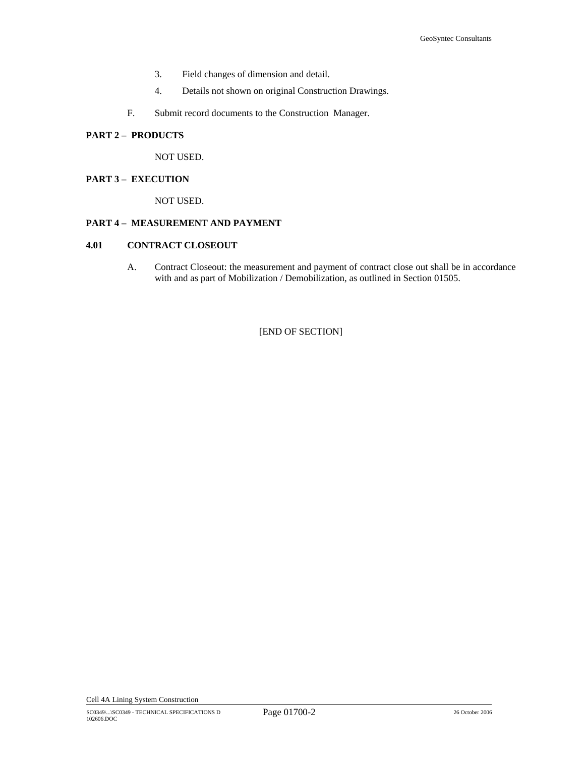3. Field changes of dimension and detail.

4. Details not shown on original Construction Drawings.

F. Submit record documents to the Construction Manager.

**PART 2 – PRODUCTS**

NOT USED.

**PART 3 – EXECUTION**

NOT USED.

**PART 4 – MEASUREMENT AND PAYMENT**

**4.01 CONTRACT CLOSEOUT**

A. Contract Closeout: the measurement and payment of contract close out shall be in accordance with and as part of Mobilization / Demobilization, as outlined in Section 01505.

[END OF SECTION]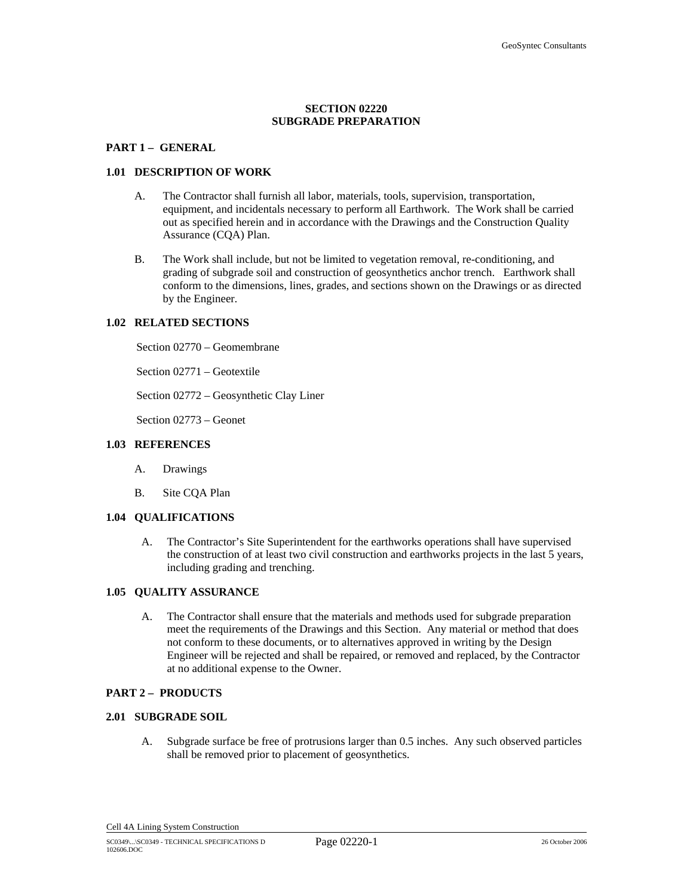# SECTION 02220
# SUBGRADE PREPARATION

## PART 1 – GENERAL

### 1.01 DESCRIPTION OF WORK

A. The Contractor shall furnish all labor, materials, tools, supervision, transportation, equipment, and incidentals necessary to perform all Earthwork. The Work shall be carried out as specified herein and in accordance with the Drawings and the Construction Quality Assurance (CQA) Plan.

B. The Work shall include, but not be limited to vegetation removal, re-conditioning, and grading of subgrade soil and construction of geosynthetics anchor trench. Earthwork shall conform to the dimensions, lines, grades, and sections shown on the Drawings or as directed by the Engineer.

### 1.02 RELATED SECTIONS

Section 02770 – Geomembrane

Section 02771 – Geotextile

Section 02772 – Geosynthetic Clay Liner

Section 02773 – Geonet

### 1.03 REFERENCES

A. Drawings

B. Site CQA Plan

### 1.04 QUALIFICATIONS

A. The Contractor's Site Superintendent for the earthworks operations shall have supervised the construction of at least two civil construction and earthworks projects in the last 5 years, including grading and trenching.

### 1.05 QUALITY ASSURANCE

A. The Contractor shall ensure that the materials and methods used for subgrade preparation meet the requirements of the Drawings and this Section. Any material or method that does not conform to these documents, or to alternatives approved in writing by the Design Engineer will be rejected and shall be repaired, or removed and replaced, by the Contractor at no additional expense to the Owner.

## PART 2 – PRODUCTS

### 2.01 SUBGRADE SOIL

A. Subgrade surface be free of protrusions larger than 0.5 inches. Any such observed particles shall be removed prior to placement of geosynthetics.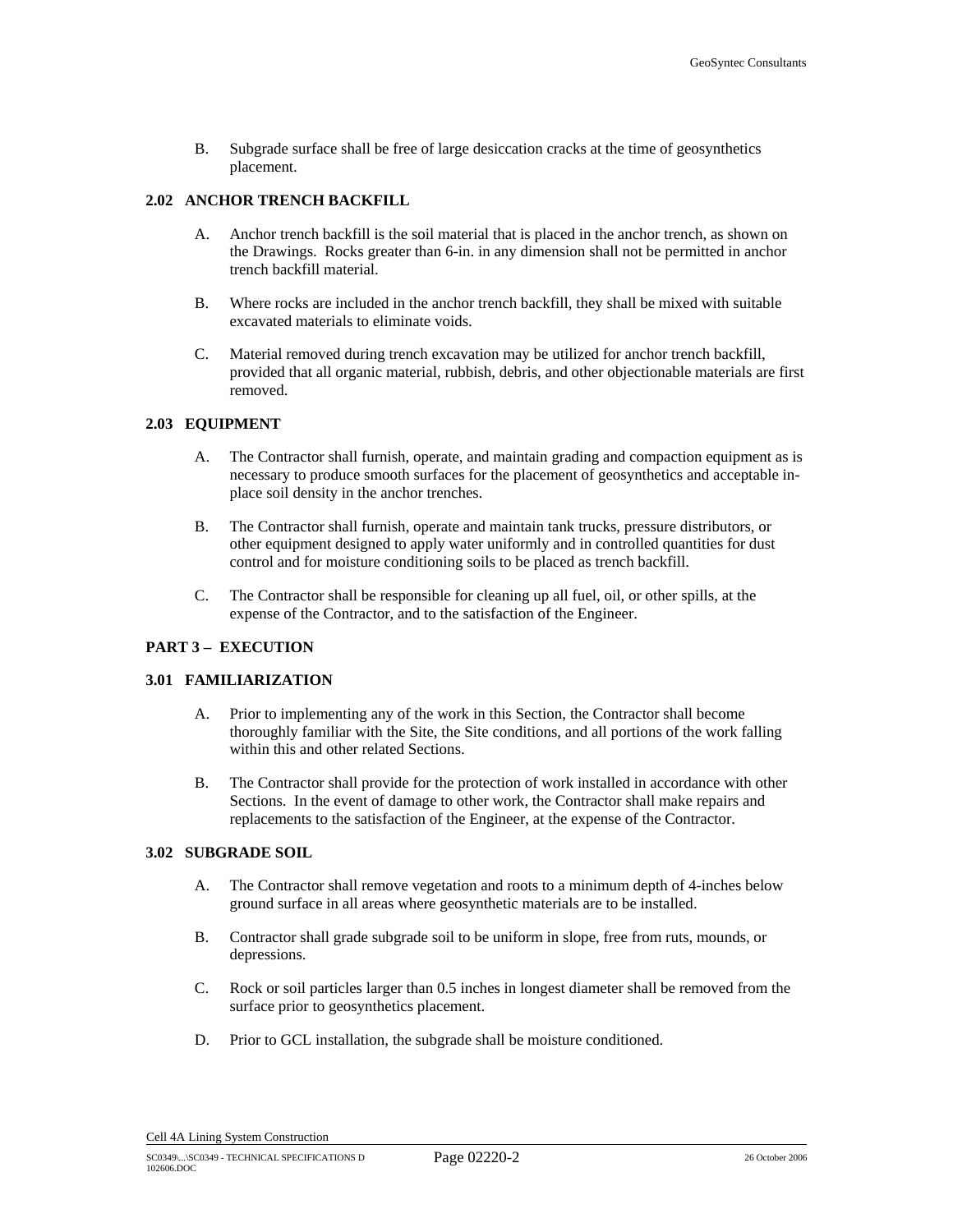B. Subgrade surface shall be free of large desiccation cracks at the time of geosynthetics placement.

### 2.02 ANCHOR TRENCH BACKFILL

A. Anchor trench backfill is the soil material that is placed in the anchor trench, as shown on the Drawings. Rocks greater than 6-in. in any dimension shall not be permitted in anchor trench backfill material.

B. Where rocks are included in the anchor trench backfill, they shall be mixed with suitable excavated materials to eliminate voids.

C. Material removed during trench excavation may be utilized for anchor trench backfill, provided that all organic material, rubbish, debris, and other objectionable materials are first removed.

### 2.03 EQUIPMENT

A. The Contractor shall furnish, operate, and maintain grading and compaction equipment as is necessary to produce smooth surfaces for the placement of geosynthetics and acceptable in-place soil density in the anchor trenches.

B. The Contractor shall furnish, operate and maintain tank trucks, pressure distributors, or other equipment designed to apply water uniformly and in controlled quantities for dust control and for moisture conditioning soils to be placed as trench backfill.

C. The Contractor shall be responsible for cleaning up all fuel, oil, or other spills, at the expense of the Contractor, and to the satisfaction of the Engineer.

## PART 3 – EXECUTION

### 3.01 FAMILIARIZATION

A. Prior to implementing any of the work in this Section, the Contractor shall become thoroughly familiar with the Site, the Site conditions, and all portions of the work falling within this and other related Sections.

B. The Contractor shall provide for the protection of work installed in accordance with other Sections. In the event of damage to other work, the Contractor shall make repairs and replacements to the satisfaction of the Engineer, at the expense of the Contractor.

### 3.02 SUBGRADE SOIL

A. The Contractor shall remove vegetation and roots to a minimum depth of 4-inches below ground surface in all areas where geosynthetic materials are to be installed.

B. Contractor shall grade subgrade soil to be uniform in slope, free from ruts, mounds, or depressions.

C. Rock or soil particles larger than 0.5 inches in longest diameter shall be removed from the surface prior to geosynthetics placement.

D. Prior to GCL installation, the subgrade shall be moisture conditioned.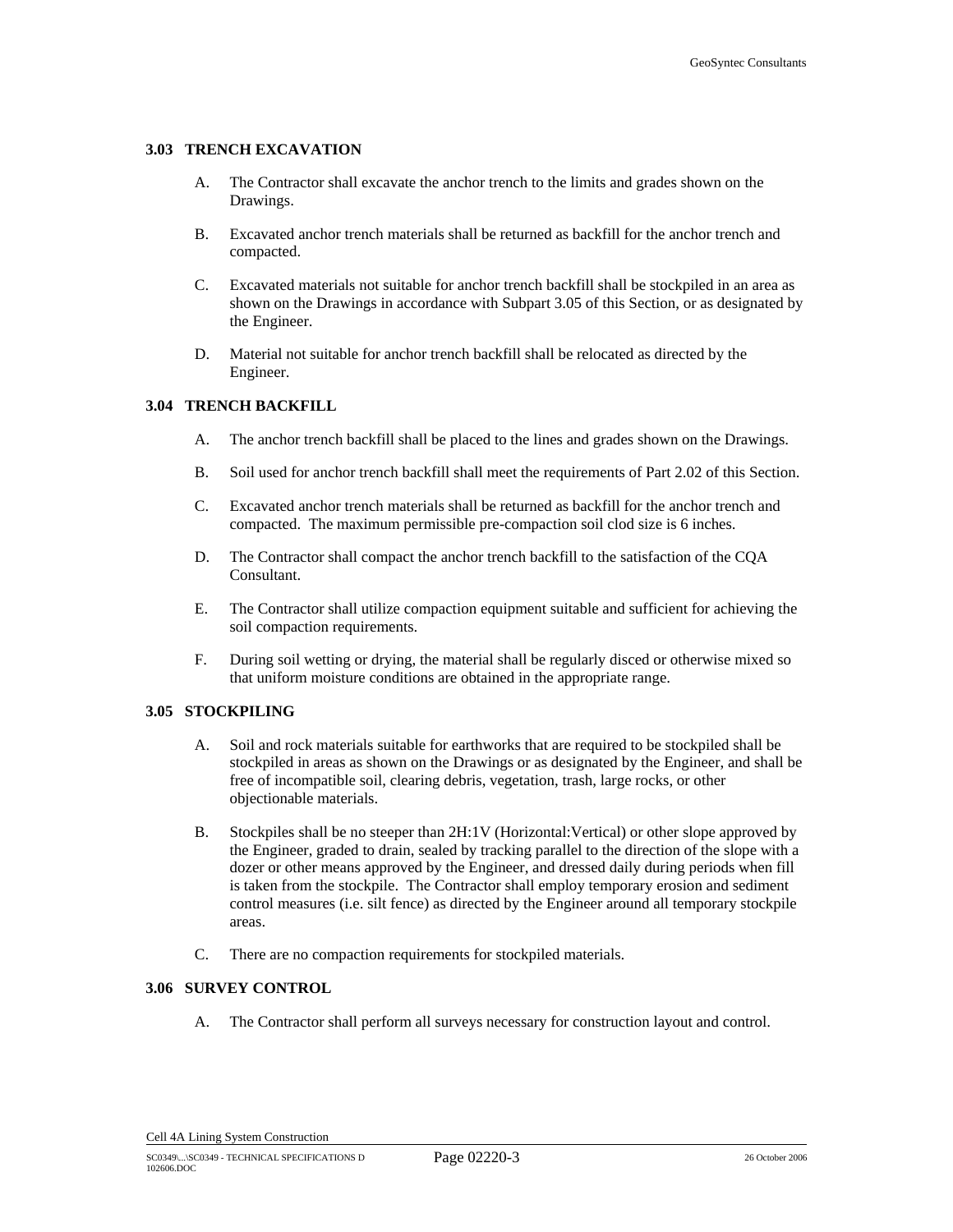### 3.03 TRENCH EXCAVATION

A. The Contractor shall excavate the anchor trench to the limits and grades shown on the Drawings.

B. Excavated anchor trench materials shall be returned as backfill for the anchor trench and compacted.

C. Excavated materials not suitable for anchor trench backfill shall be stockpiled in an area as shown on the Drawings in accordance with Subpart 3.05 of this Section, or as designated by the Engineer.

D. Material not suitable for anchor trench backfill shall be relocated as directed by the Engineer.

### 3.04 TRENCH BACKFILL

A. The anchor trench backfill shall be placed to the lines and grades shown on the Drawings.

B. Soil used for anchor trench backfill shall meet the requirements of Part 2.02 of this Section.

C. Excavated anchor trench materials shall be returned as backfill for the anchor trench and compacted. The maximum permissible pre-compaction soil clod size is 6 inches.

D. The Contractor shall compact the anchor trench backfill to the satisfaction of the CQA Consultant.

E. The Contractor shall utilize compaction equipment suitable and sufficient for achieving the soil compaction requirements.

F. During soil wetting or drying, the material shall be regularly disced or otherwise mixed so that uniform moisture conditions are obtained in the appropriate range.

### 3.05 STOCKPILING

A. Soil and rock materials suitable for earthworks that are required to be stockpiled shall be stockpiled in areas as shown on the Drawings or as designated by the Engineer, and shall be free of incompatible soil, clearing debris, vegetation, trash, large rocks, or other objectionable materials.

B. Stockpiles shall be no steeper than 2H:1V (Horizontal:Vertical) or other slope approved by the Engineer, graded to drain, sealed by tracking parallel to the direction of the slope with a dozer or other means approved by the Engineer, and dressed daily during periods when fill is taken from the stockpile. The Contractor shall employ temporary erosion and sediment control measures (i.e. silt fence) as directed by the Engineer around all temporary stockpile areas.

C. There are no compaction requirements for stockpiled materials.

### 3.06 SURVEY CONTROL

A. The Contractor shall perform all surveys necessary for construction layout and control.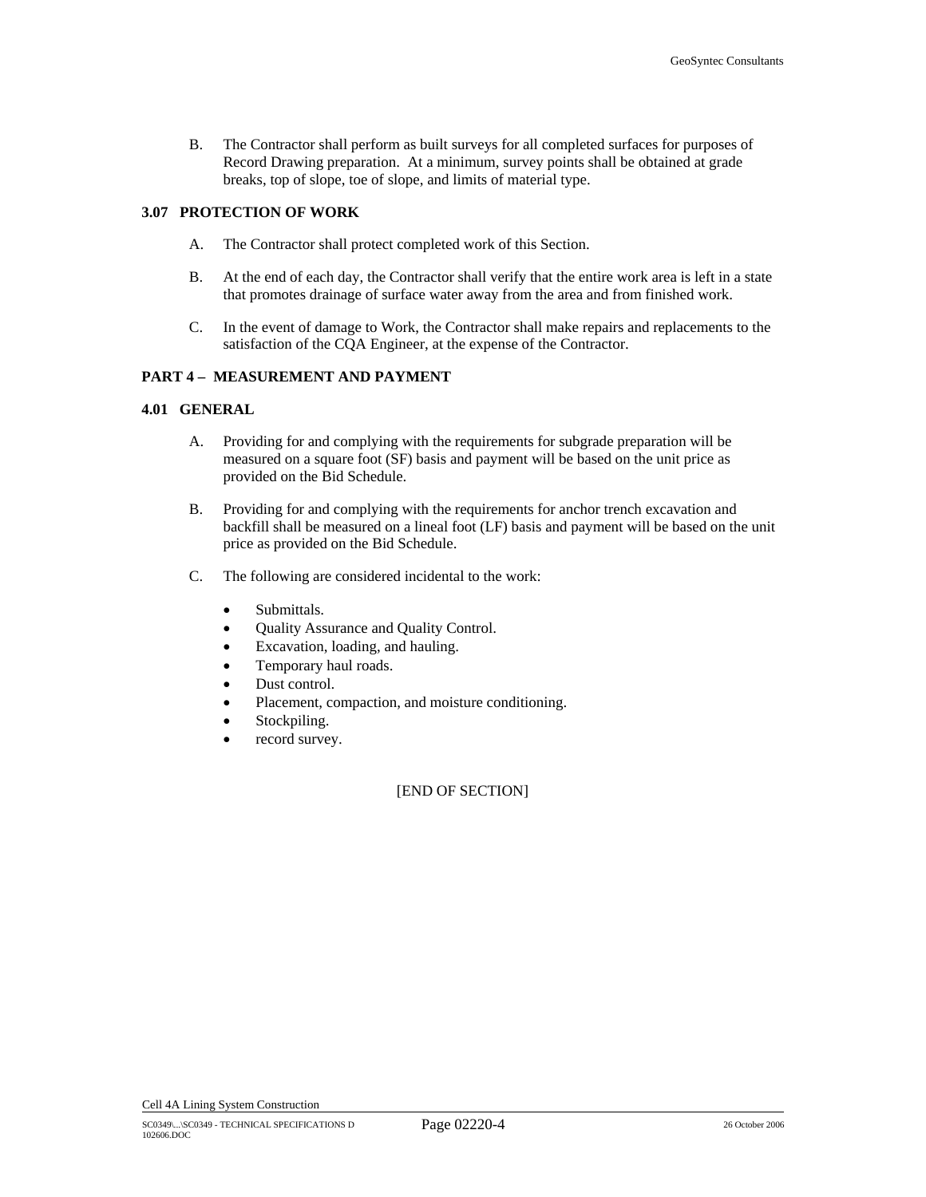B. The Contractor shall perform as built surveys for all completed surfaces for purposes of Record Drawing preparation. At a minimum, survey points shall be obtained at grade breaks, top of slope, toe of slope, and limits of material type.

### 3.07 PROTECTION OF WORK

A. The Contractor shall protect completed work of this Section.

B. At the end of each day, the Contractor shall verify that the entire work area is left in a state that promotes drainage of surface water away from the area and from finished work.

C. In the event of damage to Work, the Contractor shall make repairs and replacements to the satisfaction of the CQA Engineer, at the expense of the Contractor.

## PART 4 – MEASUREMENT AND PAYMENT

### 4.01 GENERAL

A. Providing for and complying with the requirements for subgrade preparation will be measured on a square foot (SF) basis and payment will be based on the unit price as provided on the Bid Schedule.

B. Providing for and complying with the requirements for anchor trench excavation and backfill shall be measured on a lineal foot (LF) basis and payment will be based on the unit price as provided on the Bid Schedule.

C. The following are considered incidental to the work:

- Submittals.
- Quality Assurance and Quality Control.
- Excavation, loading, and hauling.
- Temporary haul roads.
- Dust control.
- Placement, compaction, and moisture conditioning.
- Stockpiling.
- record survey.

[END OF SECTION]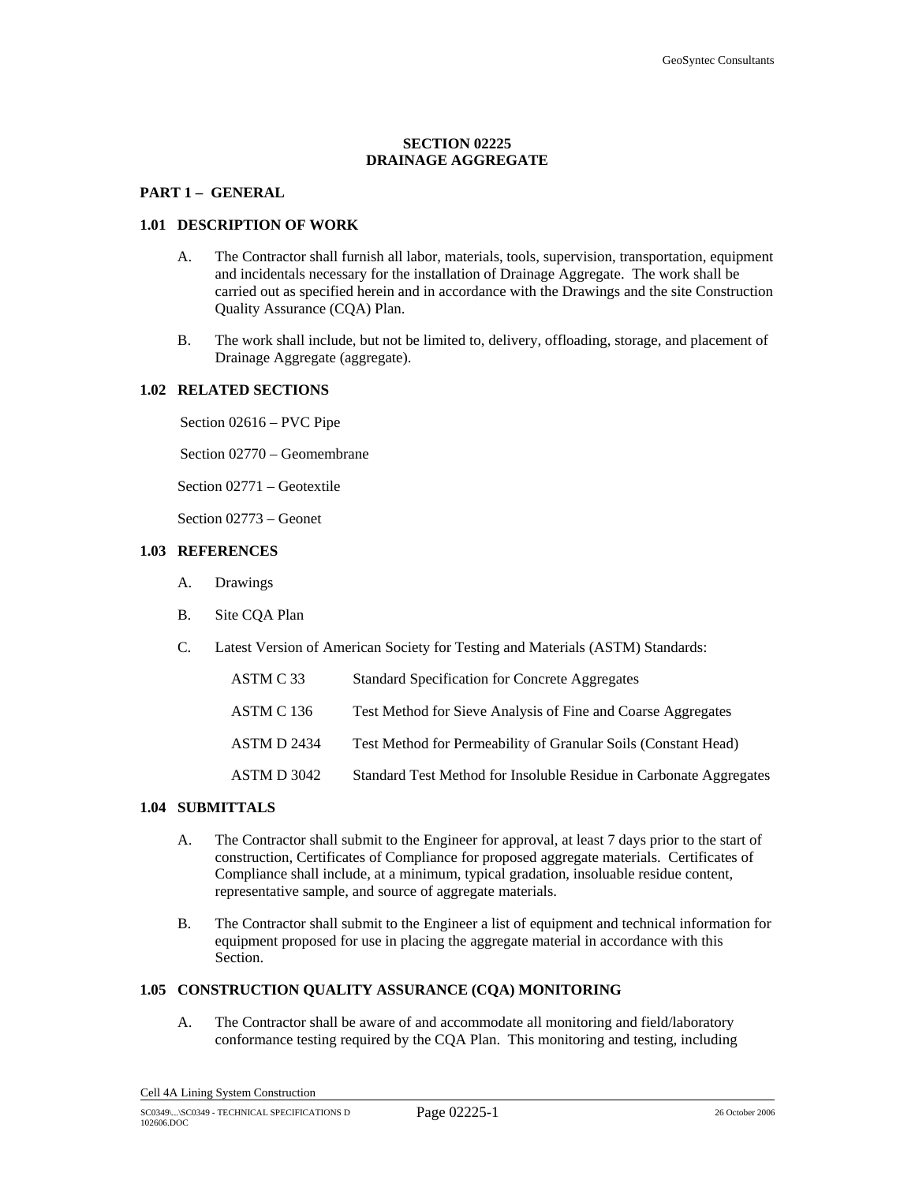# SECTION 02225
# DRAINAGE AGGREGATE

## PART 1 – GENERAL

### 1.01 DESCRIPTION OF WORK

A. The Contractor shall furnish all labor, materials, tools, supervision, transportation, equipment and incidentals necessary for the installation of Drainage Aggregate. The work shall be carried out as specified herein and in accordance with the Drawings and the site Construction Quality Assurance (CQA) Plan.

B. The work shall include, but not be limited to, delivery, offloading, storage, and placement of Drainage Aggregate (aggregate).

### 1.02 RELATED SECTIONS

Section 02616 – PVC Pipe

Section 02770 – Geomembrane

Section 02771 – Geotextile

Section 02773 – Geonet

### 1.03 REFERENCES

A. Drawings

B. Site CQA Plan

C. Latest Version of American Society for Testing and Materials (ASTM) Standards:

| | |
|---|---|
| ASTM C 33 | Standard Specification for Concrete Aggregates |
| ASTM C 136 | Test Method for Sieve Analysis of Fine and Coarse Aggregates |
| ASTM D 2434 | Test Method for Permeability of Granular Soils (Constant Head) |
| ASTM D 3042 | Standard Test Method for Insoluble Residue in Carbonate Aggregates |

### 1.04 SUBMITTALS

A. The Contractor shall submit to the Engineer for approval, at least 7 days prior to the start of construction, Certificates of Compliance for proposed aggregate materials. Certificates of Compliance shall include, at a minimum, typical gradation, insoluable residue content, representative sample, and source of aggregate materials.

B. The Contractor shall submit to the Engineer a list of equipment and technical information for equipment proposed for use in placing the aggregate material in accordance with this Section.

### 1.05 CONSTRUCTION QUALITY ASSURANCE (CQA) MONITORING

A. The Contractor shall be aware of and accommodate all monitoring and field/laboratory conformance testing required by the CQA Plan. This monitoring and testing, including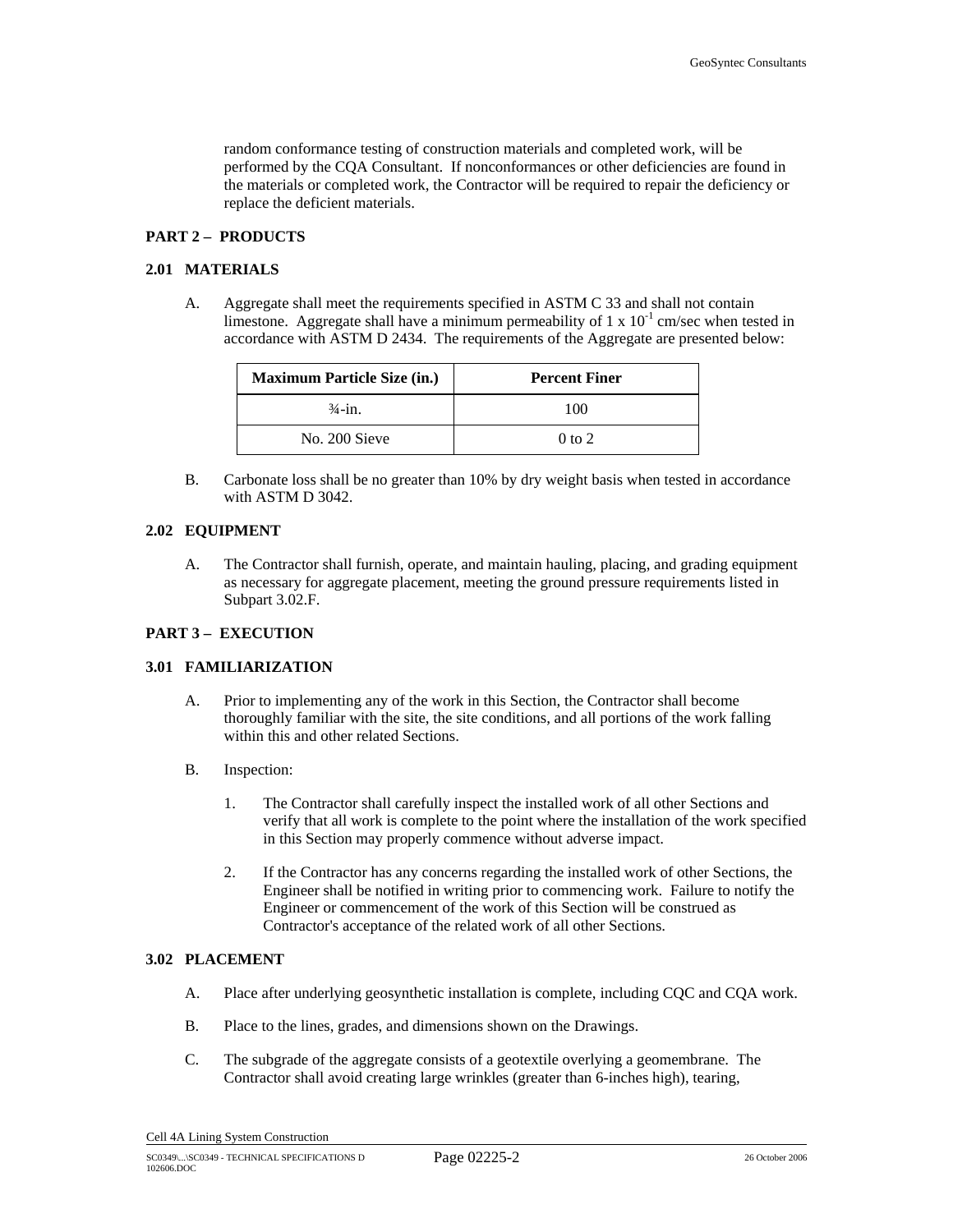random conformance testing of construction materials and completed work, will be performed by the CQA Consultant. If nonconformances or other deficiencies are found in the materials or completed work, the Contractor will be required to repair the deficiency or replace the deficient materials.

## PART 2 – PRODUCTS

### 2.01 MATERIALS

A. Aggregate shall meet the requirements specified in ASTM C 33 and shall not contain limestone. Aggregate shall have a minimum permeability of $1 \times 10^{-1}$ cm/sec when tested in accordance with ASTM D 2434. The requirements of the Aggregate are presented below:

| Maximum Particle Size (in.) | Percent Finer |
|---|---|
| ¾-in. | 100 |
| No. 200 Sieve | 0 to 2 |

B. Carbonate loss shall be no greater than 10% by dry weight basis when tested in accordance with ASTM D 3042.

### 2.02 EQUIPMENT

A. The Contractor shall furnish, operate, and maintain hauling, placing, and grading equipment as necessary for aggregate placement, meeting the ground pressure requirements listed in Subpart 3.02.F.

## PART 3 – EXECUTION

### 3.01 FAMILIARIZATION

A. Prior to implementing any of the work in this Section, the Contractor shall become thoroughly familiar with the site, the site conditions, and all portions of the work falling within this and other related Sections.

B. Inspection:

1. The Contractor shall carefully inspect the installed work of all other Sections and verify that all work is complete to the point where the installation of the work specified in this Section may properly commence without adverse impact.

2. If the Contractor has any concerns regarding the installed work of other Sections, the Engineer shall be notified in writing prior to commencing work. Failure to notify the Engineer or commencement of the work of this Section will be construed as Contractor's acceptance of the related work of all other Sections.

### 3.02 PLACEMENT

A. Place after underlying geosynthetic installation is complete, including CQC and CQA work.

B. Place to the lines, grades, and dimensions shown on the Drawings.

C. The subgrade of the aggregate consists of a geotextile overlying a geomembrane. The Contractor shall avoid creating large wrinkles (greater than 6-inches high), tearing,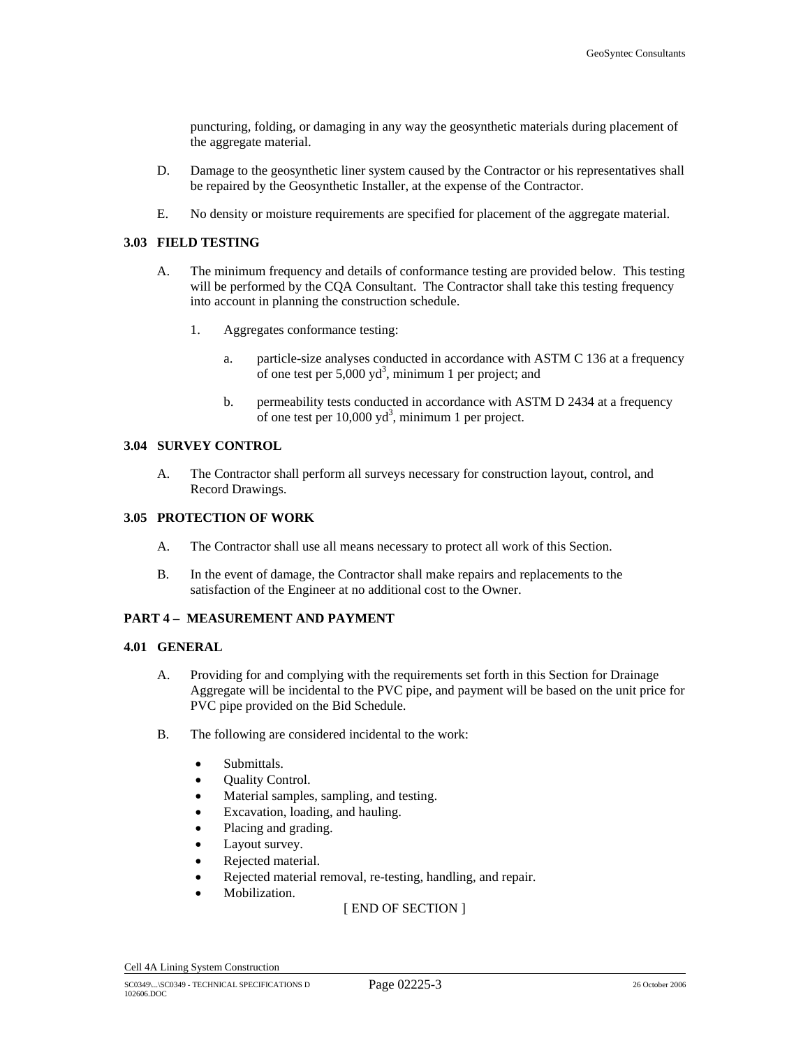puncturing, folding, or damaging in any way the geosynthetic materials during placement of the aggregate material.

D. Damage to the geosynthetic liner system caused by the Contractor or his representatives shall be repaired by the Geosynthetic Installer, at the expense of the Contractor.

E. No density or moisture requirements are specified for placement of the aggregate material.

**3.03 FIELD TESTING**

A. The minimum frequency and details of conformance testing are provided below. This testing will be performed by the CQA Consultant. The Contractor shall take this testing frequency into account in planning the construction schedule.

1. Aggregates conformance testing:

   a. particle-size analyses conducted in accordance with ASTM C 136 at a frequency of one test per 5,000 $yd^3$, minimum 1 per project; and

   b. permeability tests conducted in accordance with ASTM D 2434 at a frequency of one test per 10,000 $yd^3$, minimum 1 per project.

**3.04 SURVEY CONTROL**

A. The Contractor shall perform all surveys necessary for construction layout, control, and Record Drawings.

**3.05 PROTECTION OF WORK**

A. The Contractor shall use all means necessary to protect all work of this Section.

B. In the event of damage, the Contractor shall make repairs and replacements to the satisfaction of the Engineer at no additional cost to the Owner.

**PART 4 – MEASUREMENT AND PAYMENT**

**4.01 GENERAL**

A. Providing for and complying with the requirements set forth in this Section for Drainage Aggregate will be incidental to the PVC pipe, and payment will be based on the unit price for PVC pipe provided on the Bid Schedule.

B. The following are considered incidental to the work:

- Submittals.
- Quality Control.
- Material samples, sampling, and testing.
- Excavation, loading, and hauling.
- Placing and grading.
- Layout survey.
- Rejected material.
- Rejected material removal, re-testing, handling, and repair.
- Mobilization.

[ END OF SECTION ]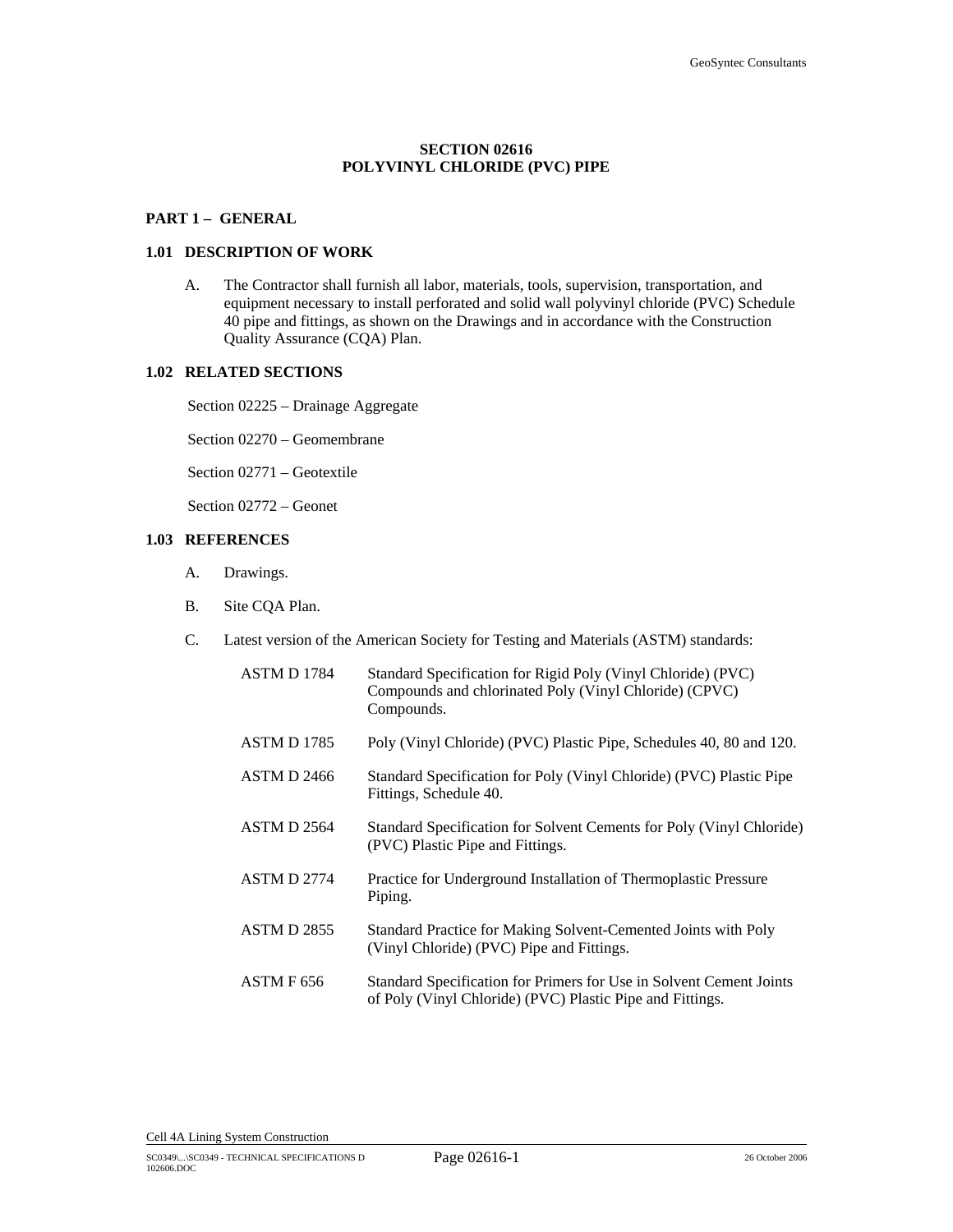# SECTION 02616
# POLYVINYL CHLORIDE (PVC) PIPE

## PART 1 – GENERAL

### 1.01 DESCRIPTION OF WORK

A. The Contractor shall furnish all labor, materials, tools, supervision, transportation, and equipment necessary to install perforated and solid wall polyvinyl chloride (PVC) Schedule 40 pipe and fittings, as shown on the Drawings and in accordance with the Construction Quality Assurance (CQA) Plan.

### 1.02 RELATED SECTIONS

Section 02225 – Drainage Aggregate

Section 02270 – Geomembrane

Section 02771 – Geotextile

Section 02772 – Geonet

### 1.03 REFERENCES

A. Drawings.

B. Site CQA Plan.

C. Latest version of the American Society for Testing and Materials (ASTM) standards:

| | |
|---|---|
| ASTM D 1784 | Standard Specification for Rigid Poly (Vinyl Chloride) (PVC) Compounds and chlorinated Poly (Vinyl Chloride) (CPVC) Compounds. |
| ASTM D 1785 | Poly (Vinyl Chloride) (PVC) Plastic Pipe, Schedules 40, 80 and 120. |
| ASTM D 2466 | Standard Specification for Poly (Vinyl Chloride) (PVC) Plastic Pipe Fittings, Schedule 40. |
| ASTM D 2564 | Standard Specification for Solvent Cements for Poly (Vinyl Chloride) (PVC) Plastic Pipe and Fittings. |
| ASTM D 2774 | Practice for Underground Installation of Thermoplastic Pressure Piping. |
| ASTM D 2855 | Standard Practice for Making Solvent-Cemented Joints with Poly (Vinyl Chloride) (PVC) Pipe and Fittings. |
| ASTM F 656 | Standard Specification for Primers for Use in Solvent Cement Joints of Poly (Vinyl Chloride) (PVC) Plastic Pipe and Fittings. |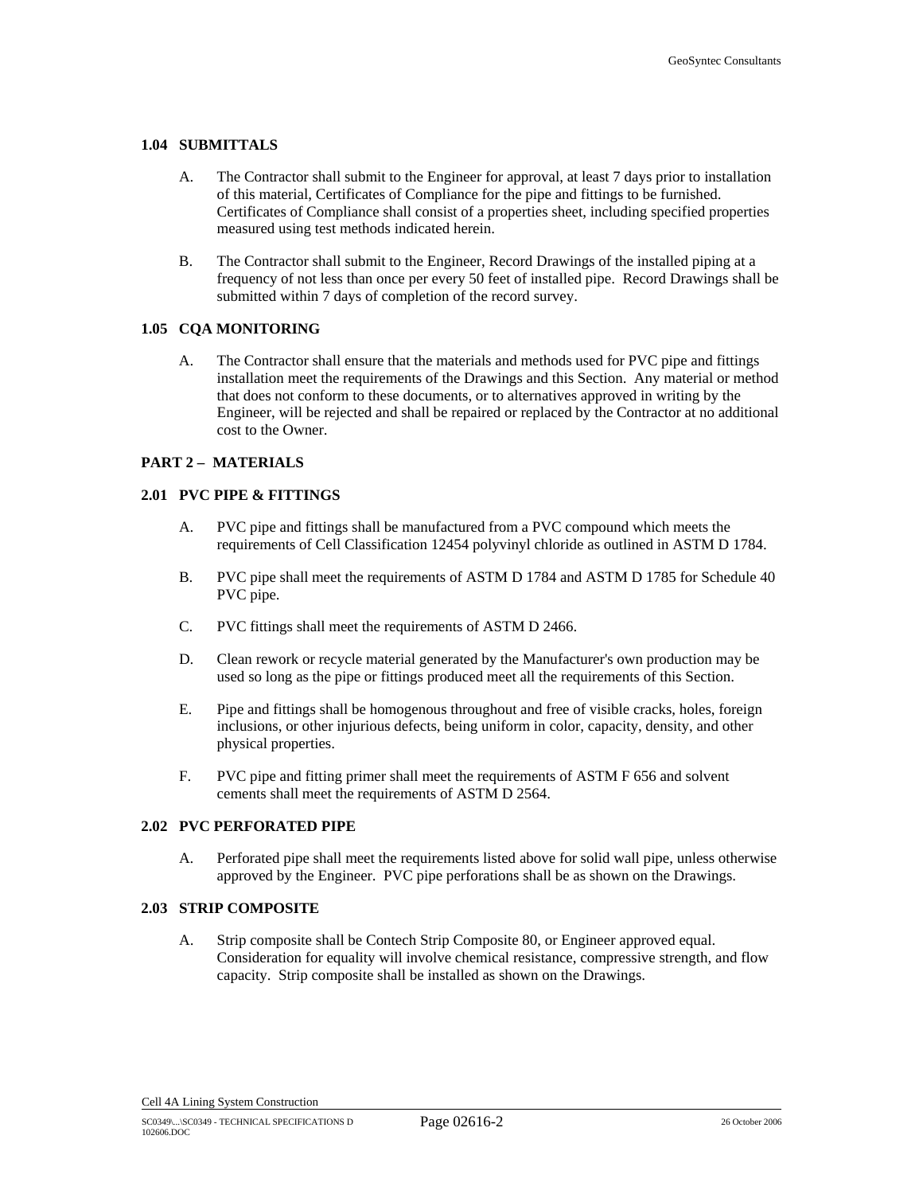### 1.04 SUBMITTALS

A. The Contractor shall submit to the Engineer for approval, at least 7 days prior to installation of this material, Certificates of Compliance for the pipe and fittings to be furnished. Certificates of Compliance shall consist of a properties sheet, including specified properties measured using test methods indicated herein.

B. The Contractor shall submit to the Engineer, Record Drawings of the installed piping at a frequency of not less than once per every 50 feet of installed pipe. Record Drawings shall be submitted within 7 days of completion of the record survey.

### 1.05 CQA MONITORING

A. The Contractor shall ensure that the materials and methods used for PVC pipe and fittings installation meet the requirements of the Drawings and this Section. Any material or method that does not conform to these documents, or to alternatives approved in writing by the Engineer, will be rejected and shall be repaired or replaced by the Contractor at no additional cost to the Owner.

## PART 2 – MATERIALS

### 2.01 PVC PIPE & FITTINGS

A. PVC pipe and fittings shall be manufactured from a PVC compound which meets the requirements of Cell Classification 12454 polyvinyl chloride as outlined in ASTM D 1784.

B. PVC pipe shall meet the requirements of ASTM D 1784 and ASTM D 1785 for Schedule 40 PVC pipe.

C. PVC fittings shall meet the requirements of ASTM D 2466.

D. Clean rework or recycle material generated by the Manufacturer's own production may be used so long as the pipe or fittings produced meet all the requirements of this Section.

E. Pipe and fittings shall be homogenous throughout and free of visible cracks, holes, foreign inclusions, or other injurious defects, being uniform in color, capacity, density, and other physical properties.

F. PVC pipe and fitting primer shall meet the requirements of ASTM F 656 and solvent cements shall meet the requirements of ASTM D 2564.

### 2.02 PVC PERFORATED PIPE

A. Perforated pipe shall meet the requirements listed above for solid wall pipe, unless otherwise approved by the Engineer. PVC pipe perforations shall be as shown on the Drawings.

### 2.03 STRIP COMPOSITE

A. Strip composite shall be Contech Strip Composite 80, or Engineer approved equal. Consideration for equality will involve chemical resistance, compressive strength, and flow capacity. Strip composite shall be installed as shown on the Drawings.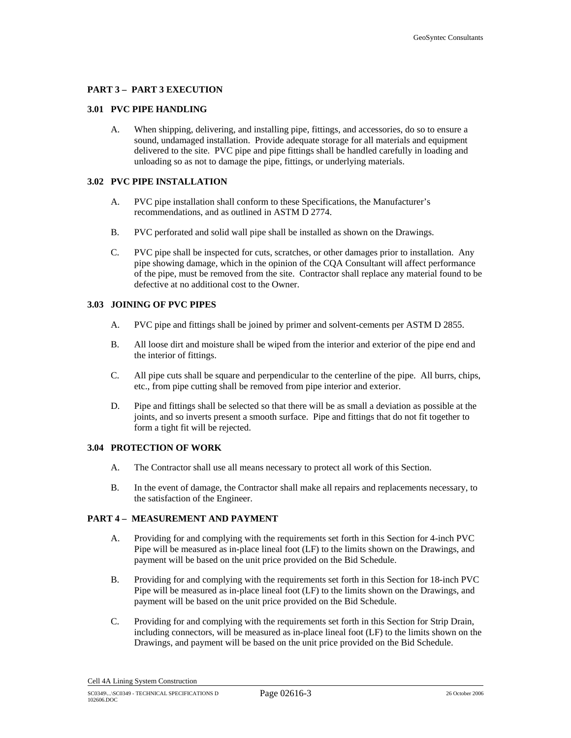**PART 3 – PART 3 EXECUTION**

**3.01 PVC PIPE HANDLING**

A. When shipping, delivering, and installing pipe, fittings, and accessories, do so to ensure a sound, undamaged installation. Provide adequate storage for all materials and equipment delivered to the site. PVC pipe and pipe fittings shall be handled carefully in loading and unloading so as not to damage the pipe, fittings, or underlying materials.

**3.02 PVC PIPE INSTALLATION**

A. PVC pipe installation shall conform to these Specifications, the Manufacturer's recommendations, and as outlined in ASTM D 2774.

B. PVC perforated and solid wall pipe shall be installed as shown on the Drawings.

C. PVC pipe shall be inspected for cuts, scratches, or other damages prior to installation. Any pipe showing damage, which in the opinion of the CQA Consultant will affect performance of the pipe, must be removed from the site. Contractor shall replace any material found to be defective at no additional cost to the Owner.

**3.03 JOINING OF PVC PIPES**

A. PVC pipe and fittings shall be joined by primer and solvent-cements per ASTM D 2855.

B. All loose dirt and moisture shall be wiped from the interior and exterior of the pipe end and the interior of fittings.

C. All pipe cuts shall be square and perpendicular to the centerline of the pipe. All burrs, chips, etc., from pipe cutting shall be removed from pipe interior and exterior.

D. Pipe and fittings shall be selected so that there will be as small a deviation as possible at the joints, and so inverts present a smooth surface. Pipe and fittings that do not fit together to form a tight fit will be rejected.

**3.04 PROTECTION OF WORK**

A. The Contractor shall use all means necessary to protect all work of this Section.

B. In the event of damage, the Contractor shall make all repairs and replacements necessary, to the satisfaction of the Engineer.

**PART 4 – MEASUREMENT AND PAYMENT**

A. Providing for and complying with the requirements set forth in this Section for 4-inch PVC Pipe will be measured as in-place lineal foot (LF) to the limits shown on the Drawings, and payment will be based on the unit price provided on the Bid Schedule.

B. Providing for and complying with the requirements set forth in this Section for 18-inch PVC Pipe will be measured as in-place lineal foot (LF) to the limits shown on the Drawings, and payment will be based on the unit price provided on the Bid Schedule.

C. Providing for and complying with the requirements set forth in this Section for Strip Drain, including connectors, will be measured as in-place lineal foot (LF) to the limits shown on the Drawings, and payment will be based on the unit price provided on the Bid Schedule.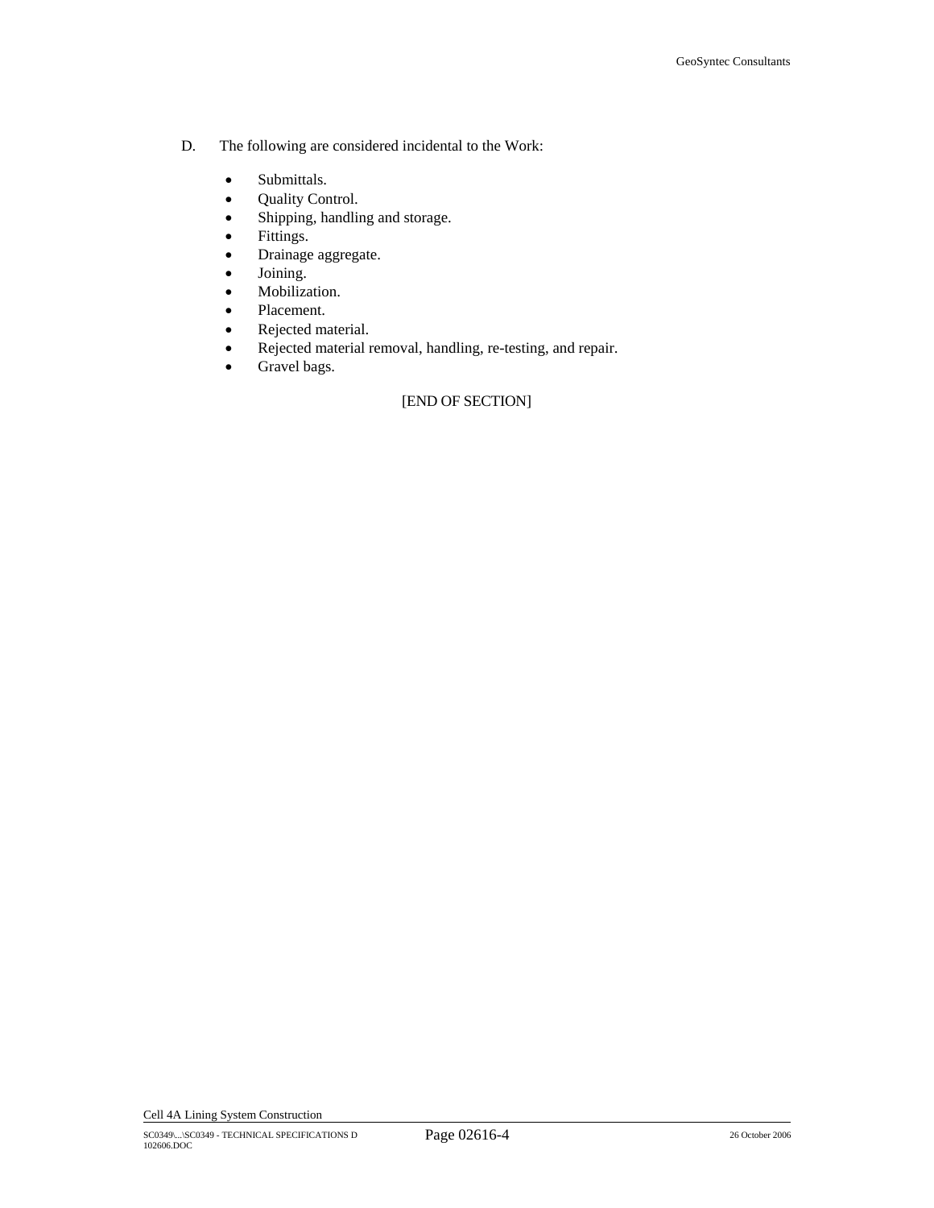D. The following are considered incidental to the Work:

- Submittals.
- Quality Control.
- Shipping, handling and storage.
- Fittings.
- Drainage aggregate.
- Joining.
- Mobilization.
- Placement.
- Rejected material.
- Rejected material removal, handling, re-testing, and repair.
- Gravel bags.

[END OF SECTION]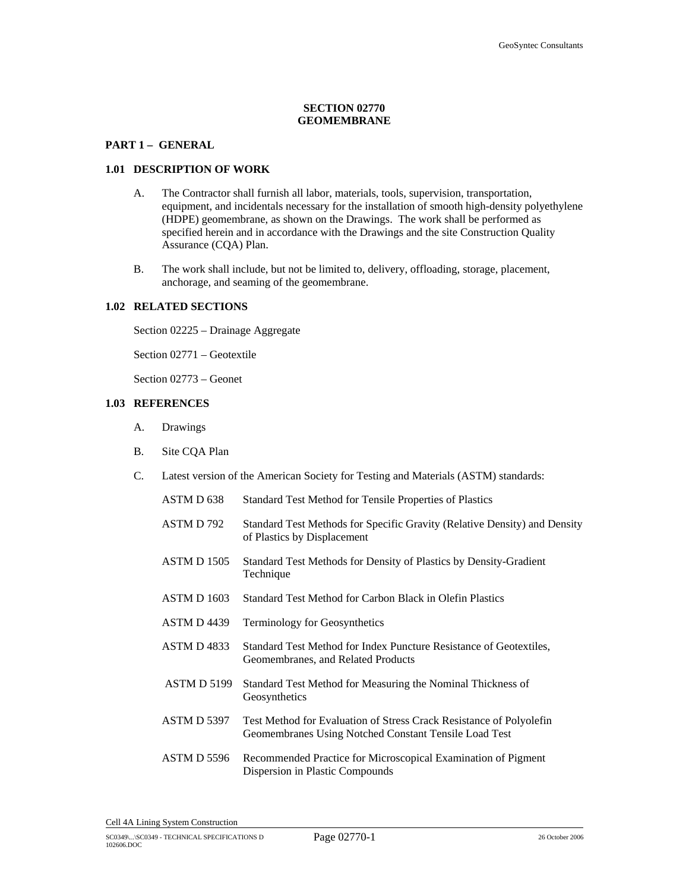# SECTION 02770
# GEOMEMBRANE

## PART 1 – GENERAL

### 1.01 DESCRIPTION OF WORK

A. The Contractor shall furnish all labor, materials, tools, supervision, transportation, equipment, and incidentals necessary for the installation of smooth high-density polyethylene (HDPE) geomembrane, as shown on the Drawings. The work shall be performed as specified herein and in accordance with the Drawings and the site Construction Quality Assurance (CQA) Plan.

B. The work shall include, but not be limited to, delivery, offloading, storage, placement, anchorage, and seaming of the geomembrane.

### 1.02 RELATED SECTIONS

Section 02225 – Drainage Aggregate

Section 02771 – Geotextile

Section 02773 – Geonet

### 1.03 REFERENCES

A. Drawings

B. Site CQA Plan

C. Latest version of the American Society for Testing and Materials (ASTM) standards:

| | |
|---|---|
| ASTM D 638 | Standard Test Method for Tensile Properties of Plastics |
| ASTM D 792 | Standard Test Methods for Specific Gravity (Relative Density) and Density of Plastics by Displacement |
| ASTM D 1505 | Standard Test Methods for Density of Plastics by Density-Gradient Technique |
| ASTM D 1603 | Standard Test Method for Carbon Black in Olefin Plastics |
| ASTM D 4439 | Terminology for Geosynthetics |
| ASTM D 4833 | Standard Test Method for Index Puncture Resistance of Geotextiles, Geomembranes, and Related Products |
| ASTM D 5199 | Standard Test Method for Measuring the Nominal Thickness of Geosynthetics |
| ASTM D 5397 | Test Method for Evaluation of Stress Crack Resistance of Polyolefin Geomembranes Using Notched Constant Tensile Load Test |
| ASTM D 5596 | Recommended Practice for Microscopical Examination of Pigment Dispersion in Plastic Compounds |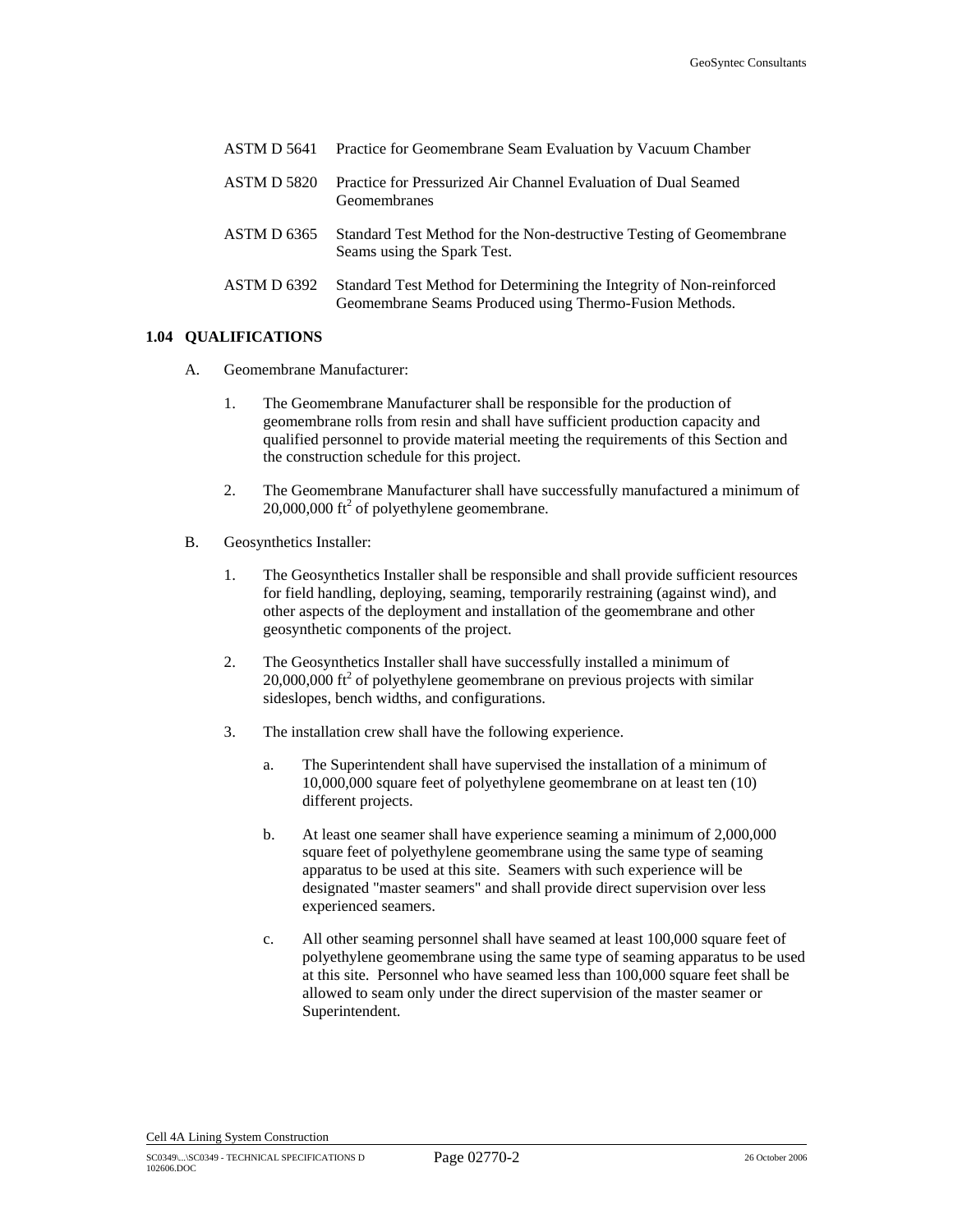| | |
|---|---|
| ASTM D 5641 | Practice for Geomembrane Seam Evaluation by Vacuum Chamber |
| ASTM D 5820 | Practice for Pressurized Air Channel Evaluation of Dual Seamed Geomembranes |
| ASTM D 6365 | Standard Test Method for the Non-destructive Testing of Geomembrane Seams using the Spark Test. |
| ASTM D 6392 | Standard Test Method for Determining the Integrity of Non-reinforced Geomembrane Seams Produced using Thermo-Fusion Methods. |

### 1.04 QUALIFICATIONS

A. Geomembrane Manufacturer:

1. The Geomembrane Manufacturer shall be responsible for the production of geomembrane rolls from resin and shall have sufficient production capacity and qualified personnel to provide material meeting the requirements of this Section and the construction schedule for this project.

2. The Geomembrane Manufacturer shall have successfully manufactured a minimum of 20,000,000 $ft^2$ of polyethylene geomembrane.

B. Geosynthetics Installer:

1. The Geosynthetics Installer shall be responsible and shall provide sufficient resources for field handling, deploying, seaming, temporarily restraining (against wind), and other aspects of the deployment and installation of the geomembrane and other geosynthetic components of the project.

2. The Geosynthetics Installer shall have successfully installed a minimum of 20,000,000 $ft^2$ of polyethylene geomembrane on previous projects with similar sideslopes, bench widths, and configurations.

3. The installation crew shall have the following experience.

   a. The Superintendent shall have supervised the installation of a minimum of 10,000,000 square feet of polyethylene geomembrane on at least ten (10) different projects.

   b. At least one seamer shall have experience seaming a minimum of 2,000,000 square feet of polyethylene geomembrane using the same type of seaming apparatus to be used at this site. Seamers with such experience will be designated "master seamers" and shall provide direct supervision over less experienced seamers.

   c. All other seaming personnel shall have seamed at least 100,000 square feet of polyethylene geomembrane using the same type of seaming apparatus to be used at this site. Personnel who have seamed less than 100,000 square feet shall be allowed to seam only under the direct supervision of the master seamer or Superintendent.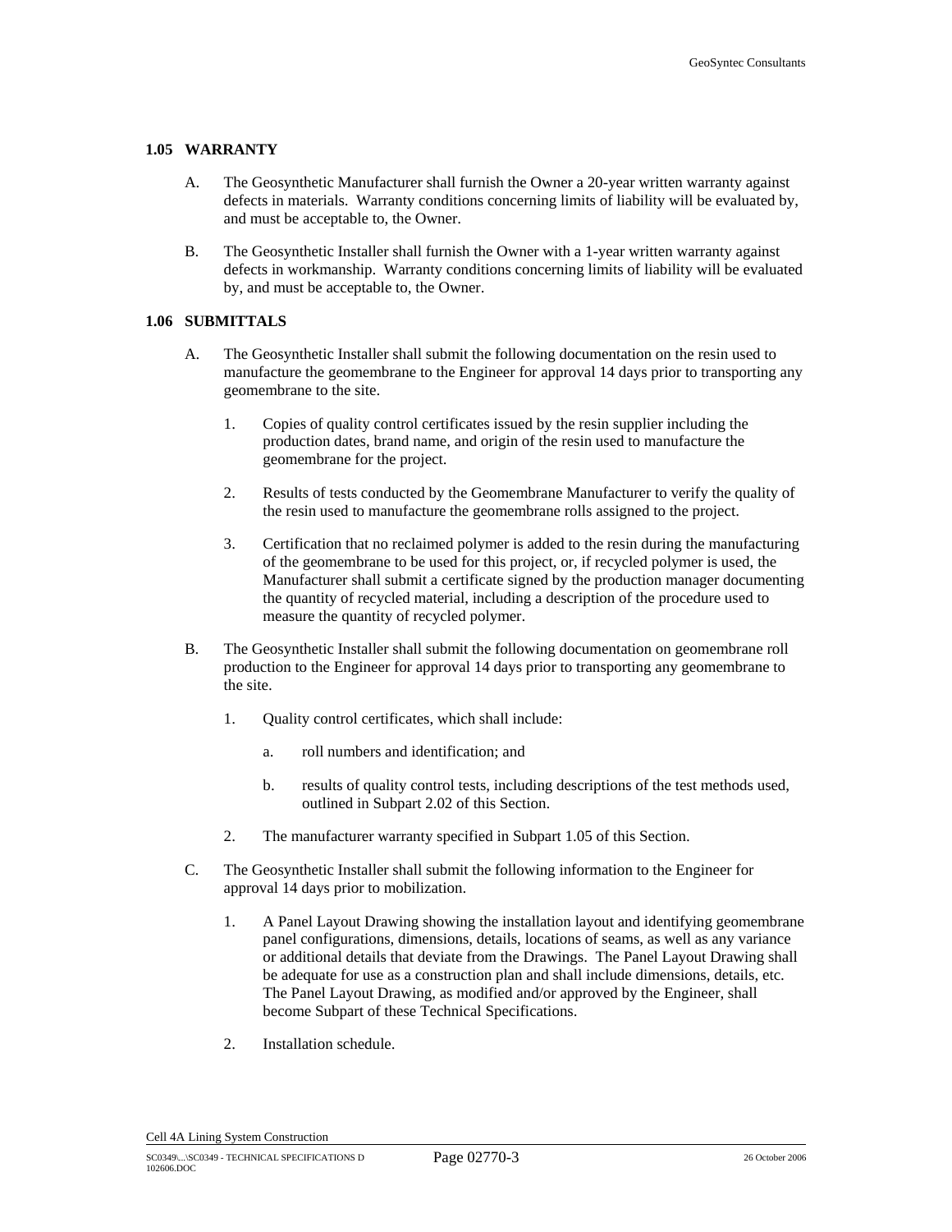### 1.05 WARRANTY

A. The Geosynthetic Manufacturer shall furnish the Owner a 20-year written warranty against defects in materials. Warranty conditions concerning limits of liability will be evaluated by, and must be acceptable to, the Owner.

B. The Geosynthetic Installer shall furnish the Owner with a 1-year written warranty against defects in workmanship. Warranty conditions concerning limits of liability will be evaluated by, and must be acceptable to, the Owner.

### 1.06 SUBMITTALS

A. The Geosynthetic Installer shall submit the following documentation on the resin used to manufacture the geomembrane to the Engineer for approval 14 days prior to transporting any geomembrane to the site.

1. Copies of quality control certificates issued by the resin supplier including the production dates, brand name, and origin of the resin used to manufacture the geomembrane for the project.

2. Results of tests conducted by the Geomembrane Manufacturer to verify the quality of the resin used to manufacture the geomembrane rolls assigned to the project.

3. Certification that no reclaimed polymer is added to the resin during the manufacturing of the geomembrane to be used for this project, or, if recycled polymer is used, the Manufacturer shall submit a certificate signed by the production manager documenting the quantity of recycled material, including a description of the procedure used to measure the quantity of recycled polymer.

B. The Geosynthetic Installer shall submit the following documentation on geomembrane roll production to the Engineer for approval 14 days prior to transporting any geomembrane to the site.

1. Quality control certificates, which shall include:

   a. roll numbers and identification; and

   b. results of quality control tests, including descriptions of the test methods used, outlined in Subpart 2.02 of this Section.

2. The manufacturer warranty specified in Subpart 1.05 of this Section.

C. The Geosynthetic Installer shall submit the following information to the Engineer for approval 14 days prior to mobilization.

1. A Panel Layout Drawing showing the installation layout and identifying geomembrane panel configurations, dimensions, details, locations of seams, as well as any variance or additional details that deviate from the Drawings. The Panel Layout Drawing shall be adequate for use as a construction plan and shall include dimensions, details, etc. The Panel Layout Drawing, as modified and/or approved by the Engineer, shall become Subpart of these Technical Specifications.

2. Installation schedule.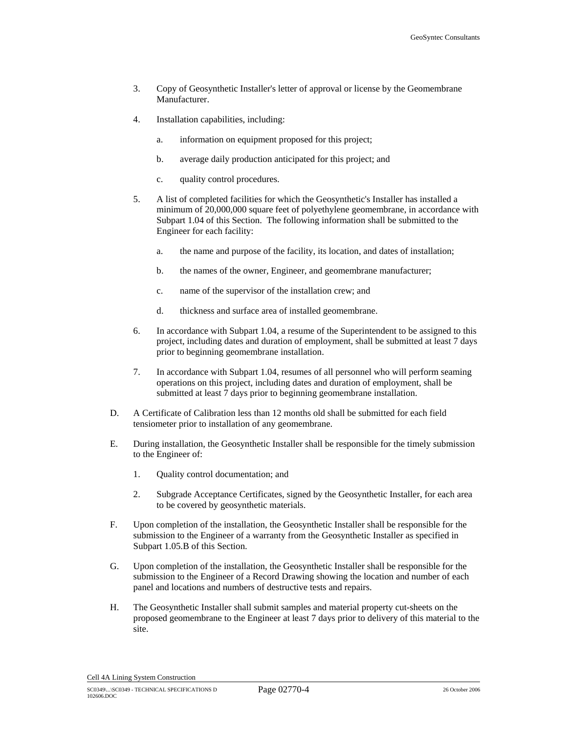3. Copy of Geosynthetic Installer's letter of approval or license by the Geomembrane Manufacturer.

4. Installation capabilities, including:

   a. information on equipment proposed for this project;

   b. average daily production anticipated for this project; and

   c. quality control procedures.

5. A list of completed facilities for which the Geosynthetic's Installer has installed a minimum of 20,000,000 square feet of polyethylene geomembrane, in accordance with Subpart 1.04 of this Section. The following information shall be submitted to the Engineer for each facility:

   a. the name and purpose of the facility, its location, and dates of installation;

   b. the names of the owner, Engineer, and geomembrane manufacturer;

   c. name of the supervisor of the installation crew; and

   d. thickness and surface area of installed geomembrane.

6. In accordance with Subpart 1.04, a resume of the Superintendent to be assigned to this project, including dates and duration of employment, shall be submitted at least 7 days prior to beginning geomembrane installation.

7. In accordance with Subpart 1.04, resumes of all personnel who will perform seaming operations on this project, including dates and duration of employment, shall be submitted at least 7 days prior to beginning geomembrane installation.

D. A Certificate of Calibration less than 12 months old shall be submitted for each field tensiometer prior to installation of any geomembrane.

E. During installation, the Geosynthetic Installer shall be responsible for the timely submission to the Engineer of:

   1. Quality control documentation; and

   2. Subgrade Acceptance Certificates, signed by the Geosynthetic Installer, for each area to be covered by geosynthetic materials.

F. Upon completion of the installation, the Geosynthetic Installer shall be responsible for the submission to the Engineer of a warranty from the Geosynthetic Installer as specified in Subpart 1.05.B of this Section.

G. Upon completion of the installation, the Geosynthetic Installer shall be responsible for the submission to the Engineer of a Record Drawing showing the location and number of each panel and locations and numbers of destructive tests and repairs.

H. The Geosynthetic Installer shall submit samples and material property cut-sheets on the proposed geomembrane to the Engineer at least 7 days prior to delivery of this material to the site.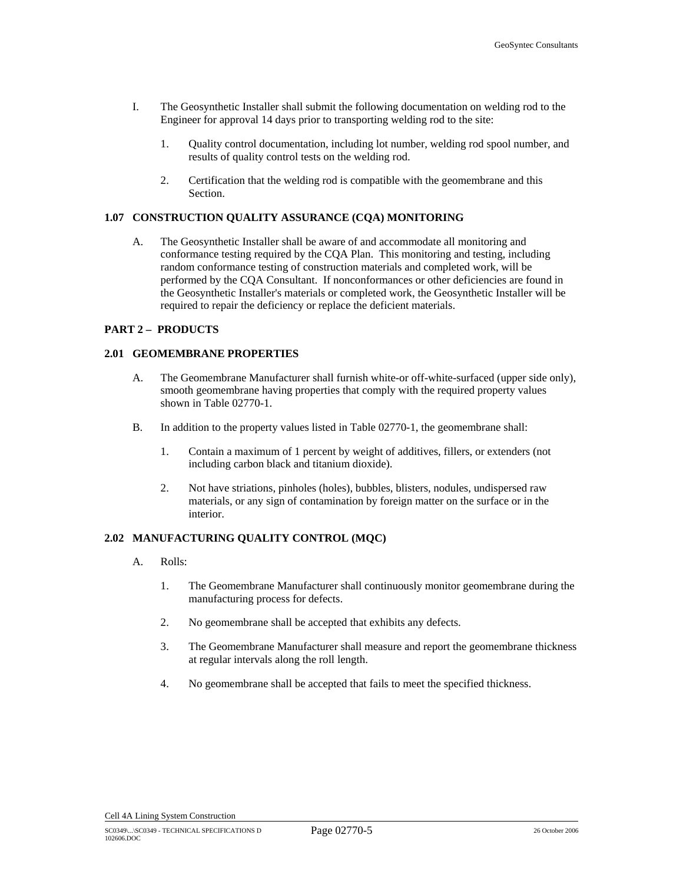I. The Geosynthetic Installer shall submit the following documentation on welding rod to the Engineer for approval 14 days prior to transporting welding rod to the site:

   1. Quality control documentation, including lot number, welding rod spool number, and results of quality control tests on the welding rod.

   2. Certification that the welding rod is compatible with the geomembrane and this Section.

### 1.07 CONSTRUCTION QUALITY ASSURANCE (CQA) MONITORING

A. The Geosynthetic Installer shall be aware of and accommodate all monitoring and conformance testing required by the CQA Plan. This monitoring and testing, including random conformance testing of construction materials and completed work, will be performed by the CQA Consultant. If nonconformances or other deficiencies are found in the Geosynthetic Installer's materials or completed work, the Geosynthetic Installer will be required to repair the deficiency or replace the deficient materials.

## PART 2 – PRODUCTS

### 2.01 GEOMEMBRANE PROPERTIES

A. The Geomembrane Manufacturer shall furnish white-or off-white-surfaced (upper side only), smooth geomembrane having properties that comply with the required property values shown in Table 02770-1.

B. In addition to the property values listed in Table 02770-1, the geomembrane shall:

   1. Contain a maximum of 1 percent by weight of additives, fillers, or extenders (not including carbon black and titanium dioxide).

   2. Not have striations, pinholes (holes), bubbles, blisters, nodules, undispersed raw materials, or any sign of contamination by foreign matter on the surface or in the interior.

### 2.02 MANUFACTURING QUALITY CONTROL (MQC)

A. Rolls:

   1. The Geomembrane Manufacturer shall continuously monitor geomembrane during the manufacturing process for defects.

   2. No geomembrane shall be accepted that exhibits any defects.

   3. The Geomembrane Manufacturer shall measure and report the geomembrane thickness at regular intervals along the roll length.

   4. No geomembrane shall be accepted that fails to meet the specified thickness.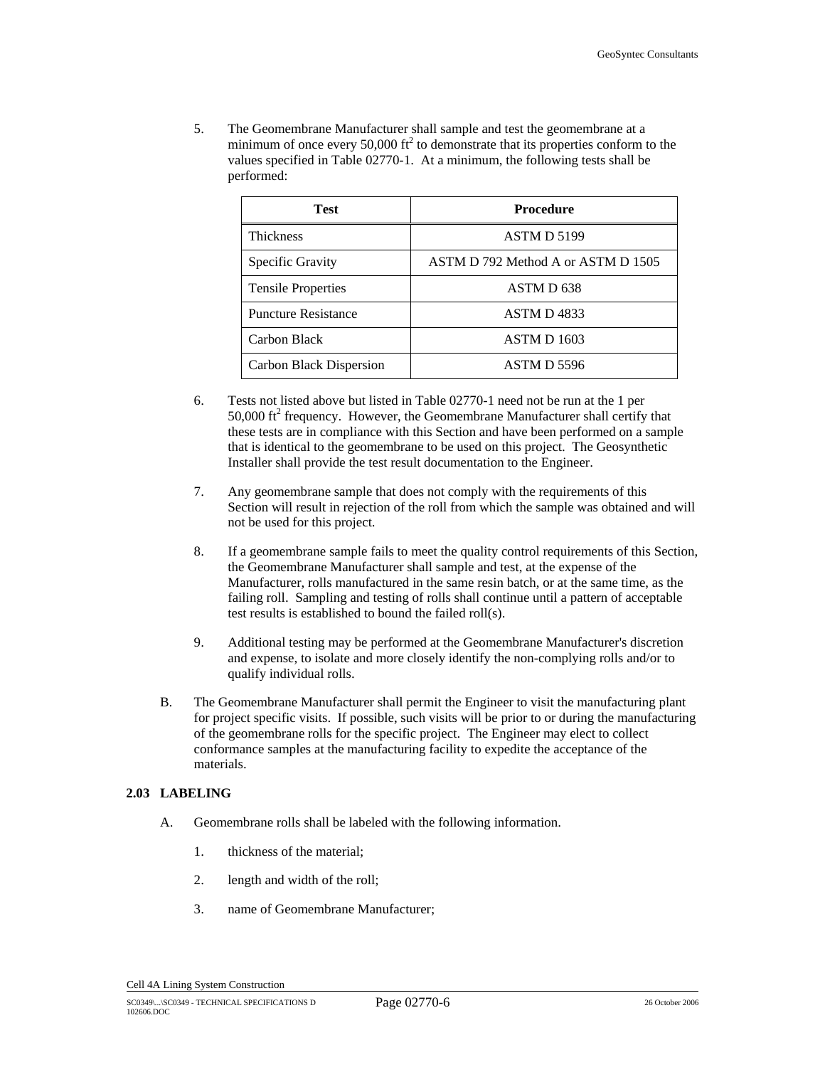5. The Geomembrane Manufacturer shall sample and test the geomembrane at a minimum of once every 50,000 $ft^2$ to demonstrate that its properties conform to the values specified in Table 02770-1. At a minimum, the following tests shall be performed:

| Test | Procedure |
|---|---|
| Thickness | ASTM D 5199 |
| Specific Gravity | ASTM D 792 Method A or ASTM D 1505 |
| Tensile Properties | ASTM D 638 |
| Puncture Resistance | ASTM D 4833 |
| Carbon Black | ASTM D 1603 |
| Carbon Black Dispersion | ASTM D 5596 |

6. Tests not listed above but listed in Table 02770-1 need not be run at the 1 per 50,000 $ft^2$ frequency. However, the Geomembrane Manufacturer shall certify that these tests are in compliance with this Section and have been performed on a sample that is identical to the geomembrane to be used on this project. The Geosynthetic Installer shall provide the test result documentation to the Engineer.

7. Any geomembrane sample that does not comply with the requirements of this Section will result in rejection of the roll from which the sample was obtained and will not be used for this project.

8. If a geomembrane sample fails to meet the quality control requirements of this Section, the Geomembrane Manufacturer shall sample and test, at the expense of the Manufacturer, rolls manufactured in the same resin batch, or at the same time, as the failing roll. Sampling and testing of rolls shall continue until a pattern of acceptable test results is established to bound the failed roll(s).

9. Additional testing may be performed at the Geomembrane Manufacturer's discretion and expense, to isolate and more closely identify the non-complying rolls and/or to qualify individual rolls.

B. The Geomembrane Manufacturer shall permit the Engineer to visit the manufacturing plant for project specific visits. If possible, such visits will be prior to or during the manufacturing of the geomembrane rolls for the specific project. The Engineer may elect to collect conformance samples at the manufacturing facility to expedite the acceptance of the materials.

### 2.03 LABELING

A. Geomembrane rolls shall be labeled with the following information.

1. thickness of the material;

2. length and width of the roll;

3. name of Geomembrane Manufacturer;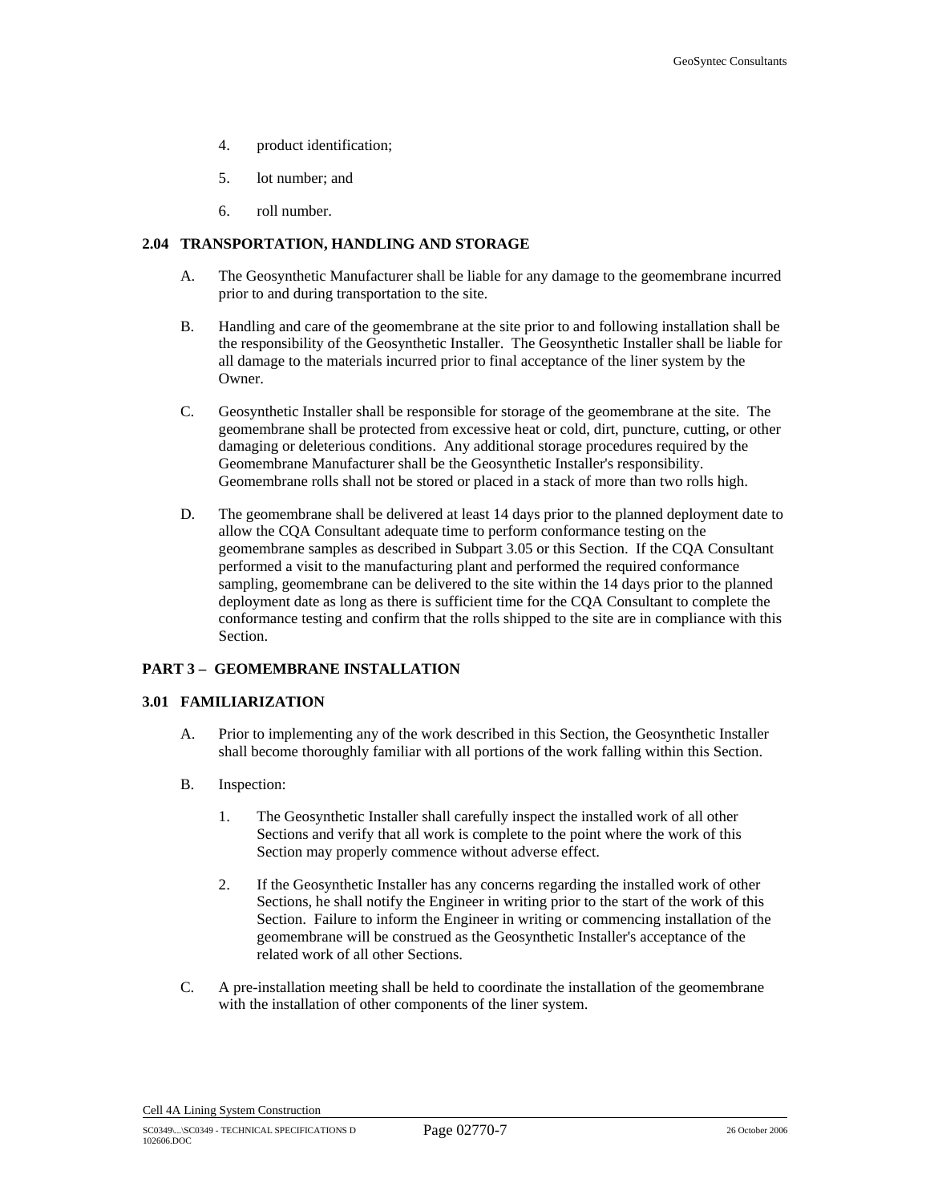4. product identification;

5. lot number; and

6. roll number.

### 2.04 TRANSPORTATION, HANDLING AND STORAGE

A. The Geosynthetic Manufacturer shall be liable for any damage to the geomembrane incurred prior to and during transportation to the site.

B. Handling and care of the geomembrane at the site prior to and following installation shall be the responsibility of the Geosynthetic Installer. The Geosynthetic Installer shall be liable for all damage to the materials incurred prior to final acceptance of the liner system by the Owner.

C. Geosynthetic Installer shall be responsible for storage of the geomembrane at the site. The geomembrane shall be protected from excessive heat or cold, dirt, puncture, cutting, or other damaging or deleterious conditions. Any additional storage procedures required by the Geomembrane Manufacturer shall be the Geosynthetic Installer's responsibility. Geomembrane rolls shall not be stored or placed in a stack of more than two rolls high.

D. The geomembrane shall be delivered at least 14 days prior to the planned deployment date to allow the CQA Consultant adequate time to perform conformance testing on the geomembrane samples as described in Subpart 3.05 or this Section. If the CQA Consultant performed a visit to the manufacturing plant and performed the required conformance sampling, geomembrane can be delivered to the site within the 14 days prior to the planned deployment date as long as there is sufficient time for the CQA Consultant to complete the conformance testing and confirm that the rolls shipped to the site are in compliance with this Section.

## PART 3 – GEOMEMBRANE INSTALLATION

### 3.01 FAMILIARIZATION

A. Prior to implementing any of the work described in this Section, the Geosynthetic Installer shall become thoroughly familiar with all portions of the work falling within this Section.

B. Inspection:

1. The Geosynthetic Installer shall carefully inspect the installed work of all other Sections and verify that all work is complete to the point where the work of this Section may properly commence without adverse effect.

2. If the Geosynthetic Installer has any concerns regarding the installed work of other Sections, he shall notify the Engineer in writing prior to the start of the work of this Section. Failure to inform the Engineer in writing or commencing installation of the geomembrane will be construed as the Geosynthetic Installer's acceptance of the related work of all other Sections.

C. A pre-installation meeting shall be held to coordinate the installation of the geomembrane with the installation of other components of the liner system.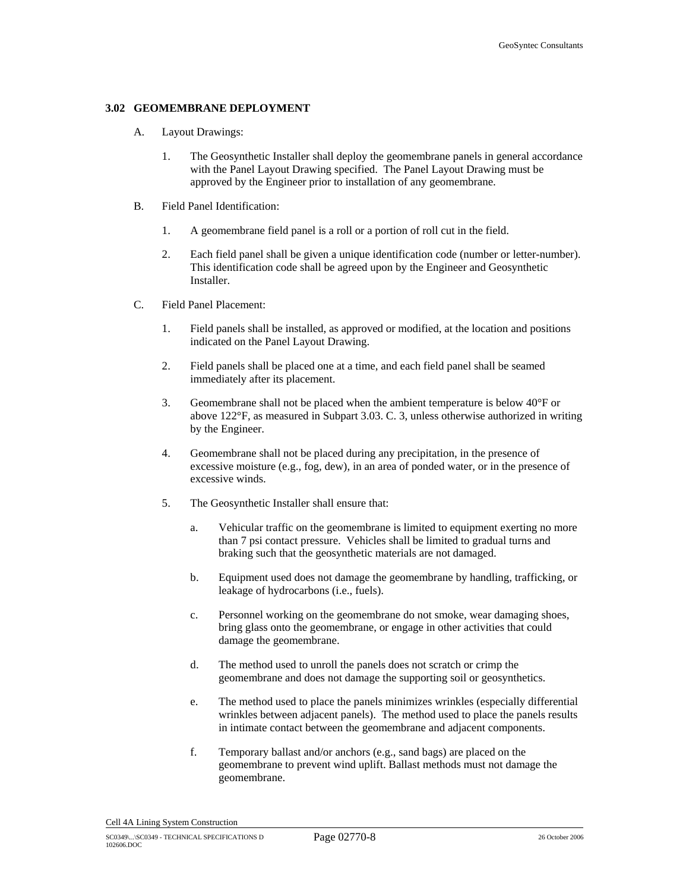### 3.02 GEOMEMBRANE DEPLOYMENT

A. Layout Drawings:

1. The Geosynthetic Installer shall deploy the geomembrane panels in general accordance with the Panel Layout Drawing specified. The Panel Layout Drawing must be approved by the Engineer prior to installation of any geomembrane.

B. Field Panel Identification:

1. A geomembrane field panel is a roll or a portion of roll cut in the field.

2. Each field panel shall be given a unique identification code (number or letter-number). This identification code shall be agreed upon by the Engineer and Geosynthetic Installer.

C. Field Panel Placement:

1. Field panels shall be installed, as approved or modified, at the location and positions indicated on the Panel Layout Drawing.

2. Field panels shall be placed one at a time, and each field panel shall be seamed immediately after its placement.

3. Geomembrane shall not be placed when the ambient temperature is below 40°F or above 122°F, as measured in Subpart 3.03. C. 3, unless otherwise authorized in writing by the Engineer.

4. Geomembrane shall not be placed during any precipitation, in the presence of excessive moisture (e.g., fog, dew), in an area of ponded water, or in the presence of excessive winds.

5. The Geosynthetic Installer shall ensure that:

   a. Vehicular traffic on the geomembrane is limited to equipment exerting no more than 7 psi contact pressure. Vehicles shall be limited to gradual turns and braking such that the geosynthetic materials are not damaged.

   b. Equipment used does not damage the geomembrane by handling, trafficking, or leakage of hydrocarbons (i.e., fuels).

   c. Personnel working on the geomembrane do not smoke, wear damaging shoes, bring glass onto the geomembrane, or engage in other activities that could damage the geomembrane.

   d. The method used to unroll the panels does not scratch or crimp the geomembrane and does not damage the supporting soil or geosynthetics.

   e. The method used to place the panels minimizes wrinkles (especially differential wrinkles between adjacent panels). The method used to place the panels results in intimate contact between the geomembrane and adjacent components.

   f. Temporary ballast and/or anchors (e.g., sand bags) are placed on the geomembrane to prevent wind uplift. Ballast methods must not damage the geomembrane.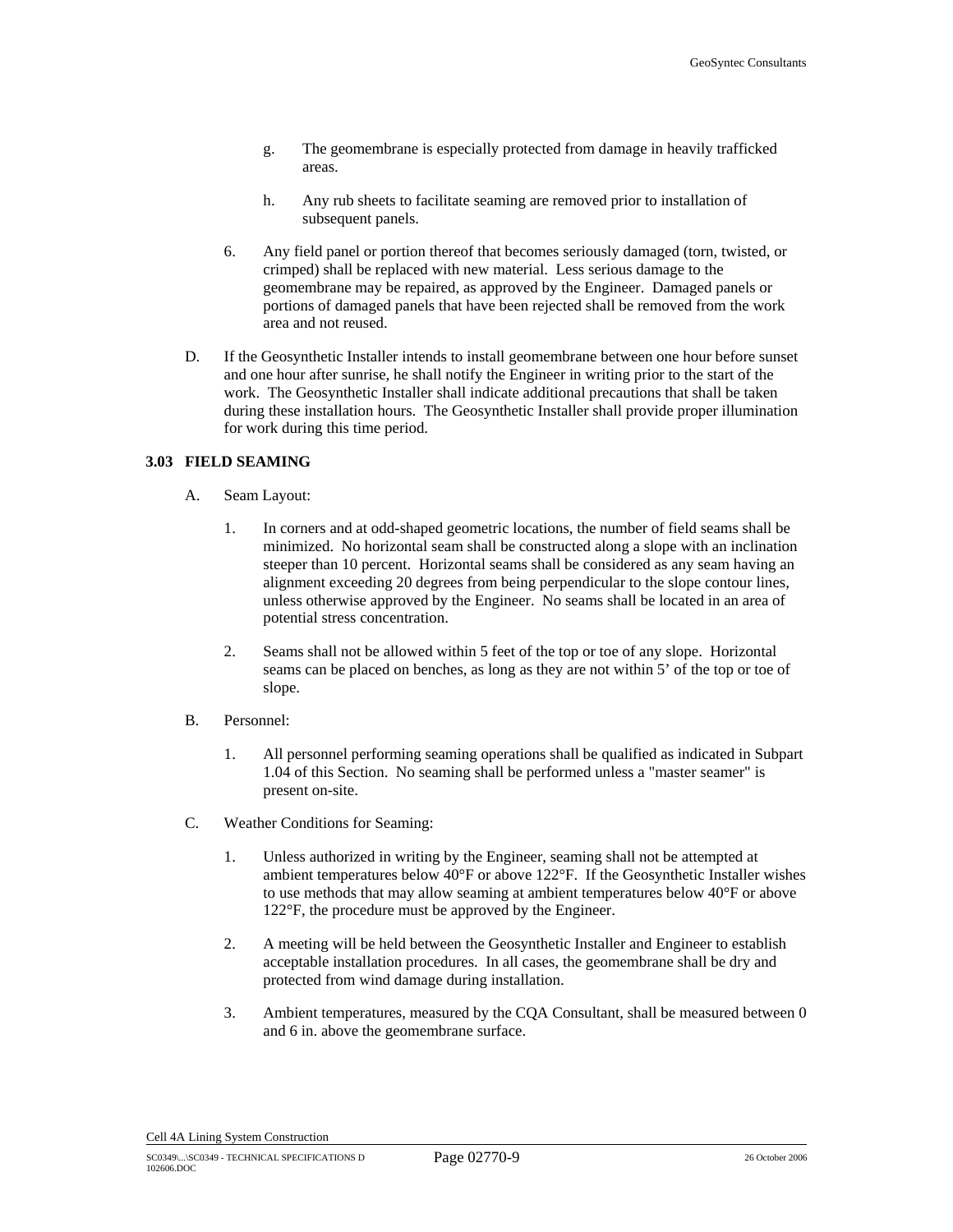g. The geomembrane is especially protected from damage in heavily trafficked areas.

h. Any rub sheets to facilitate seaming are removed prior to installation of subsequent panels.

6. Any field panel or portion thereof that becomes seriously damaged (torn, twisted, or crimped) shall be replaced with new material. Less serious damage to the geomembrane may be repaired, as approved by the Engineer. Damaged panels or portions of damaged panels that have been rejected shall be removed from the work area and not reused.

D. If the Geosynthetic Installer intends to install geomembrane between one hour before sunset and one hour after sunrise, he shall notify the Engineer in writing prior to the start of the work. The Geosynthetic Installer shall indicate additional precautions that shall be taken during these installation hours. The Geosynthetic Installer shall provide proper illumination for work during this time period.

### 3.03 FIELD SEAMING

A. Seam Layout:

1. In corners and at odd-shaped geometric locations, the number of field seams shall be minimized. No horizontal seam shall be constructed along a slope with an inclination steeper than 10 percent. Horizontal seams shall be considered as any seam having an alignment exceeding 20 degrees from being perpendicular to the slope contour lines, unless otherwise approved by the Engineer. No seams shall be located in an area of potential stress concentration.

2. Seams shall not be allowed within 5 feet of the top or toe of any slope. Horizontal seams can be placed on benches, as long as they are not within 5' of the top or toe of slope.

B. Personnel:

1. All personnel performing seaming operations shall be qualified as indicated in Subpart 1.04 of this Section. No seaming shall be performed unless a "master seamer" is present on-site.

C. Weather Conditions for Seaming:

1. Unless authorized in writing by the Engineer, seaming shall not be attempted at ambient temperatures below 40°F or above 122°F. If the Geosynthetic Installer wishes to use methods that may allow seaming at ambient temperatures below 40°F or above 122°F, the procedure must be approved by the Engineer.

2. A meeting will be held between the Geosynthetic Installer and Engineer to establish acceptable installation procedures. In all cases, the geomembrane shall be dry and protected from wind damage during installation.

3. Ambient temperatures, measured by the CQA Consultant, shall be measured between 0 and 6 in. above the geomembrane surface.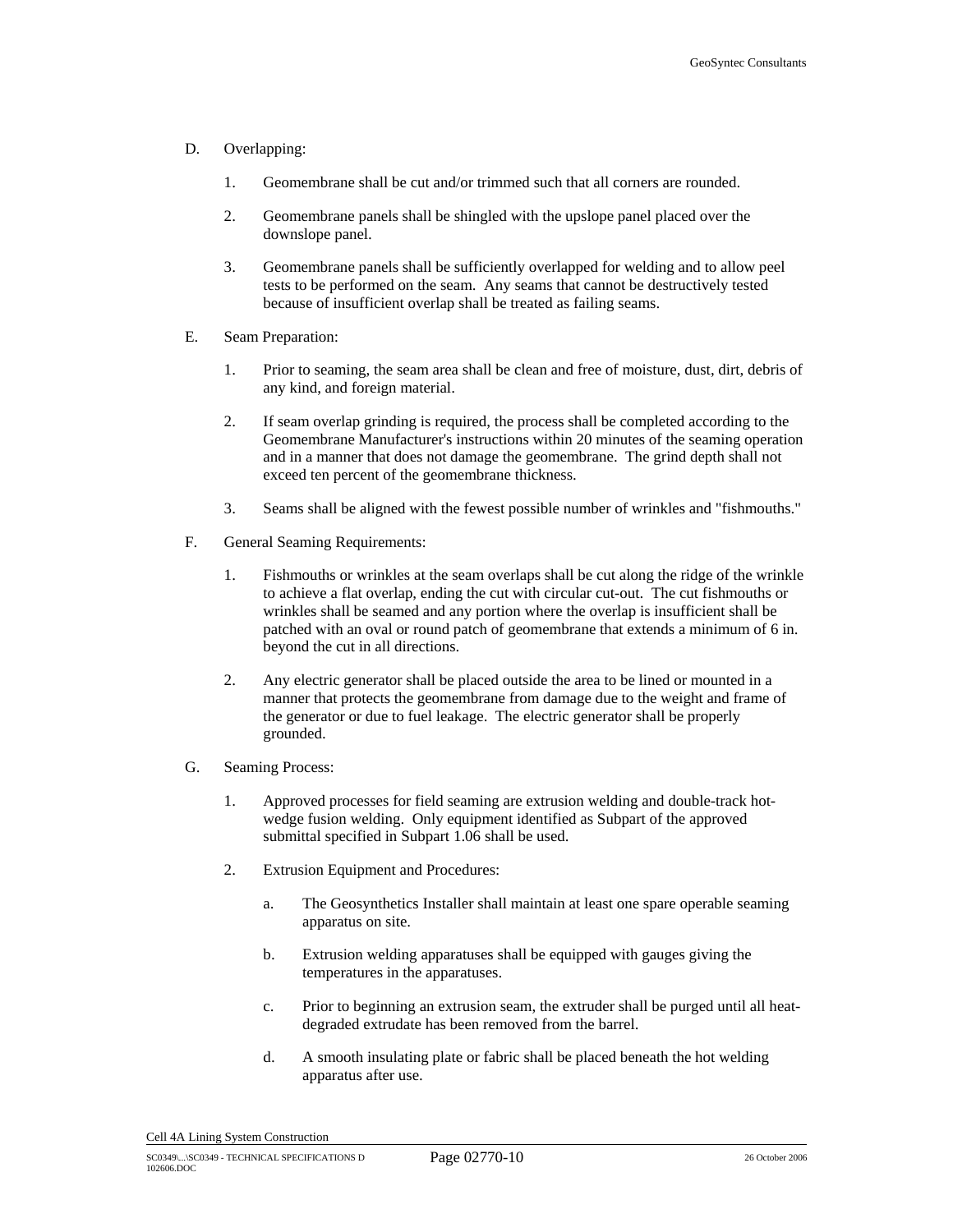D. Overlapping:

1. Geomembrane shall be cut and/or trimmed such that all corners are rounded.

2. Geomembrane panels shall be shingled with the upslope panel placed over the downslope panel.

3. Geomembrane panels shall be sufficiently overlapped for welding and to allow peel tests to be performed on the seam. Any seams that cannot be destructively tested because of insufficient overlap shall be treated as failing seams.

E. Seam Preparation:

1. Prior to seaming, the seam area shall be clean and free of moisture, dust, dirt, debris of any kind, and foreign material.

2. If seam overlap grinding is required, the process shall be completed according to the Geomembrane Manufacturer's instructions within 20 minutes of the seaming operation and in a manner that does not damage the geomembrane. The grind depth shall not exceed ten percent of the geomembrane thickness.

3. Seams shall be aligned with the fewest possible number of wrinkles and "fishmouths."

F. General Seaming Requirements:

1. Fishmouths or wrinkles at the seam overlaps shall be cut along the ridge of the wrinkle to achieve a flat overlap, ending the cut with circular cut-out. The cut fishmouths or wrinkles shall be seamed and any portion where the overlap is insufficient shall be patched with an oval or round patch of geomembrane that extends a minimum of 6 in. beyond the cut in all directions.

2. Any electric generator shall be placed outside the area to be lined or mounted in a manner that protects the geomembrane from damage due to the weight and frame of the generator or due to fuel leakage. The electric generator shall be properly grounded.

G. Seaming Process:

1. Approved processes for field seaming are extrusion welding and double-track hot-wedge fusion welding. Only equipment identified as Subpart of the approved submittal specified in Subpart 1.06 shall be used.

2. Extrusion Equipment and Procedures:

   a. The Geosynthetics Installer shall maintain at least one spare operable seaming apparatus on site.

   b. Extrusion welding apparatuses shall be equipped with gauges giving the temperatures in the apparatuses.

   c. Prior to beginning an extrusion seam, the extruder shall be purged until all heat-degraded extrudate has been removed from the barrel.

   d. A smooth insulating plate or fabric shall be placed beneath the hot welding apparatus after use.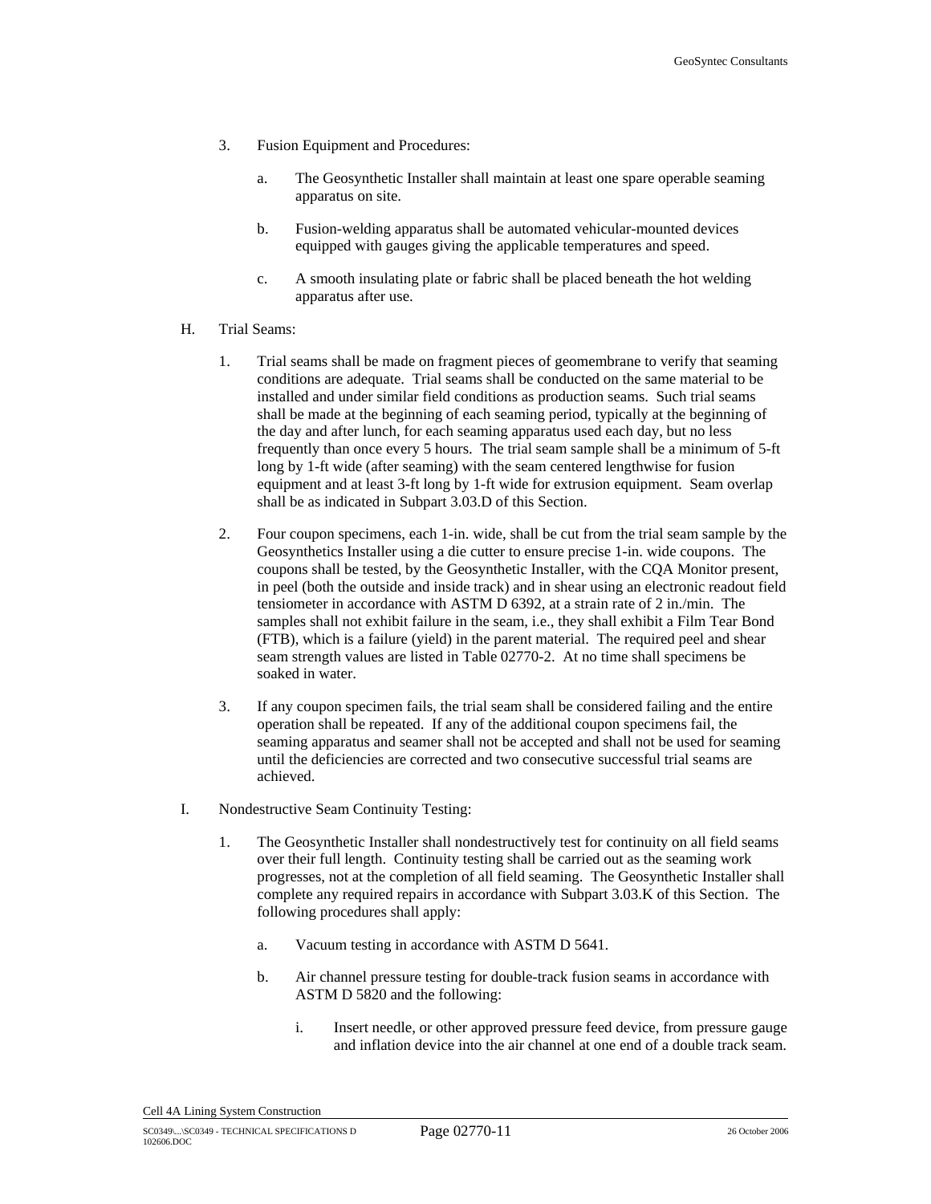3. Fusion Equipment and Procedures:

   a. The Geosynthetic Installer shall maintain at least one spare operable seaming apparatus on site.

   b. Fusion-welding apparatus shall be automated vehicular-mounted devices equipped with gauges giving the applicable temperatures and speed.

   c. A smooth insulating plate or fabric shall be placed beneath the hot welding apparatus after use.

H. Trial Seams:

   1. Trial seams shall be made on fragment pieces of geomembrane to verify that seaming conditions are adequate. Trial seams shall be conducted on the same material to be installed and under similar field conditions as production seams. Such trial seams shall be made at the beginning of each seaming period, typically at the beginning of the day and after lunch, for each seaming apparatus used each day, but no less frequently than once every 5 hours. The trial seam sample shall be a minimum of 5-ft long by 1-ft wide (after seaming) with the seam centered lengthwise for fusion equipment and at least 3-ft long by 1-ft wide for extrusion equipment. Seam overlap shall be as indicated in Subpart 3.03.D of this Section.

   2. Four coupon specimens, each 1-in. wide, shall be cut from the trial seam sample by the Geosynthetics Installer using a die cutter to ensure precise 1-in. wide coupons. The coupons shall be tested, by the Geosynthetic Installer, with the CQA Monitor present, in peel (both the outside and inside track) and in shear using an electronic readout field tensiometer in accordance with ASTM D 6392, at a strain rate of 2 in./min. The samples shall not exhibit failure in the seam, i.e., they shall exhibit a Film Tear Bond (FTB), which is a failure (yield) in the parent material. The required peel and shear seam strength values are listed in Table 02770-2. At no time shall specimens be soaked in water.

   3. If any coupon specimen fails, the trial seam shall be considered failing and the entire operation shall be repeated. If any of the additional coupon specimens fail, the seaming apparatus and seamer shall not be accepted and shall not be used for seaming until the deficiencies are corrected and two consecutive successful trial seams are achieved.

I. Nondestructive Seam Continuity Testing:

   1. The Geosynthetic Installer shall nondestructively test for continuity on all field seams over their full length. Continuity testing shall be carried out as the seaming work progresses, not at the completion of all field seaming. The Geosynthetic Installer shall complete any required repairs in accordance with Subpart 3.03.K of this Section. The following procedures shall apply:

      a. Vacuum testing in accordance with ASTM D 5641.

      b. Air channel pressure testing for double-track fusion seams in accordance with ASTM D 5820 and the following:

         i. Insert needle, or other approved pressure feed device, from pressure gauge and inflation device into the air channel at one end of a double track seam.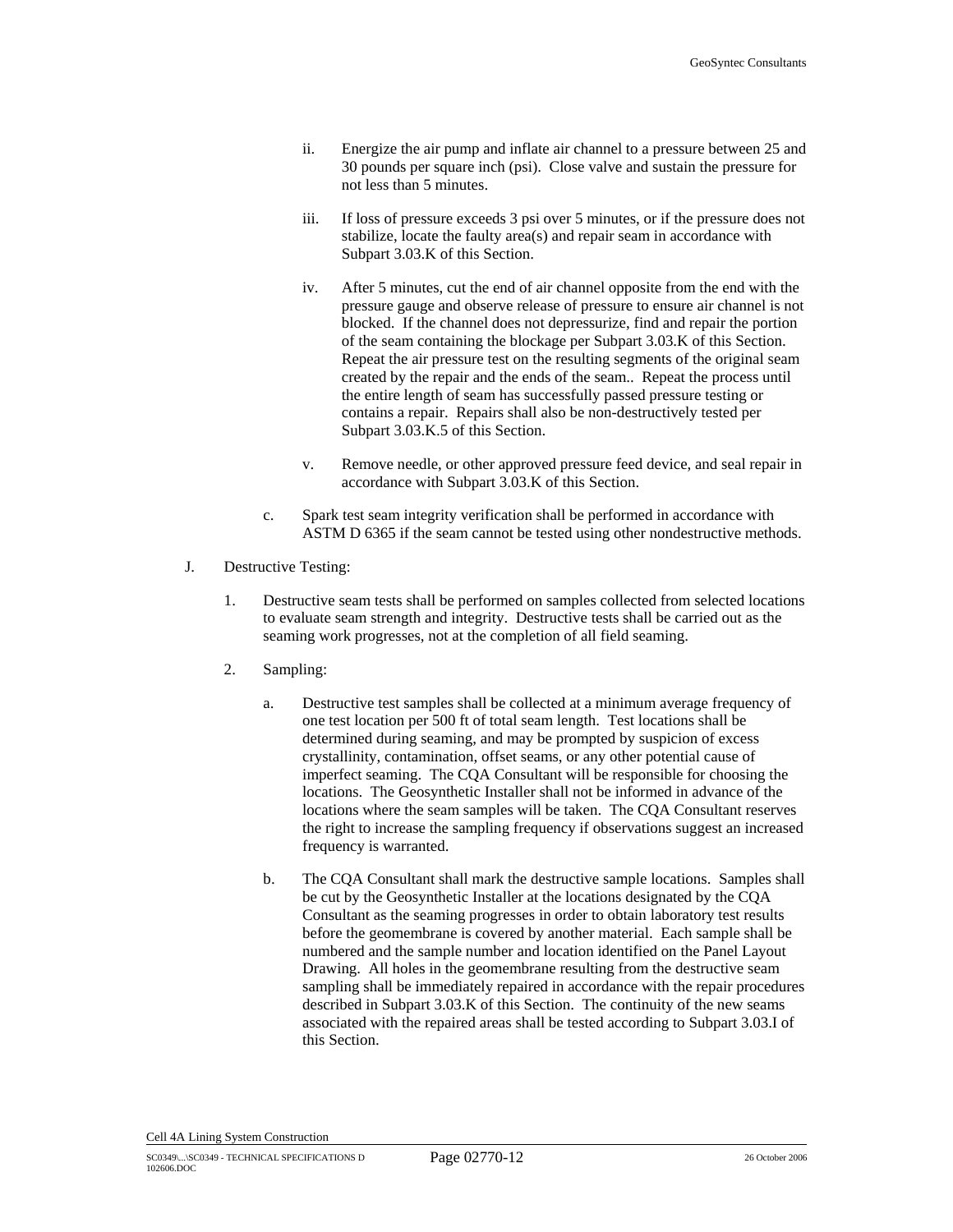ii. Energize the air pump and inflate air channel to a pressure between 25 and 30 pounds per square inch (psi). Close valve and sustain the pressure for not less than 5 minutes.

iii. If loss of pressure exceeds 3 psi over 5 minutes, or if the pressure does not stabilize, locate the faulty area(s) and repair seam in accordance with Subpart 3.03.K of this Section.

iv. After 5 minutes, cut the end of air channel opposite from the end with the pressure gauge and observe release of pressure to ensure air channel is not blocked. If the channel does not depressurize, find and repair the portion of the seam containing the blockage per Subpart 3.03.K of this Section. Repeat the air pressure test on the resulting segments of the original seam created by the repair and the ends of the seam.. Repeat the process until the entire length of seam has successfully passed pressure testing or contains a repair. Repairs shall also be non-destructively tested per Subpart 3.03.K.5 of this Section.

v. Remove needle, or other approved pressure feed device, and seal repair in accordance with Subpart 3.03.K of this Section.

c. Spark test seam integrity verification shall be performed in accordance with ASTM D 6365 if the seam cannot be tested using other nondestructive methods.

J. Destructive Testing:

1. Destructive seam tests shall be performed on samples collected from selected locations to evaluate seam strength and integrity. Destructive tests shall be carried out as the seaming work progresses, not at the completion of all field seaming.

2. Sampling:

a. Destructive test samples shall be collected at a minimum average frequency of one test location per 500 ft of total seam length. Test locations shall be determined during seaming, and may be prompted by suspicion of excess crystallinity, contamination, offset seams, or any other potential cause of imperfect seaming. The CQA Consultant will be responsible for choosing the locations. The Geosynthetic Installer shall not be informed in advance of the locations where the seam samples will be taken. The CQA Consultant reserves the right to increase the sampling frequency if observations suggest an increased frequency is warranted.

b. The CQA Consultant shall mark the destructive sample locations. Samples shall be cut by the Geosynthetic Installer at the locations designated by the CQA Consultant as the seaming progresses in order to obtain laboratory test results before the geomembrane is covered by another material. Each sample shall be numbered and the sample number and location identified on the Panel Layout Drawing. All holes in the geomembrane resulting from the destructive seam sampling shall be immediately repaired in accordance with the repair procedures described in Subpart 3.03.K of this Section. The continuity of the new seams associated with the repaired areas shall be tested according to Subpart 3.03.I of this Section.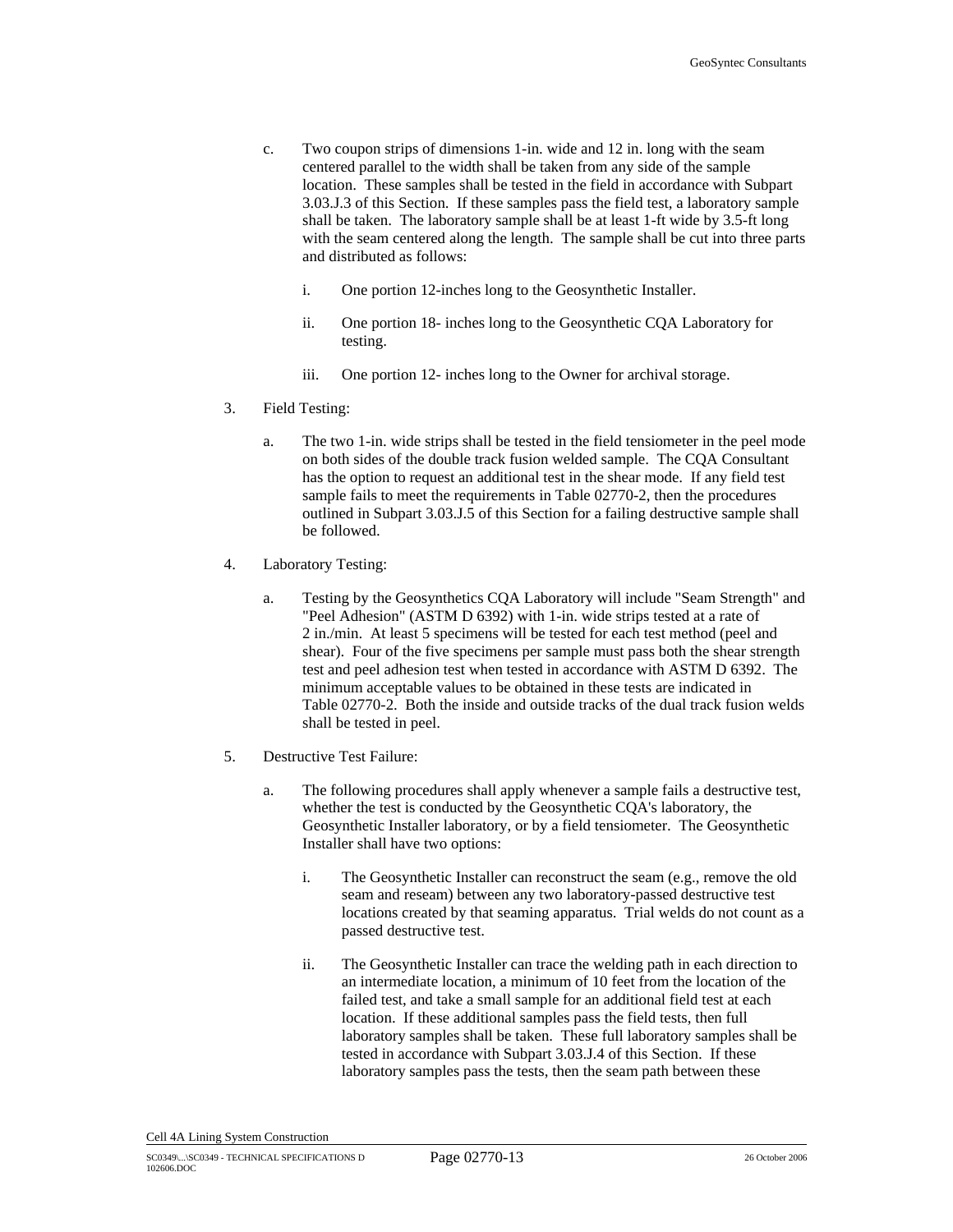c. Two coupon strips of dimensions 1-in. wide and 12 in. long with the seam centered parallel to the width shall be taken from any side of the sample location. These samples shall be tested in the field in accordance with Subpart 3.03.J.3 of this Section. If these samples pass the field test, a laboratory sample shall be taken. The laboratory sample shall be at least 1-ft wide by 3.5-ft long with the seam centered along the length. The sample shall be cut into three parts and distributed as follows:

   i. One portion 12-inches long to the Geosynthetic Installer.

   ii. One portion 18- inches long to the Geosynthetic CQA Laboratory for testing.

   iii. One portion 12- inches long to the Owner for archival storage.

3. Field Testing:

   a. The two 1-in. wide strips shall be tested in the field tensiometer in the peel mode on both sides of the double track fusion welded sample. The CQA Consultant has the option to request an additional test in the shear mode. If any field test sample fails to meet the requirements in Table 02770-2, then the procedures outlined in Subpart 3.03.J.5 of this Section for a failing destructive sample shall be followed.

4. Laboratory Testing:

   a. Testing by the Geosynthetics CQA Laboratory will include "Seam Strength" and "Peel Adhesion" (ASTM D 6392) with 1-in. wide strips tested at a rate of 2 in./min. At least 5 specimens will be tested for each test method (peel and shear). Four of the five specimens per sample must pass both the shear strength test and peel adhesion test when tested in accordance with ASTM D 6392. The minimum acceptable values to be obtained in these tests are indicated in Table 02770-2. Both the inside and outside tracks of the dual track fusion welds shall be tested in peel.

5. Destructive Test Failure:

   a. The following procedures shall apply whenever a sample fails a destructive test, whether the test is conducted by the Geosynthetic CQA's laboratory, the Geosynthetic Installer laboratory, or by a field tensiometer. The Geosynthetic Installer shall have two options:

      i. The Geosynthetic Installer can reconstruct the seam (e.g., remove the old seam and reseam) between any two laboratory-passed destructive test locations created by that seaming apparatus. Trial welds do not count as a passed destructive test.

      ii. The Geosynthetic Installer can trace the welding path in each direction to an intermediate location, a minimum of 10 feet from the location of the failed test, and take a small sample for an additional field test at each location. If these additional samples pass the field tests, then full laboratory samples shall be taken. These full laboratory samples shall be tested in accordance with Subpart 3.03.J.4 of this Section. If these laboratory samples pass the tests, then the seam path between these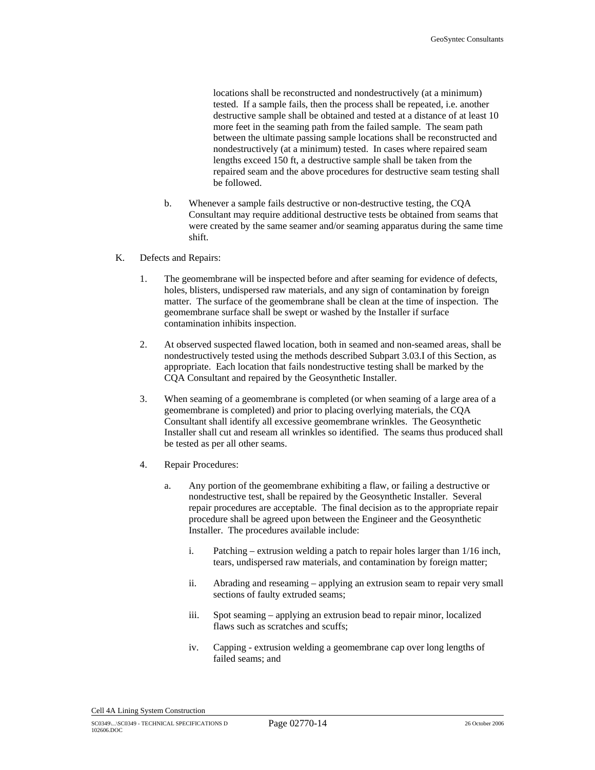locations shall be reconstructed and nondestructively (at a minimum) tested. If a sample fails, then the process shall be repeated, i.e. another destructive sample shall be obtained and tested at a distance of at least 10 more feet in the seaming path from the failed sample. The seam path between the ultimate passing sample locations shall be reconstructed and nondestructively (at a minimum) tested. In cases where repaired seam lengths exceed 150 ft, a destructive sample shall be taken from the repaired seam and the above procedures for destructive seam testing shall be followed.

b. Whenever a sample fails destructive or non-destructive testing, the CQA Consultant may require additional destructive tests be obtained from seams that were created by the same seamer and/or seaming apparatus during the same time shift.

K. Defects and Repairs:

1. The geomembrane will be inspected before and after seaming for evidence of defects, holes, blisters, undispersed raw materials, and any sign of contamination by foreign matter. The surface of the geomembrane shall be clean at the time of inspection. The geomembrane surface shall be swept or washed by the Installer if surface contamination inhibits inspection.

2. At observed suspected flawed location, both in seamed and non-seamed areas, shall be nondestructively tested using the methods described Subpart 3.03.I of this Section, as appropriate. Each location that fails nondestructive testing shall be marked by the CQA Consultant and repaired by the Geosynthetic Installer.

3. When seaming of a geomembrane is completed (or when seaming of a large area of a geomembrane is completed) and prior to placing overlying materials, the CQA Consultant shall identify all excessive geomembrane wrinkles. The Geosynthetic Installer shall cut and reseam all wrinkles so identified. The seams thus produced shall be tested as per all other seams.

4. Repair Procedures:

   a. Any portion of the geomembrane exhibiting a flaw, or failing a destructive or nondestructive test, shall be repaired by the Geosynthetic Installer. Several repair procedures are acceptable. The final decision as to the appropriate repair procedure shall be agreed upon between the Engineer and the Geosynthetic Installer. The procedures available include:

      i. Patching – extrusion welding a patch to repair holes larger than 1/16 inch, tears, undispersed raw materials, and contamination by foreign matter;

      ii. Abrading and reseaming – applying an extrusion seam to repair very small sections of faulty extruded seams;

      iii. Spot seaming – applying an extrusion bead to repair minor, localized flaws such as scratches and scuffs;

      iv. Capping - extrusion welding a geomembrane cap over long lengths of failed seams; and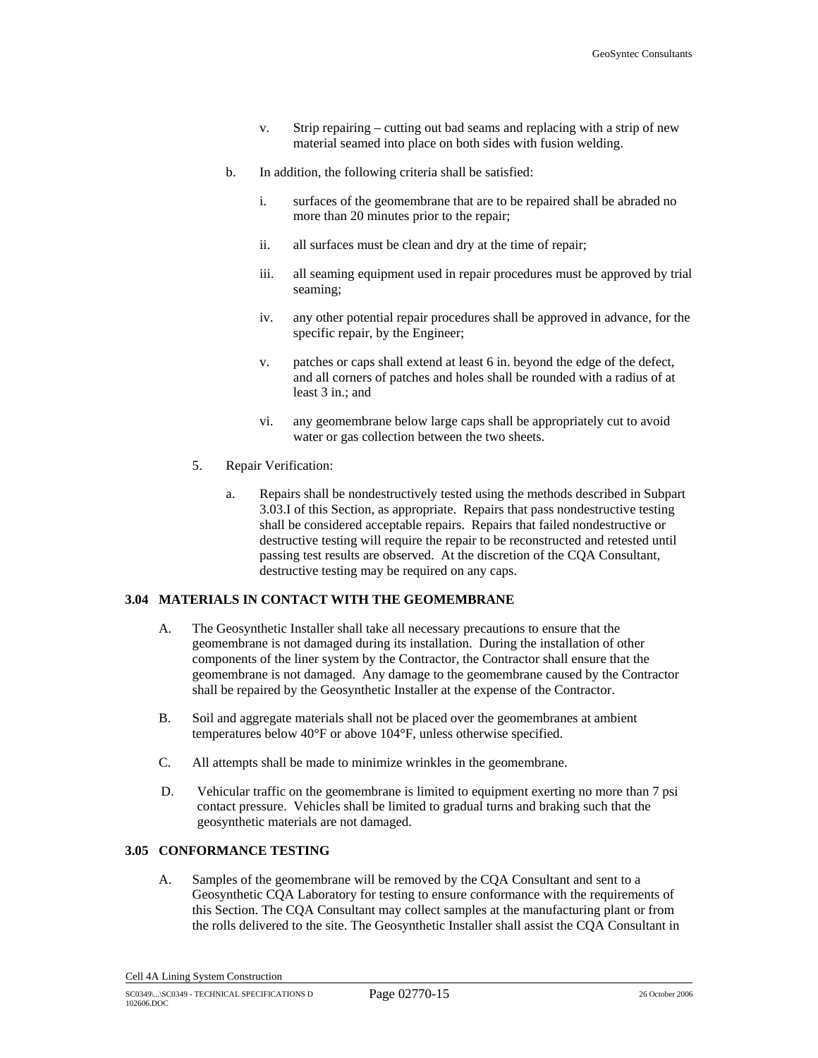v. Strip repairing – cutting out bad seams and replacing with a strip of new material seamed into place on both sides with fusion welding.

b. In addition, the following criteria shall be satisfied:

i. surfaces of the geomembrane that are to be repaired shall be abraded no more than 20 minutes prior to the repair;

ii. all surfaces must be clean and dry at the time of repair;

iii. all seaming equipment used in repair procedures must be approved by trial seaming;

iv. any other potential repair procedures shall be approved in advance, for the specific repair, by the Engineer;

v. patches or caps shall extend at least 6 in. beyond the edge of the defect, and all corners of patches and holes shall be rounded with a radius of at least 3 in.; and

vi. any geomembrane below large caps shall be appropriately cut to avoid water or gas collection between the two sheets.

5. Repair Verification:

a. Repairs shall be nondestructively tested using the methods described in Subpart 3.03.I of this Section, as appropriate. Repairs that pass nondestructive testing shall be considered acceptable repairs. Repairs that failed nondestructive or destructive testing will require the repair to be reconstructed and retested until passing test results are observed. At the discretion of the CQA Consultant, destructive testing may be required on any caps.

## 3.04 MATERIALS IN CONTACT WITH THE GEOMEMBRANE

A. The Geosynthetic Installer shall take all necessary precautions to ensure that the geomembrane is not damaged during its installation. During the installation of other components of the liner system by the Contractor, the Contractor shall ensure that the geomembrane is not damaged. Any damage to the geomembrane caused by the Contractor shall be repaired by the Geosynthetic Installer at the expense of the Contractor.

B. Soil and aggregate materials shall not be placed over the geomembranes at ambient temperatures below 40°F or above 104°F, unless otherwise specified.

C. All attempts shall be made to minimize wrinkles in the geomembrane.

D. Vehicular traffic on the geomembrane is limited to equipment exerting no more than 7 psi contact pressure. Vehicles shall be limited to gradual turns and braking such that the geosynthetic materials are not damaged.

## 3.05 CONFORMANCE TESTING

A. Samples of the geomembrane will be removed by the CQA Consultant and sent to a Geosynthetic CQA Laboratory for testing to ensure conformance with the requirements of this Section. The CQA Consultant may collect samples at the manufacturing plant or from the rolls delivered to the site. The Geosynthetic Installer shall assist the CQA Consultant in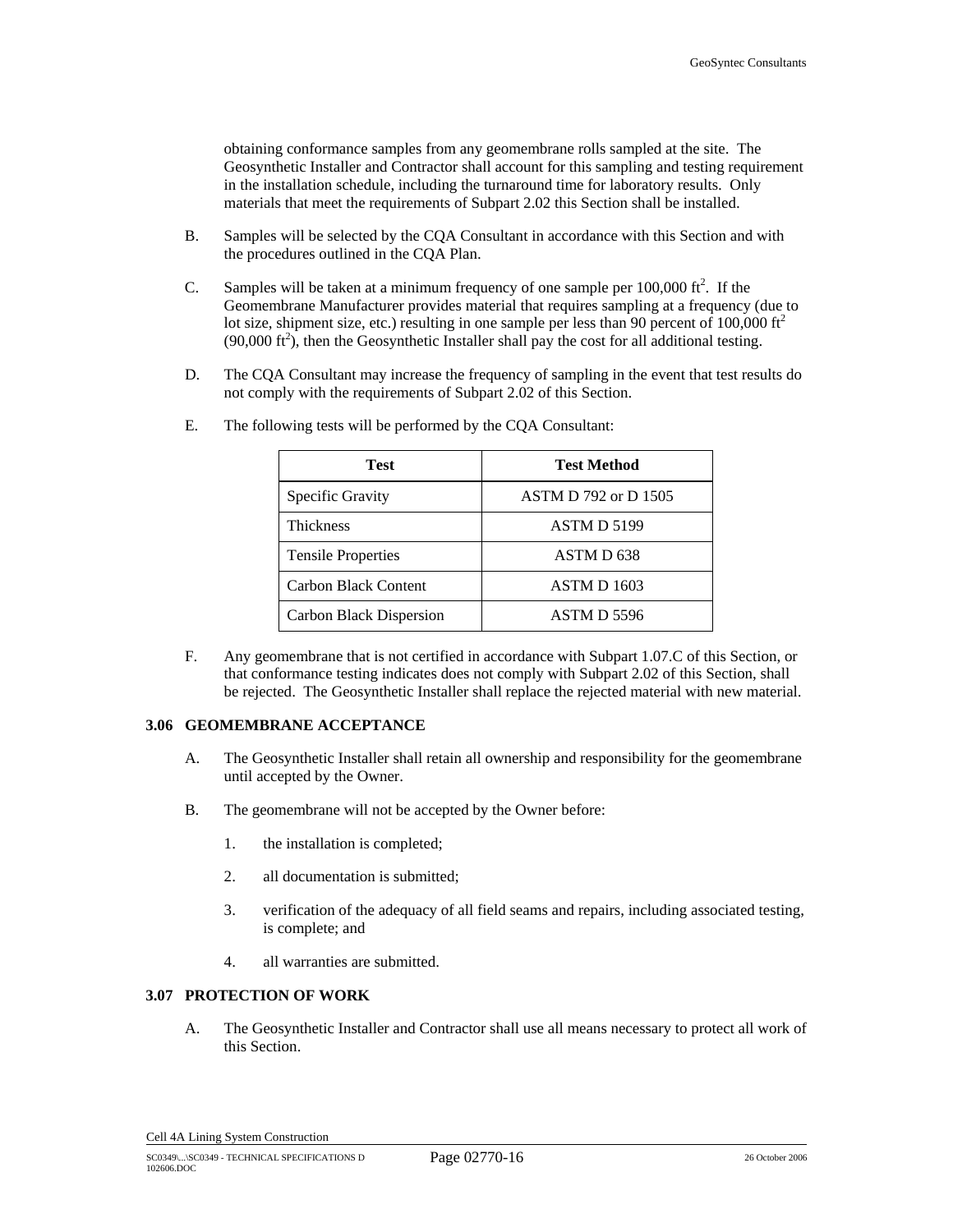obtaining conformance samples from any geomembrane rolls sampled at the site. The Geosynthetic Installer and Contractor shall account for this sampling and testing requirement in the installation schedule, including the turnaround time for laboratory results. Only materials that meet the requirements of Subpart 2.02 this Section shall be installed.

B. Samples will be selected by the CQA Consultant in accordance with this Section and with the procedures outlined in the CQA Plan.

C. Samples will be taken at a minimum frequency of one sample per 100,000 $ft^2$. If the Geomembrane Manufacturer provides material that requires sampling at a frequency (due to lot size, shipment size, etc.) resulting in one sample per less than 90 percent of 100,000 $ft^2$ (90,000 $ft^2$), then the Geosynthetic Installer shall pay the cost for all additional testing.

D. The CQA Consultant may increase the frequency of sampling in the event that test results do not comply with the requirements of Subpart 2.02 of this Section.

E. The following tests will be performed by the CQA Consultant:

| Test | Test Method |
|---|---|
| Specific Gravity | ASTM D 792 or D 1505 |
| Thickness | ASTM D 5199 |
| Tensile Properties | ASTM D 638 |
| Carbon Black Content | ASTM D 1603 |
| Carbon Black Dispersion | ASTM D 5596 |

F. Any geomembrane that is not certified in accordance with Subpart 1.07.C of this Section, or that conformance testing indicates does not comply with Subpart 2.02 of this Section, shall be rejected. The Geosynthetic Installer shall replace the rejected material with new material.

### 3.06 GEOMEMBRANE ACCEPTANCE

A. The Geosynthetic Installer shall retain all ownership and responsibility for the geomembrane until accepted by the Owner.

B. The geomembrane will not be accepted by the Owner before:

1. the installation is completed;
2. all documentation is submitted;
3. verification of the adequacy of all field seams and repairs, including associated testing, is complete; and
4. all warranties are submitted.

### 3.07 PROTECTION OF WORK

A. The Geosynthetic Installer and Contractor shall use all means necessary to protect all work of this Section.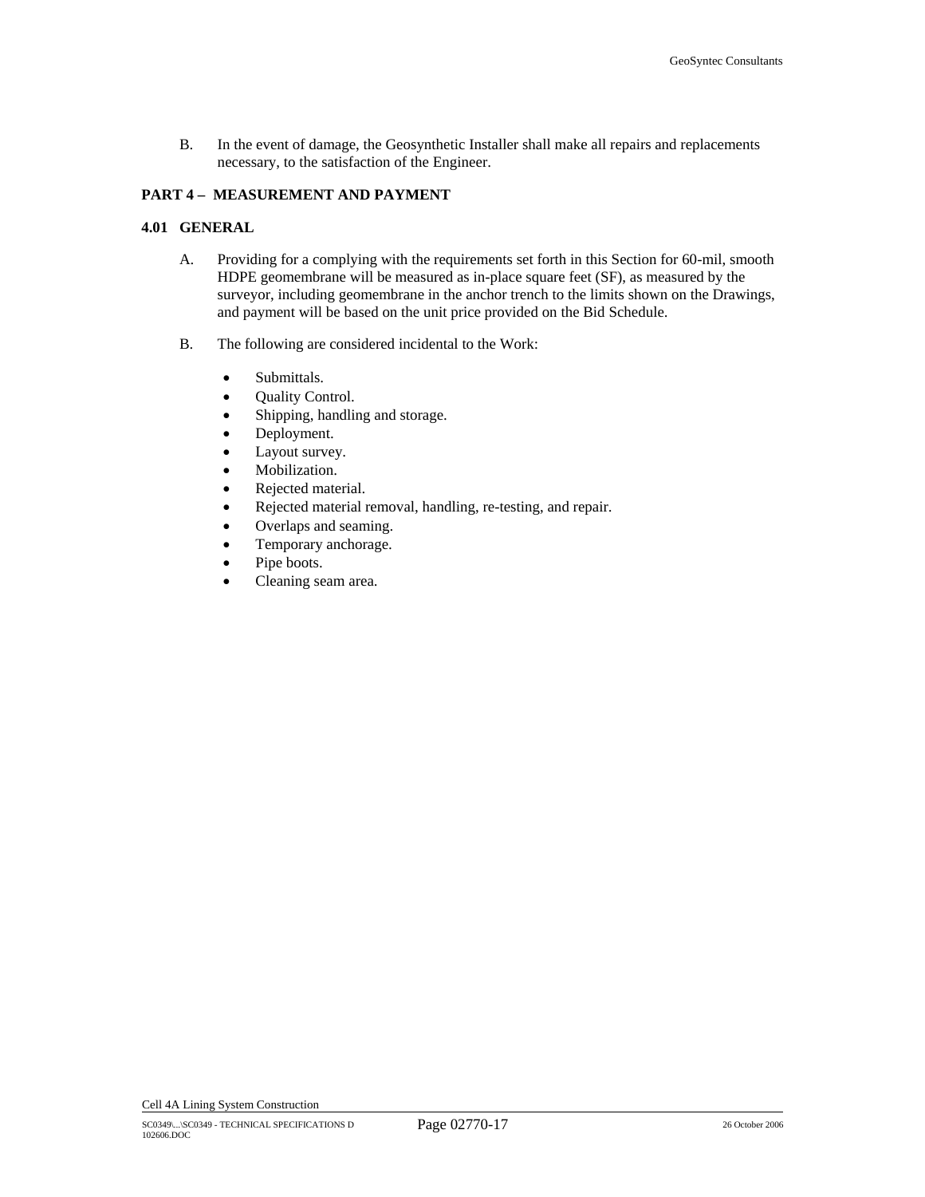B. In the event of damage, the Geosynthetic Installer shall make all repairs and replacements necessary, to the satisfaction of the Engineer.

## PART 4 – MEASUREMENT AND PAYMENT

### 4.01 GENERAL

A. Providing for a complying with the requirements set forth in this Section for 60-mil, smooth HDPE geomembrane will be measured as in-place square feet (SF), as measured by the surveyor, including geomembrane in the anchor trench to the limits shown on the Drawings, and payment will be based on the unit price provided on the Bid Schedule.

B. The following are considered incidental to the Work:

- Submittals.
- Quality Control.
- Shipping, handling and storage.
- Deployment.
- Layout survey.
- Mobilization.
- Rejected material.
- Rejected material removal, handling, re-testing, and repair.
- Overlaps and seaming.
- Temporary anchorage.
- Pipe boots.
- Cleaning seam area.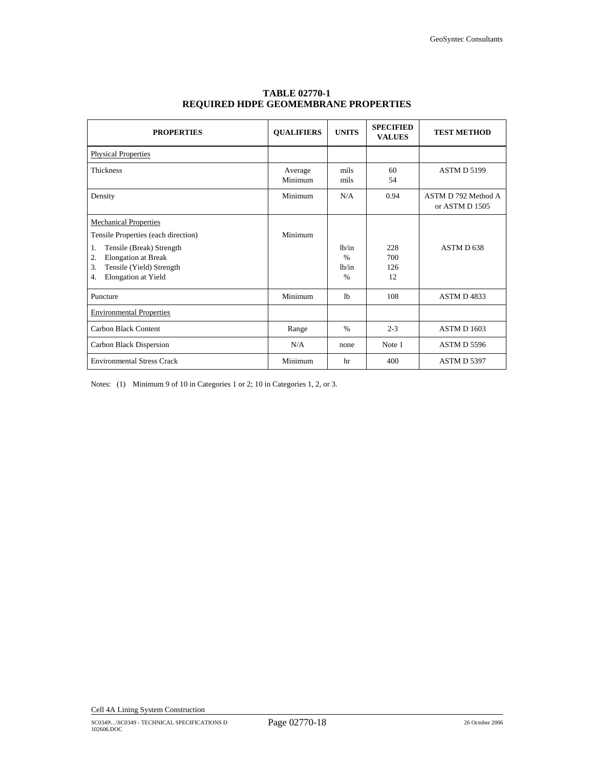**TABLE 02770-1**
**REQUIRED HDPE GEOMEMBRANE PROPERTIES**

| PROPERTIES | QUALIFIERS | UNITS | SPECIFIED VALUES | TEST METHOD |
|---|---|---|---|---|
| Physical Properties | | | | |
| Thickness | Average<br>Minimum | mils<br>mils | 60<br>54 | ASTM D 5199 |
| Density | Minimum | N/A | 0.94 | ASTM D 792 Method A or ASTM D 1505 |
| Mechanical Properties<br>Tensile Properties (each direction)<br>1. Tensile (Break) Strength<br>2. Elongation at Break<br>3. Tensile (Yield) Strength<br>4. Elongation at Yield | Minimum | lb/in<br>%<br>lb/in<br>% | 228<br>700<br>126<br>12 | ASTM D 638 |
| Puncture | Minimum | lb | 108 | ASTM D 4833 |
| Environmental Properties | | | | |
| Carbon Black Content | Range | % | 2-3 | ASTM D 1603 |
| Carbon Black Dispersion | N/A | none | Note 1 | ASTM D 5596 |
| Environmental Stress Crack | Minimum | hr | 400 | ASTM D 5397 |

Notes: (1) Minimum 9 of 10 in Categories 1 or 2; 10 in Categories 1, 2, or 3.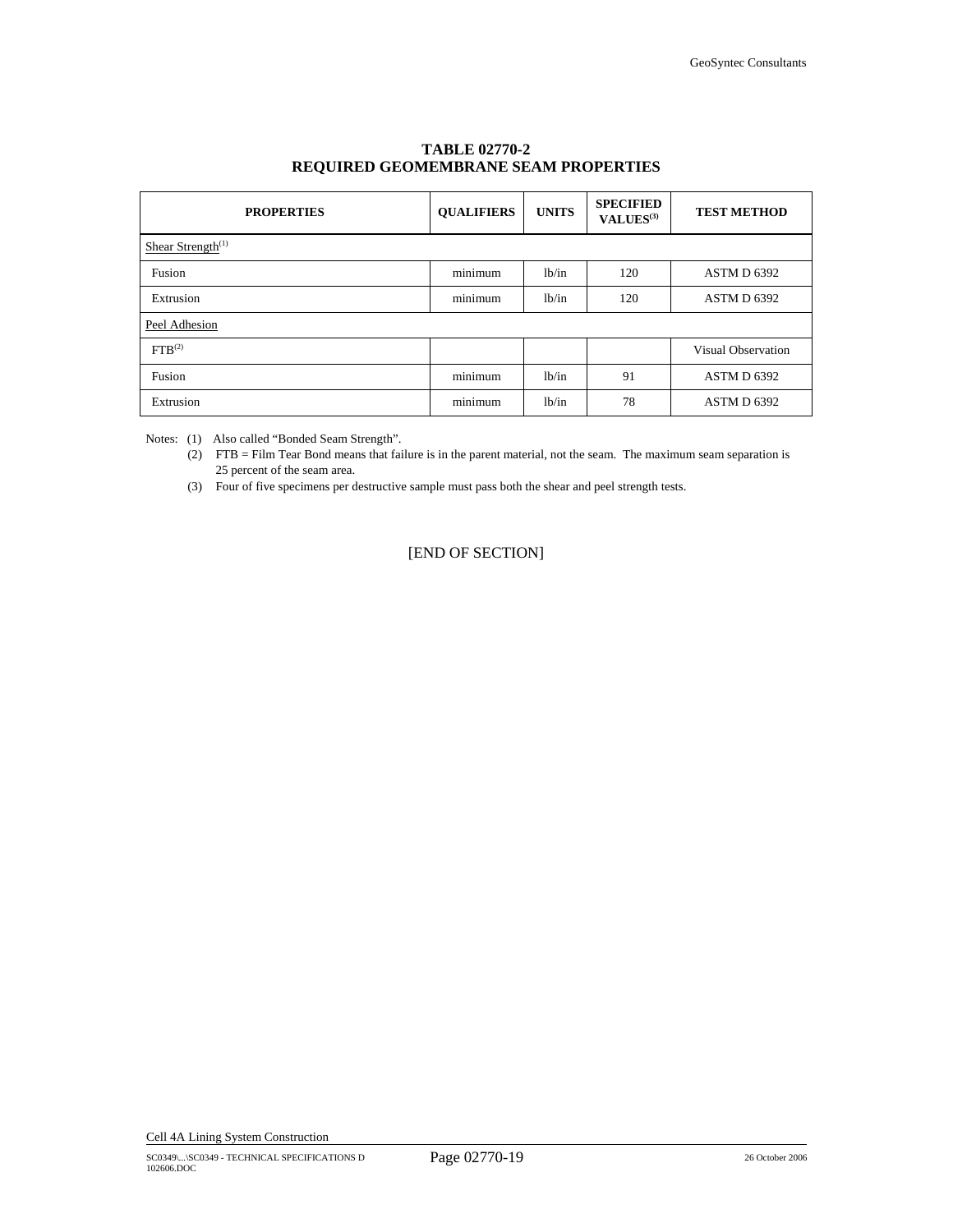**TABLE 02770-2**
**REQUIRED GEOMEMBRANE SEAM PROPERTIES**

| PROPERTIES | QUALIFIERS | UNITS | SPECIFIED VALUES(3) | TEST METHOD |
|---|---|---|---|---|
| Shear Strength(1) | | | | |
| Fusion | minimum | lb/in | 120 | ASTM D 6392 |
| Extrusion | minimum | lb/in | 120 | ASTM D 6392 |
| Peel Adhesion | | | | |
| FTB(2) | | | | Visual Observation |
| Fusion | minimum | lb/in | 91 | ASTM D 6392 |
| Extrusion | minimum | lb/in | 78 | ASTM D 6392 |

Notes: (1) Also called "Bonded Seam Strength".

(2) FTB = Film Tear Bond means that failure is in the parent material, not the seam. The maximum seam separation is 25 percent of the seam area.

(3) Four of five specimens per destructive sample must pass both the shear and peel strength tests.

[END OF SECTION]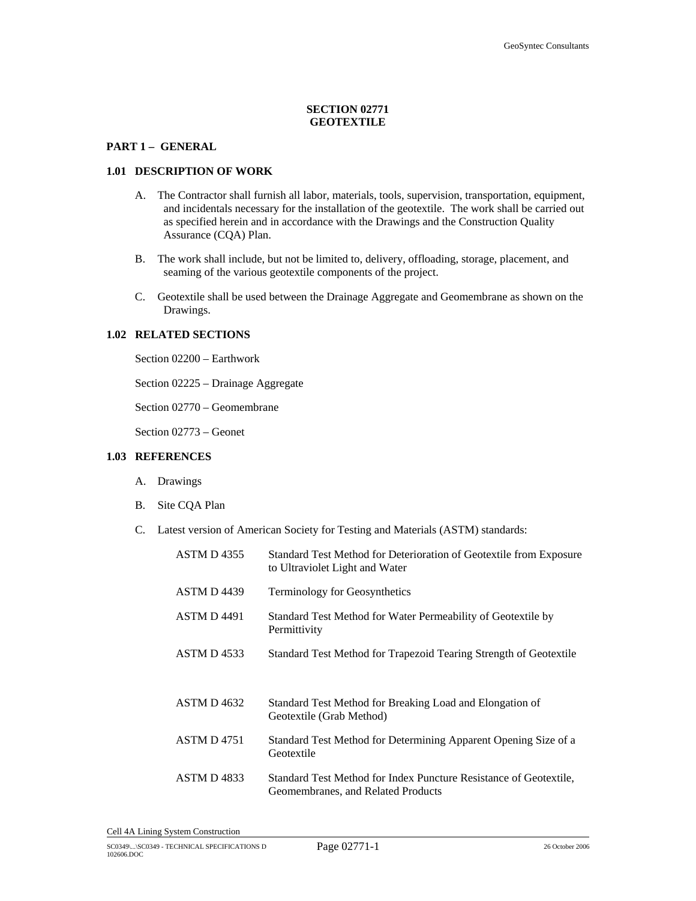## SECTION 02771
## GEOTEXTILE

### PART 1 – GENERAL

### 1.01 DESCRIPTION OF WORK

A. The Contractor shall furnish all labor, materials, tools, supervision, transportation, equipment, and incidentals necessary for the installation of the geotextile. The work shall be carried out as specified herein and in accordance with the Drawings and the Construction Quality Assurance (CQA) Plan.

B. The work shall include, but not be limited to, delivery, offloading, storage, placement, and seaming of the various geotextile components of the project.

C. Geotextile shall be used between the Drainage Aggregate and Geomembrane as shown on the Drawings.

### 1.02 RELATED SECTIONS

Section 02200 – Earthwork

Section 02225 – Drainage Aggregate

Section 02770 – Geomembrane

Section 02773 – Geonet

### 1.03 REFERENCES

A. Drawings

B. Site CQA Plan

C. Latest version of American Society for Testing and Materials (ASTM) standards:

| | |
|---|---|
| ASTM D 4355 | Standard Test Method for Deterioration of Geotextile from Exposure to Ultraviolet Light and Water |
| ASTM D 4439 | Terminology for Geosynthetics |
| ASTM D 4491 | Standard Test Method for Water Permeability of Geotextile by Permittivity |
| ASTM D 4533 | Standard Test Method for Trapezoid Tearing Strength of Geotextile |
| ASTM D 4632 | Standard Test Method for Breaking Load and Elongation of Geotextile (Grab Method) |
| ASTM D 4751 | Standard Test Method for Determining Apparent Opening Size of a Geotextile |
| ASTM D 4833 | Standard Test Method for Index Puncture Resistance of Geotextile, Geomembranes, and Related Products |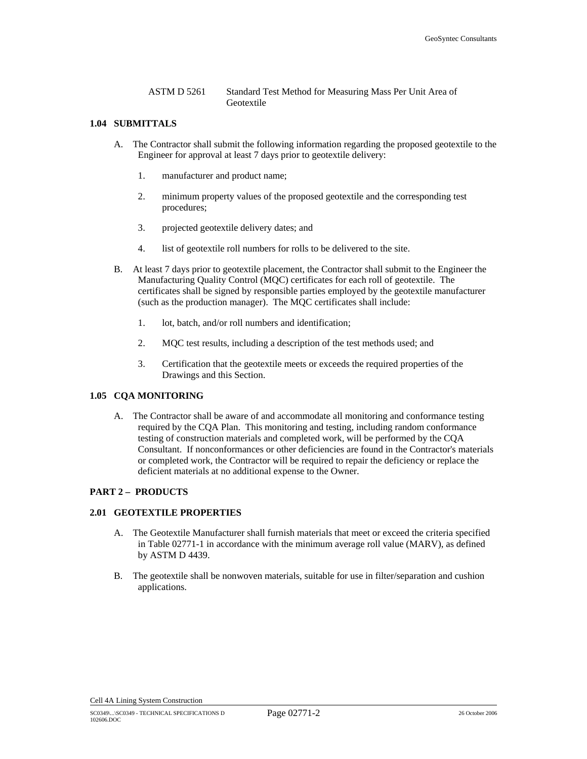ASTM D 5261 Standard Test Method for Measuring Mass Per Unit Area of Geotextile

### 1.04 SUBMITTALS

A. The Contractor shall submit the following information regarding the proposed geotextile to the Engineer for approval at least 7 days prior to geotextile delivery:

1. manufacturer and product name;
2. minimum property values of the proposed geotextile and the corresponding test procedures;
3. projected geotextile delivery dates; and
4. list of geotextile roll numbers for rolls to be delivered to the site.

B. At least 7 days prior to geotextile placement, the Contractor shall submit to the Engineer the Manufacturing Quality Control (MQC) certificates for each roll of geotextile. The certificates shall be signed by responsible parties employed by the geotextile manufacturer (such as the production manager). The MQC certificates shall include:

1. lot, batch, and/or roll numbers and identification;
2. MQC test results, including a description of the test methods used; and
3. Certification that the geotextile meets or exceeds the required properties of the Drawings and this Section.

### 1.05 CQA MONITORING

A. The Contractor shall be aware of and accommodate all monitoring and conformance testing required by the CQA Plan. This monitoring and testing, including random conformance testing of construction materials and completed work, will be performed by the CQA Consultant. If nonconformances or other deficiencies are found in the Contractor's materials or completed work, the Contractor will be required to repair the deficiency or replace the deficient materials at no additional expense to the Owner.

## PART 2 – PRODUCTS

### 2.01 GEOTEXTILE PROPERTIES

A. The Geotextile Manufacturer shall furnish materials that meet or exceed the criteria specified in Table 02771-1 in accordance with the minimum average roll value (MARV), as defined by ASTM D 4439.

B. The geotextile shall be nonwoven materials, suitable for use in filter/separation and cushion applications.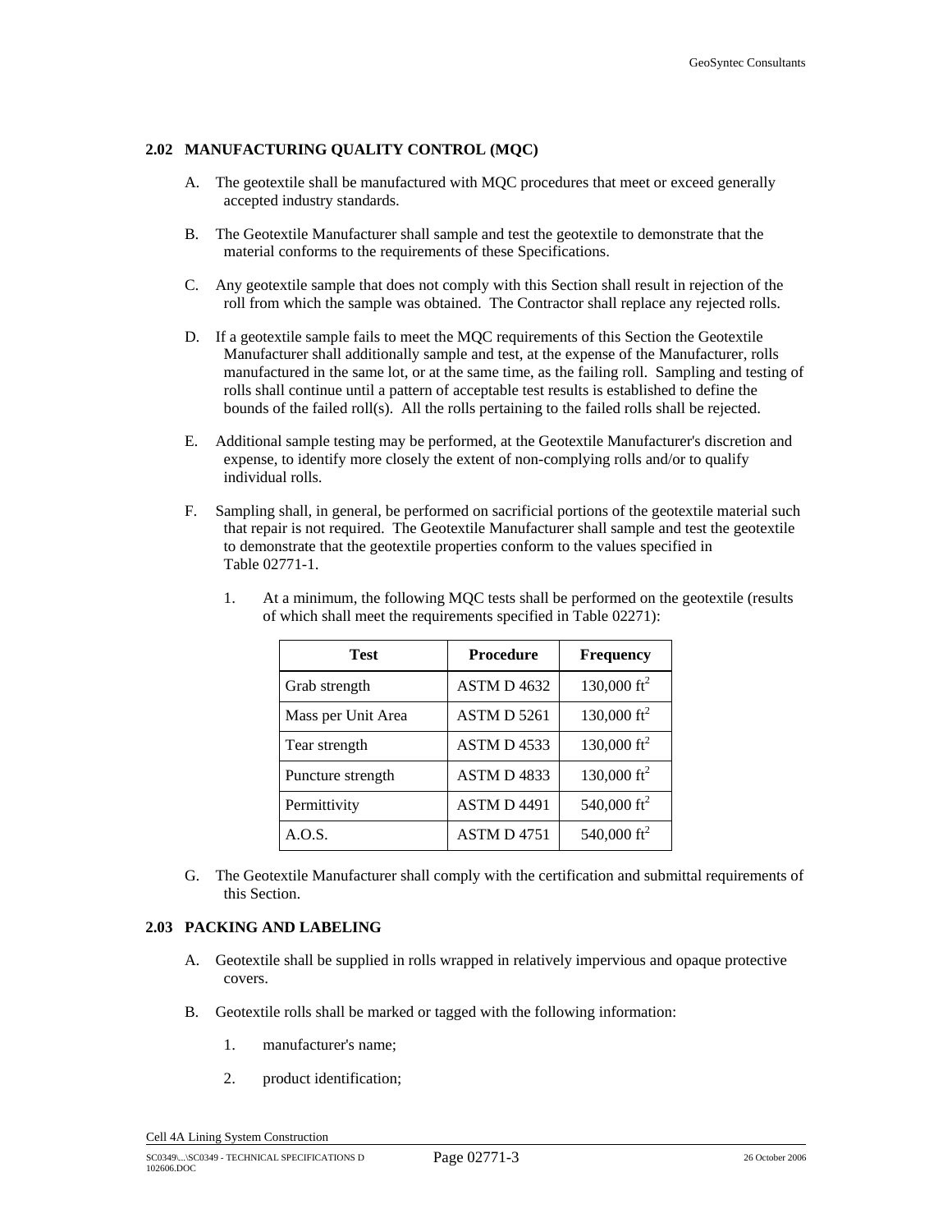### 2.02 MANUFACTURING QUALITY CONTROL (MQC)

A. The geotextile shall be manufactured with MQC procedures that meet or exceed generally accepted industry standards.

B. The Geotextile Manufacturer shall sample and test the geotextile to demonstrate that the material conforms to the requirements of these Specifications.

C. Any geotextile sample that does not comply with this Section shall result in rejection of the roll from which the sample was obtained. The Contractor shall replace any rejected rolls.

D. If a geotextile sample fails to meet the MQC requirements of this Section the Geotextile Manufacturer shall additionally sample and test, at the expense of the Manufacturer, rolls manufactured in the same lot, or at the same time, as the failing roll. Sampling and testing of rolls shall continue until a pattern of acceptable test results is established to define the bounds of the failed roll(s). All the rolls pertaining to the failed rolls shall be rejected.

E. Additional sample testing may be performed, at the Geotextile Manufacturer's discretion and expense, to identify more closely the extent of non-complying rolls and/or to qualify individual rolls.

F. Sampling shall, in general, be performed on sacrificial portions of the geotextile material such that repair is not required. The Geotextile Manufacturer shall sample and test the geotextile to demonstrate that the geotextile properties conform to the values specified in Table 02771-1.

1. At a minimum, the following MQC tests shall be performed on the geotextile (results of which shall meet the requirements specified in Table 02271):

| Test | Procedure | Frequency |
|---|---|---|
| Grab strength | ASTM D 4632 | 130,000 ft$^2$ |
| Mass per Unit Area | ASTM D 5261 | 130,000 ft$^2$ |
| Tear strength | ASTM D 4533 | 130,000 ft$^2$ |
| Puncture strength | ASTM D 4833 | 130,000 ft$^2$ |
| Permittivity | ASTM D 4491 | 540,000 ft$^2$ |
| A.O.S. | ASTM D 4751 | 540,000 ft$^2$ |

G. The Geotextile Manufacturer shall comply with the certification and submittal requirements of this Section.

### 2.03 PACKING AND LABELING

A. Geotextile shall be supplied in rolls wrapped in relatively impervious and opaque protective covers.

B. Geotextile rolls shall be marked or tagged with the following information:

1. manufacturer's name;

2. product identification;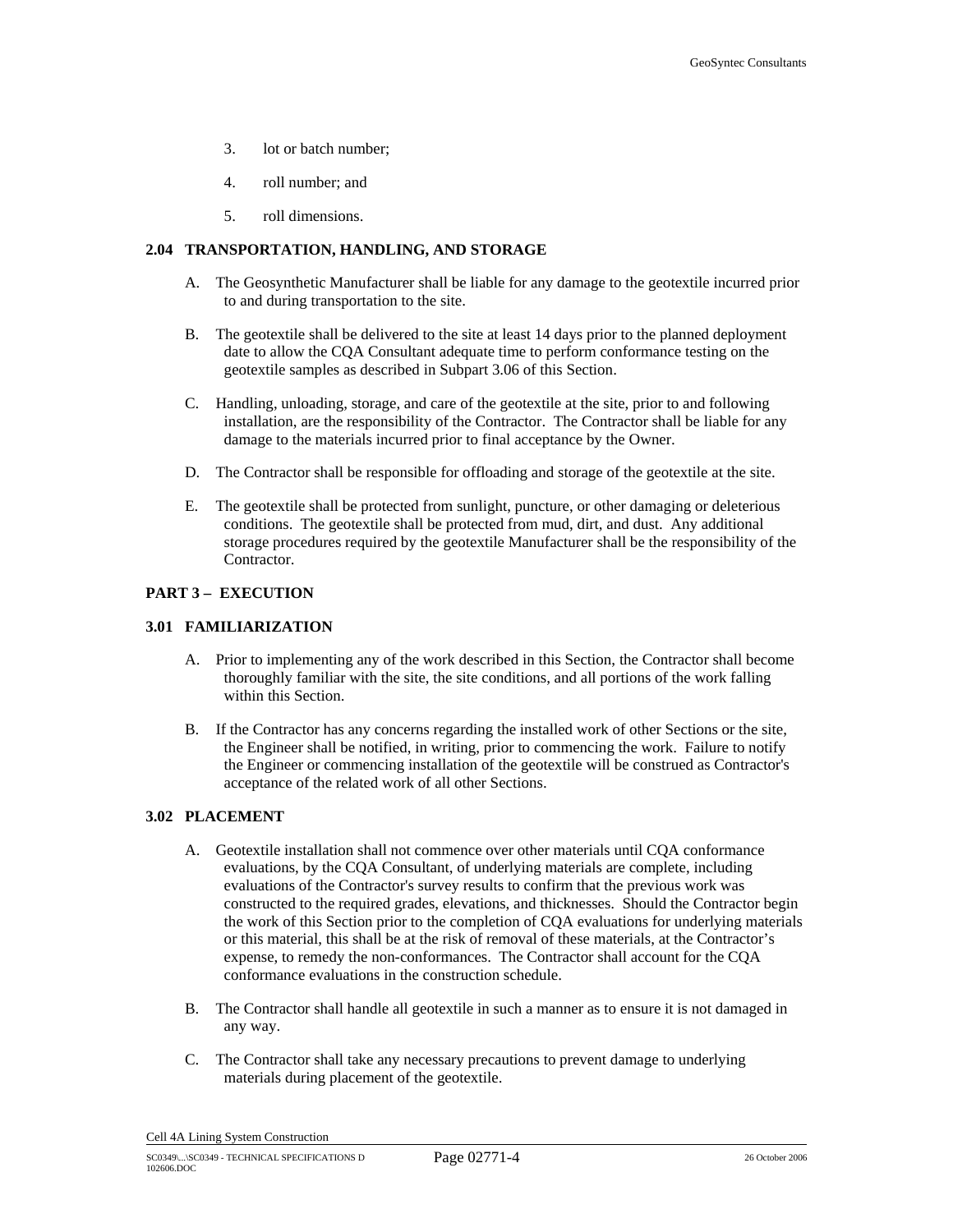3. lot or batch number;

4. roll number; and

5. roll dimensions.

### 2.04 TRANSPORTATION, HANDLING, AND STORAGE

A. The Geosynthetic Manufacturer shall be liable for any damage to the geotextile incurred prior to and during transportation to the site.

B. The geotextile shall be delivered to the site at least 14 days prior to the planned deployment date to allow the CQA Consultant adequate time to perform conformance testing on the geotextile samples as described in Subpart 3.06 of this Section.

C. Handling, unloading, storage, and care of the geotextile at the site, prior to and following installation, are the responsibility of the Contractor. The Contractor shall be liable for any damage to the materials incurred prior to final acceptance by the Owner.

D. The Contractor shall be responsible for offloading and storage of the geotextile at the site.

E. The geotextile shall be protected from sunlight, puncture, or other damaging or deleterious conditions. The geotextile shall be protected from mud, dirt, and dust. Any additional storage procedures required by the geotextile Manufacturer shall be the responsibility of the Contractor.

## PART 3 – EXECUTION

### 3.01 FAMILIARIZATION

A. Prior to implementing any of the work described in this Section, the Contractor shall become thoroughly familiar with the site, the site conditions, and all portions of the work falling within this Section.

B. If the Contractor has any concerns regarding the installed work of other Sections or the site, the Engineer shall be notified, in writing, prior to commencing the work. Failure to notify the Engineer or commencing installation of the geotextile will be construed as Contractor's acceptance of the related work of all other Sections.

### 3.02 PLACEMENT

A. Geotextile installation shall not commence over other materials until CQA conformance evaluations, by the CQA Consultant, of underlying materials are complete, including evaluations of the Contractor's survey results to confirm that the previous work was constructed to the required grades, elevations, and thicknesses. Should the Contractor begin the work of this Section prior to the completion of CQA evaluations for underlying materials or this material, this shall be at the risk of removal of these materials, at the Contractor's expense, to remedy the non-conformances. The Contractor shall account for the CQA conformance evaluations in the construction schedule.

B. The Contractor shall handle all geotextile in such a manner as to ensure it is not damaged in any way.

C. The Contractor shall take any necessary precautions to prevent damage to underlying materials during placement of the geotextile.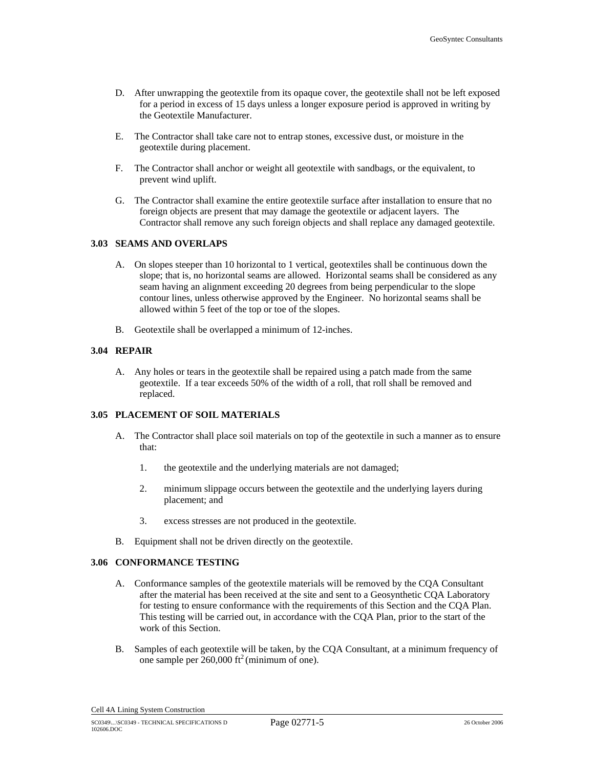D. After unwrapping the geotextile from its opaque cover, the geotextile shall not be left exposed for a period in excess of 15 days unless a longer exposure period is approved in writing by the Geotextile Manufacturer.

E. The Contractor shall take care not to entrap stones, excessive dust, or moisture in the geotextile during placement.

F. The Contractor shall anchor or weight all geotextile with sandbags, or the equivalent, to prevent wind uplift.

G. The Contractor shall examine the entire geotextile surface after installation to ensure that no foreign objects are present that may damage the geotextile or adjacent layers. The Contractor shall remove any such foreign objects and shall replace any damaged geotextile.

### 3.03 SEAMS AND OVERLAPS

A. On slopes steeper than 10 horizontal to 1 vertical, geotextiles shall be continuous down the slope; that is, no horizontal seams are allowed. Horizontal seams shall be considered as any seam having an alignment exceeding 20 degrees from being perpendicular to the slope contour lines, unless otherwise approved by the Engineer. No horizontal seams shall be allowed within 5 feet of the top or toe of the slopes.

B. Geotextile shall be overlapped a minimum of 12-inches.

### 3.04 REPAIR

A. Any holes or tears in the geotextile shall be repaired using a patch made from the same geotextile. If a tear exceeds 50% of the width of a roll, that roll shall be removed and replaced.

### 3.05 PLACEMENT OF SOIL MATERIALS

A. The Contractor shall place soil materials on top of the geotextile in such a manner as to ensure that:

1. the geotextile and the underlying materials are not damaged;

2. minimum slippage occurs between the geotextile and the underlying layers during placement; and

3. excess stresses are not produced in the geotextile.

B. Equipment shall not be driven directly on the geotextile.

### 3.06 CONFORMANCE TESTING

A. Conformance samples of the geotextile materials will be removed by the CQA Consultant after the material has been received at the site and sent to a Geosynthetic CQA Laboratory for testing to ensure conformance with the requirements of this Section and the CQA Plan. This testing will be carried out, in accordance with the CQA Plan, prior to the start of the work of this Section.

B. Samples of each geotextile will be taken, by the CQA Consultant, at a minimum frequency of one sample per 260,000 $ft^2$ (minimum of one).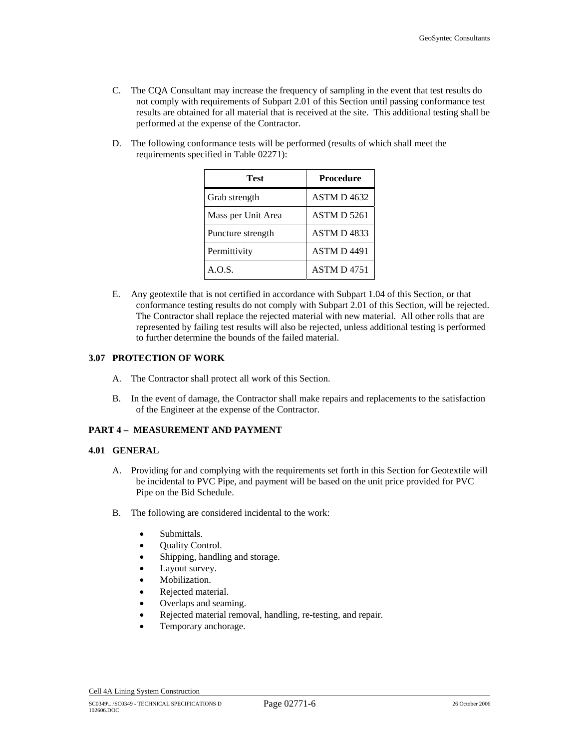C. The CQA Consultant may increase the frequency of sampling in the event that test results do not comply with requirements of Subpart 2.01 of this Section until passing conformance test results are obtained for all material that is received at the site. This additional testing shall be performed at the expense of the Contractor.

D. The following conformance tests will be performed (results of which shall meet the requirements specified in Table 02271):

| Test | Procedure |
| --- | --- |
| Grab strength | ASTM D 4632 |
| Mass per Unit Area | ASTM D 5261 |
| Puncture strength | ASTM D 4833 |
| Permittivity | ASTM D 4491 |
| A.O.S. | ASTM D 4751 |

E. Any geotextile that is not certified in accordance with Subpart 1.04 of this Section, or that conformance testing results do not comply with Subpart 2.01 of this Section, will be rejected. The Contractor shall replace the rejected material with new material. All other rolls that are represented by failing test results will also be rejected, unless additional testing is performed to further determine the bounds of the failed material.

### 3.07 PROTECTION OF WORK

A. The Contractor shall protect all work of this Section.

B. In the event of damage, the Contractor shall make repairs and replacements to the satisfaction of the Engineer at the expense of the Contractor.

## PART 4 – MEASUREMENT AND PAYMENT

### 4.01 GENERAL

A. Providing for and complying with the requirements set forth in this Section for Geotextile will be incidental to PVC Pipe, and payment will be based on the unit price provided for PVC Pipe on the Bid Schedule.

B. The following are considered incidental to the work:

- Submittals.
- Quality Control.
- Shipping, handling and storage.
- Layout survey.
- Mobilization.
- Rejected material.
- Overlaps and seaming.
- Rejected material removal, handling, re-testing, and repair.
- Temporary anchorage.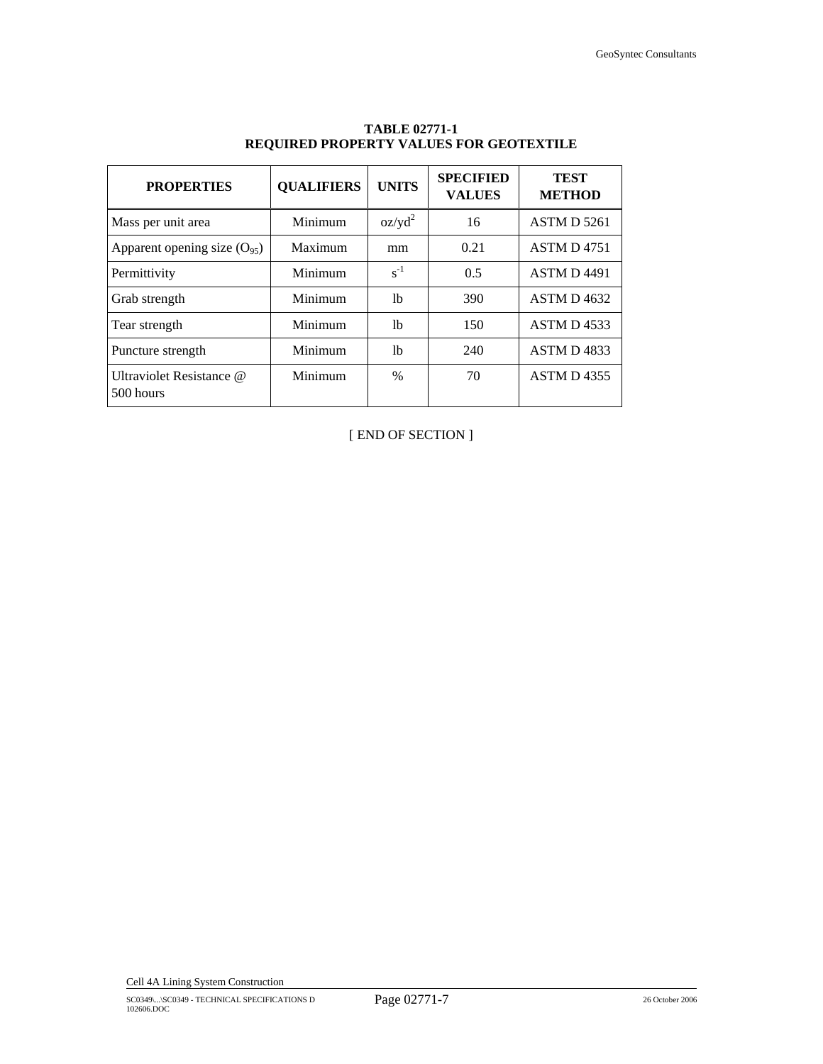**TABLE 02771-1**
**REQUIRED PROPERTY VALUES FOR GEOTEXTILE**

| PROPERTIES | QUALIFIERS | UNITS | SPECIFIED VALUES | TEST METHOD |
|---|---|---|---|---|
| Mass per unit area | Minimum | $oz/yd^2$ | 16 | ASTM D 5261 |
| Apparent opening size ($O_{95}$) | Maximum | mm | 0.21 | ASTM D 4751 |
| Permittivity | Minimum | $s^{-1}$ | 0.5 | ASTM D 4491 |
| Grab strength | Minimum | lb | 390 | ASTM D 4632 |
| Tear strength | Minimum | lb | 150 | ASTM D 4533 |
| Puncture strength | Minimum | lb | 240 | ASTM D 4833 |
| Ultraviolet Resistance @ 500 hours | Minimum | % | 70 | ASTM D 4355 |

[ END OF SECTION ]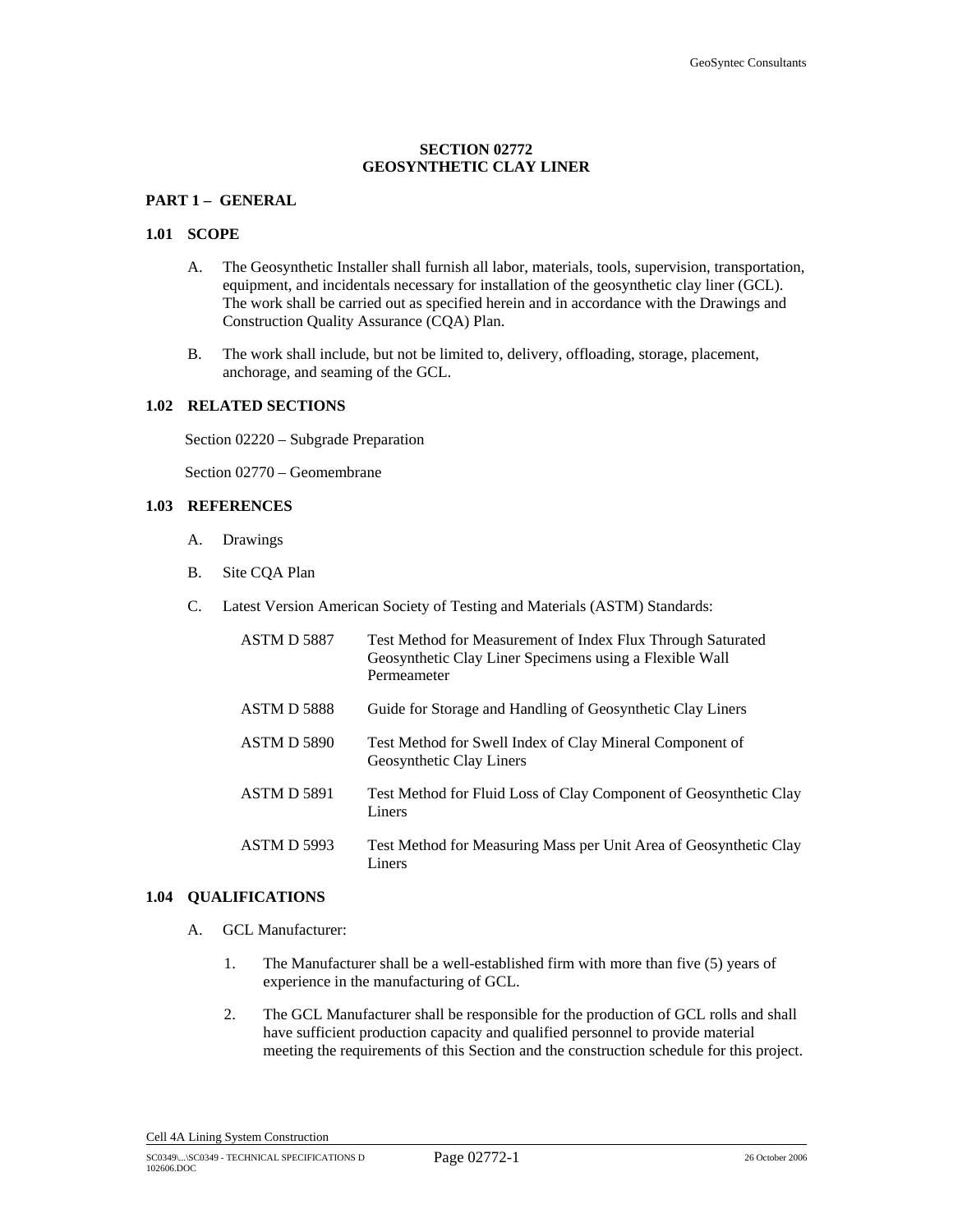**SECTION 02772**
**GEOSYNTHETIC CLAY LINER**

**PART 1 – GENERAL**

**1.01 SCOPE**

A. The Geosynthetic Installer shall furnish all labor, materials, tools, supervision, transportation, equipment, and incidentals necessary for installation of the geosynthetic clay liner (GCL). The work shall be carried out as specified herein and in accordance with the Drawings and Construction Quality Assurance (CQA) Plan.

B. The work shall include, but not be limited to, delivery, offloading, storage, placement, anchorage, and seaming of the GCL.

**1.02 RELATED SECTIONS**

Section 02220 – Subgrade Preparation

Section 02770 – Geomembrane

**1.03 REFERENCES**

A. Drawings

B. Site CQA Plan

C. Latest Version American Society of Testing and Materials (ASTM) Standards:

| | |
|---|---|
| ASTM D 5887 | Test Method for Measurement of Index Flux Through Saturated Geosynthetic Clay Liner Specimens using a Flexible Wall Permeameter |
| ASTM D 5888 | Guide for Storage and Handling of Geosynthetic Clay Liners |
| ASTM D 5890 | Test Method for Swell Index of Clay Mineral Component of Geosynthetic Clay Liners |
| ASTM D 5891 | Test Method for Fluid Loss of Clay Component of Geosynthetic Clay Liners |
| ASTM D 5993 | Test Method for Measuring Mass per Unit Area of Geosynthetic Clay Liners |

**1.04 QUALIFICATIONS**

A. GCL Manufacturer:

1. The Manufacturer shall be a well-established firm with more than five (5) years of experience in the manufacturing of GCL.

2. The GCL Manufacturer shall be responsible for the production of GCL rolls and shall have sufficient production capacity and qualified personnel to provide material meeting the requirements of this Section and the construction schedule for this project.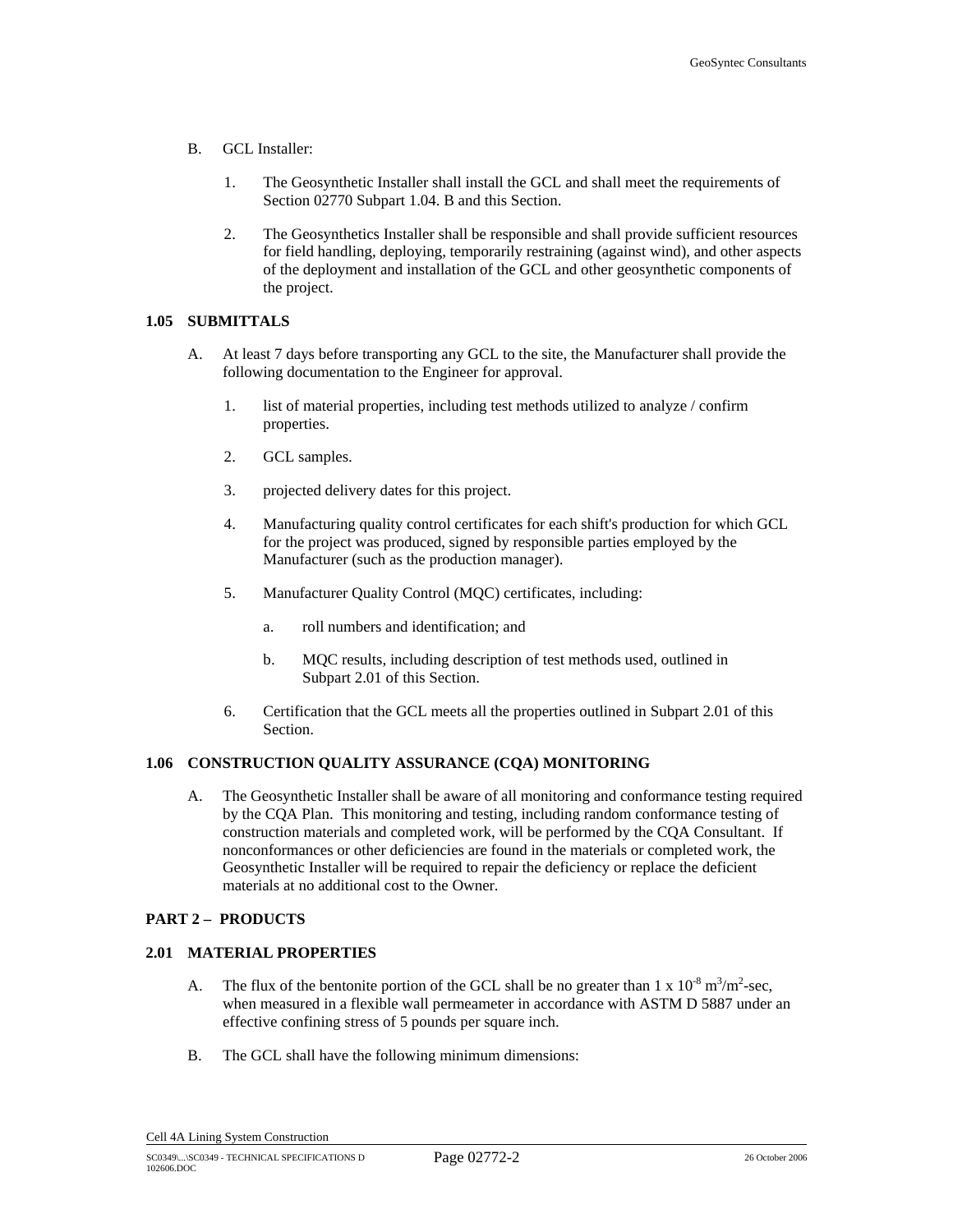B. GCL Installer:

1. The Geosynthetic Installer shall install the GCL and shall meet the requirements of Section 02770 Subpart 1.04. B and this Section.

2. The Geosynthetics Installer shall be responsible and shall provide sufficient resources for field handling, deploying, temporarily restraining (against wind), and other aspects of the deployment and installation of the GCL and other geosynthetic components of the project.

### 1.05 SUBMITTALS

A. At least 7 days before transporting any GCL to the site, the Manufacturer shall provide the following documentation to the Engineer for approval.

1. list of material properties, including test methods utilized to analyze / confirm properties.

2. GCL samples.

3. projected delivery dates for this project.

4. Manufacturing quality control certificates for each shift's production for which GCL for the project was produced, signed by responsible parties employed by the Manufacturer (such as the production manager).

5. Manufacturer Quality Control (MQC) certificates, including:

   a. roll numbers and identification; and

   b. MQC results, including description of test methods used, outlined in Subpart 2.01 of this Section.

6. Certification that the GCL meets all the properties outlined in Subpart 2.01 of this Section.

### 1.06 CONSTRUCTION QUALITY ASSURANCE (CQA) MONITORING

A. The Geosynthetic Installer shall be aware of all monitoring and conformance testing required by the CQA Plan. This monitoring and testing, including random conformance testing of construction materials and completed work, will be performed by the CQA Consultant. If nonconformances or other deficiencies are found in the materials or completed work, the Geosynthetic Installer will be required to repair the deficiency or replace the deficient materials at no additional cost to the Owner.

## PART 2 – PRODUCTS

### 2.01 MATERIAL PROPERTIES

A. The flux of the bentonite portion of the GCL shall be no greater than $1 \times 10^{-8}$ $m^3/m^2$-sec, when measured in a flexible wall permeameter in accordance with ASTM D 5887 under an effective confining stress of 5 pounds per square inch.

B. The GCL shall have the following minimum dimensions: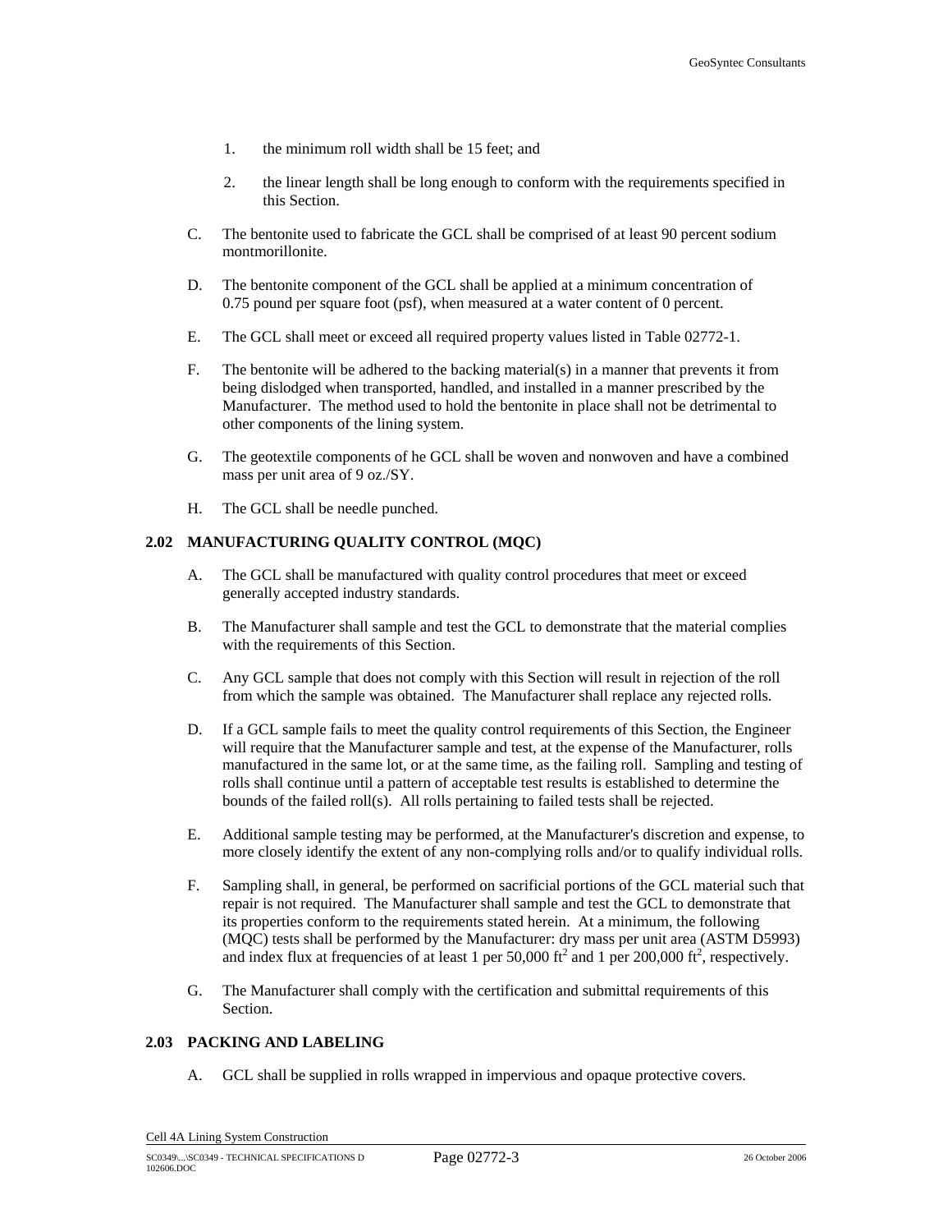1. the minimum roll width shall be 15 feet; and

2. the linear length shall be long enough to conform with the requirements specified in this Section.

C. The bentonite used to fabricate the GCL shall be comprised of at least 90 percent sodium montmorillonite.

D. The bentonite component of the GCL shall be applied at a minimum concentration of 0.75 pound per square foot (psf), when measured at a water content of 0 percent.

E. The GCL shall meet or exceed all required property values listed in Table 02772-1.

F. The bentonite will be adhered to the backing material(s) in a manner that prevents it from being dislodged when transported, handled, and installed in a manner prescribed by the Manufacturer. The method used to hold the bentonite in place shall not be detrimental to other components of the lining system.

G. The geotextile components of he GCL shall be woven and nonwoven and have a combined mass per unit area of 9 oz./SY.

H. The GCL shall be needle punched.

## 2.02 MANUFACTURING QUALITY CONTROL (MQC)

A. The GCL shall be manufactured with quality control procedures that meet or exceed generally accepted industry standards.

B. The Manufacturer shall sample and test the GCL to demonstrate that the material complies with the requirements of this Section.

C. Any GCL sample that does not comply with this Section will result in rejection of the roll from which the sample was obtained. The Manufacturer shall replace any rejected rolls.

D. If a GCL sample fails to meet the quality control requirements of this Section, the Engineer will require that the Manufacturer sample and test, at the expense of the Manufacturer, rolls manufactured in the same lot, or at the same time, as the failing roll. Sampling and testing of rolls shall continue until a pattern of acceptable test results is established to determine the bounds of the failed roll(s). All rolls pertaining to failed tests shall be rejected.

E. Additional sample testing may be performed, at the Manufacturer's discretion and expense, to more closely identify the extent of any non-complying rolls and/or to qualify individual rolls.

F. Sampling shall, in general, be performed on sacrificial portions of the GCL material such that repair is not required. The Manufacturer shall sample and test the GCL to demonstrate that its properties conform to the requirements stated herein. At a minimum, the following (MQC) tests shall be performed by the Manufacturer: dry mass per unit area (ASTM D5993) and index flux at frequencies of at least 1 per 50,000 $ft^2$ and 1 per 200,000 $ft^2$, respectively.

G. The Manufacturer shall comply with the certification and submittal requirements of this Section.

## 2.03 PACKING AND LABELING

A. GCL shall be supplied in rolls wrapped in impervious and opaque protective covers.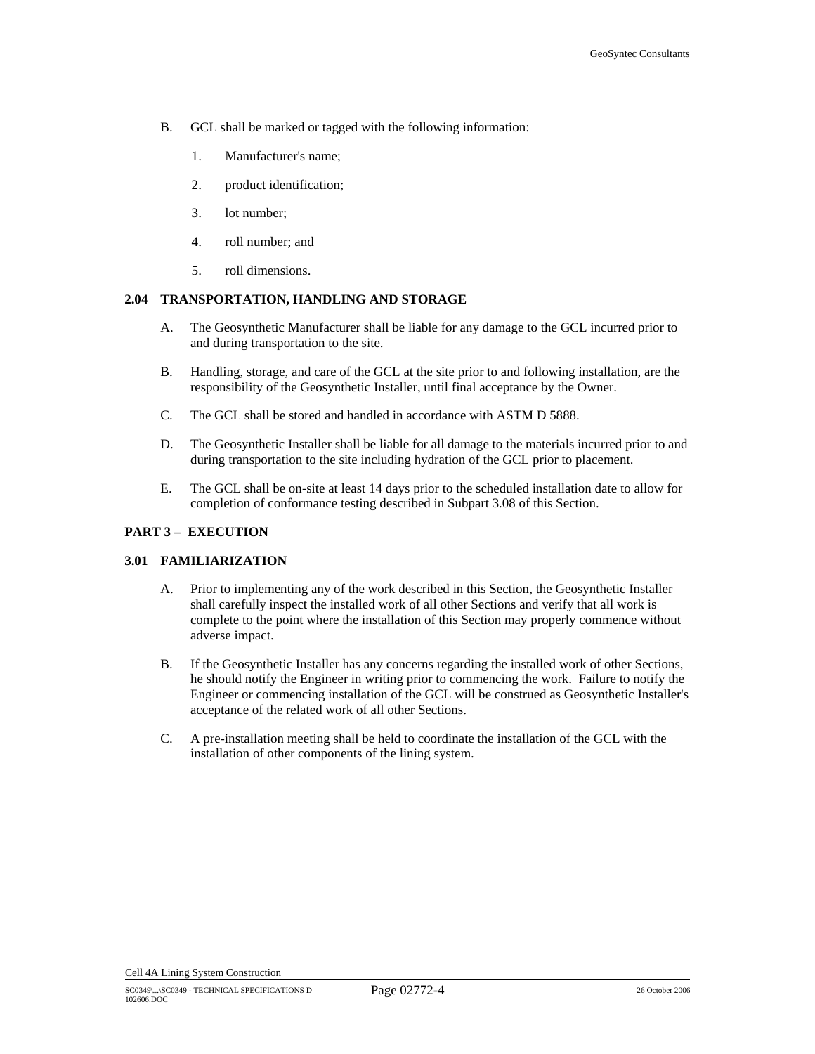B. GCL shall be marked or tagged with the following information:

1. Manufacturer's name;
2. product identification;
3. lot number;
4. roll number; and
5. roll dimensions.

### 2.04 TRANSPORTATION, HANDLING AND STORAGE

A. The Geosynthetic Manufacturer shall be liable for any damage to the GCL incurred prior to and during transportation to the site.

B. Handling, storage, and care of the GCL at the site prior to and following installation, are the responsibility of the Geosynthetic Installer, until final acceptance by the Owner.

C. The GCL shall be stored and handled in accordance with ASTM D 5888.

D. The Geosynthetic Installer shall be liable for all damage to the materials incurred prior to and during transportation to the site including hydration of the GCL prior to placement.

E. The GCL shall be on-site at least 14 days prior to the scheduled installation date to allow for completion of conformance testing described in Subpart 3.08 of this Section.

## PART 3 – EXECUTION

### 3.01 FAMILIARIZATION

A. Prior to implementing any of the work described in this Section, the Geosynthetic Installer shall carefully inspect the installed work of all other Sections and verify that all work is complete to the point where the installation of this Section may properly commence without adverse impact.

B. If the Geosynthetic Installer has any concerns regarding the installed work of other Sections, he should notify the Engineer in writing prior to commencing the work. Failure to notify the Engineer or commencing installation of the GCL will be construed as Geosynthetic Installer's acceptance of the related work of all other Sections.

C. A pre-installation meeting shall be held to coordinate the installation of the GCL with the installation of other components of the lining system.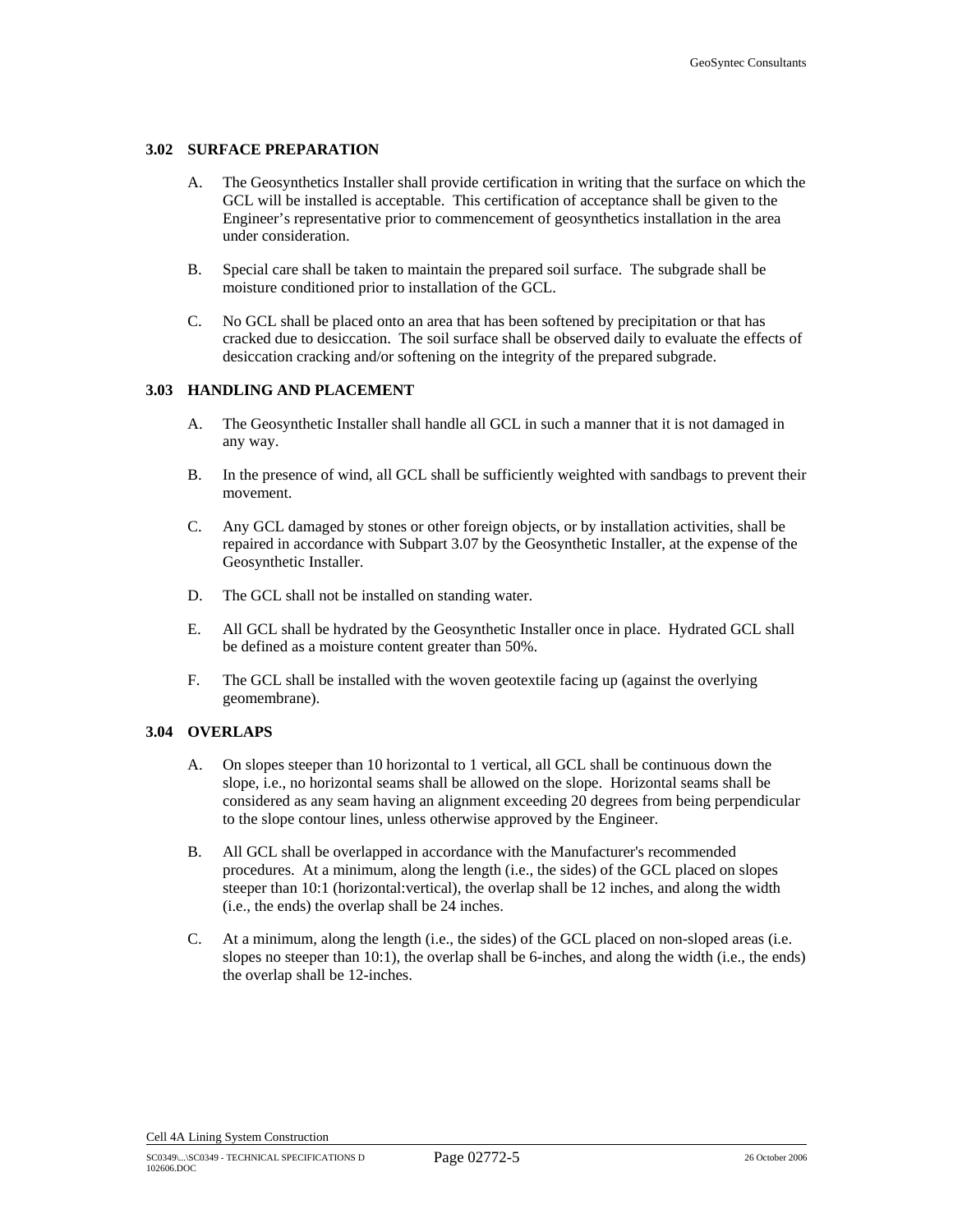### 3.02 SURFACE PREPARATION

A. The Geosynthetics Installer shall provide certification in writing that the surface on which the GCL will be installed is acceptable. This certification of acceptance shall be given to the Engineer's representative prior to commencement of geosynthetics installation in the area under consideration.

B. Special care shall be taken to maintain the prepared soil surface. The subgrade shall be moisture conditioned prior to installation of the GCL.

C. No GCL shall be placed onto an area that has been softened by precipitation or that has cracked due to desiccation. The soil surface shall be observed daily to evaluate the effects of desiccation cracking and/or softening on the integrity of the prepared subgrade.

### 3.03 HANDLING AND PLACEMENT

A. The Geosynthetic Installer shall handle all GCL in such a manner that it is not damaged in any way.

B. In the presence of wind, all GCL shall be sufficiently weighted with sandbags to prevent their movement.

C. Any GCL damaged by stones or other foreign objects, or by installation activities, shall be repaired in accordance with Subpart 3.07 by the Geosynthetic Installer, at the expense of the Geosynthetic Installer.

D. The GCL shall not be installed on standing water.

E. All GCL shall be hydrated by the Geosynthetic Installer once in place. Hydrated GCL shall be defined as a moisture content greater than 50%.

F. The GCL shall be installed with the woven geotextile facing up (against the overlying geomembrane).

### 3.04 OVERLAPS

A. On slopes steeper than 10 horizontal to 1 vertical, all GCL shall be continuous down the slope, i.e., no horizontal seams shall be allowed on the slope. Horizontal seams shall be considered as any seam having an alignment exceeding 20 degrees from being perpendicular to the slope contour lines, unless otherwise approved by the Engineer.

B. All GCL shall be overlapped in accordance with the Manufacturer's recommended procedures. At a minimum, along the length (i.e., the sides) of the GCL placed on slopes steeper than 10:1 (horizontal:vertical), the overlap shall be 12 inches, and along the width (i.e., the ends) the overlap shall be 24 inches.

C. At a minimum, along the length (i.e., the sides) of the GCL placed on non-sloped areas (i.e. slopes no steeper than 10:1), the overlap shall be 6-inches, and along the width (i.e., the ends) the overlap shall be 12-inches.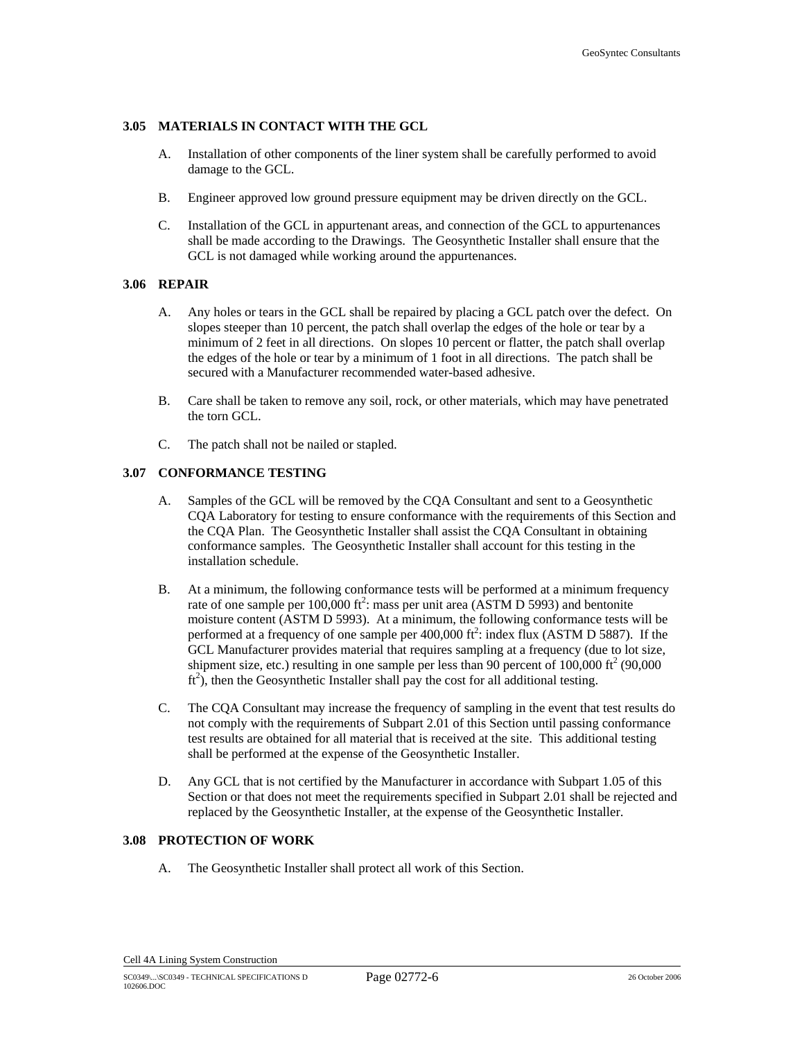### 3.05 MATERIALS IN CONTACT WITH THE GCL

A. Installation of other components of the liner system shall be carefully performed to avoid damage to the GCL.

B. Engineer approved low ground pressure equipment may be driven directly on the GCL.

C. Installation of the GCL in appurtenant areas, and connection of the GCL to appurtenances shall be made according to the Drawings. The Geosynthetic Installer shall ensure that the GCL is not damaged while working around the appurtenances.

### 3.06 REPAIR

A. Any holes or tears in the GCL shall be repaired by placing a GCL patch over the defect. On slopes steeper than 10 percent, the patch shall overlap the edges of the hole or tear by a minimum of 2 feet in all directions. On slopes 10 percent or flatter, the patch shall overlap the edges of the hole or tear by a minimum of 1 foot in all directions. The patch shall be secured with a Manufacturer recommended water-based adhesive.

B. Care shall be taken to remove any soil, rock, or other materials, which may have penetrated the torn GCL.

C. The patch shall not be nailed or stapled.

### 3.07 CONFORMANCE TESTING

A. Samples of the GCL will be removed by the CQA Consultant and sent to a Geosynthetic CQA Laboratory for testing to ensure conformance with the requirements of this Section and the CQA Plan. The Geosynthetic Installer shall assist the CQA Consultant in obtaining conformance samples. The Geosynthetic Installer shall account for this testing in the installation schedule.

B. At a minimum, the following conformance tests will be performed at a minimum frequency rate of one sample per 100,000 $ft^2$: mass per unit area (ASTM D 5993) and bentonite moisture content (ASTM D 5993). At a minimum, the following conformance tests will be performed at a frequency of one sample per 400,000 $ft^2$: index flux (ASTM D 5887). If the GCL Manufacturer provides material that requires sampling at a frequency (due to lot size, shipment size, etc.) resulting in one sample per less than 90 percent of 100,000 $ft^2$ (90,000 $ft^2$), then the Geosynthetic Installer shall pay the cost for all additional testing.

C. The CQA Consultant may increase the frequency of sampling in the event that test results do not comply with the requirements of Subpart 2.01 of this Section until passing conformance test results are obtained for all material that is received at the site. This additional testing shall be performed at the expense of the Geosynthetic Installer.

D. Any GCL that is not certified by the Manufacturer in accordance with Subpart 1.05 of this Section or that does not meet the requirements specified in Subpart 2.01 shall be rejected and replaced by the Geosynthetic Installer, at the expense of the Geosynthetic Installer.

### 3.08 PROTECTION OF WORK

A. The Geosynthetic Installer shall protect all work of this Section.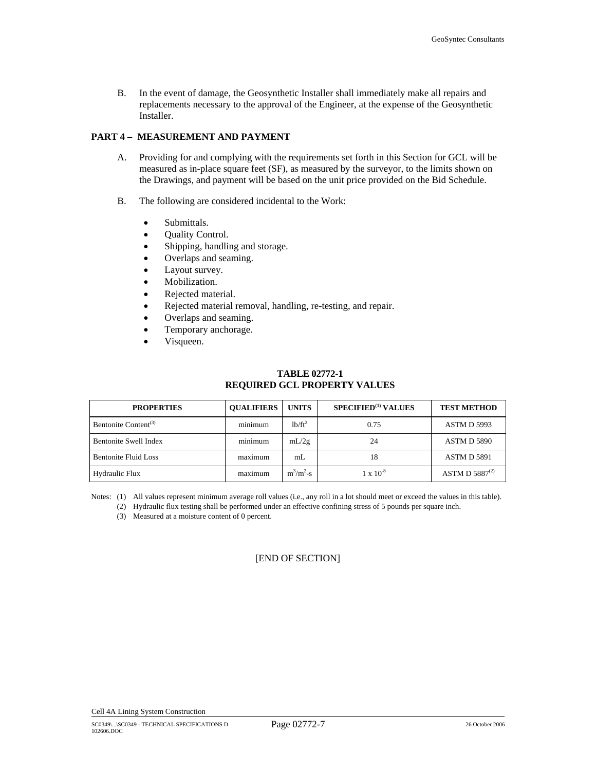B. In the event of damage, the Geosynthetic Installer shall immediately make all repairs and replacements necessary to the approval of the Engineer, at the expense of the Geosynthetic Installer.

## PART 4 – MEASUREMENT AND PAYMENT

A. Providing for and complying with the requirements set forth in this Section for GCL will be measured as in-place square feet (SF), as measured by the surveyor, to the limits shown on the Drawings, and payment will be based on the unit price provided on the Bid Schedule.

B. The following are considered incidental to the Work:

- Submittals.
- Quality Control.
- Shipping, handling and storage.
- Overlaps and seaming.
- Layout survey.
- Mobilization.
- Rejected material.
- Rejected material removal, handling, re-testing, and repair.
- Overlaps and seaming.
- Temporary anchorage.
- Visqueen.

**TABLE 02772-1**
**REQUIRED GCL PROPERTY VALUES**

| PROPERTIES | QUALIFIERS | UNITS | SPECIFIED[1] VALUES | TEST METHOD |
|---|---|---|---|---|
| Bentonite Content[3] | minimum | $lb/ft^2$ | 0.75 | ASTM D 5993 |
| Bentonite Swell Index | minimum | mL/2g | 24 | ASTM D 5890 |
| Bentonite Fluid Loss | maximum | mL | 18 | ASTM D 5891 |
| Hydraulic Flux | maximum | $m^3/m^2$-s | $1 \times 10^{-8}$ | ASTM D 5887[2] |

Notes: (1) All values represent minimum average roll values (i.e., any roll in a lot should meet or exceed the values in this table).
(2) Hydraulic flux testing shall be performed under an effective confining stress of 5 pounds per square inch.
(3) Measured at a moisture content of 0 percent.

[END OF SECTION]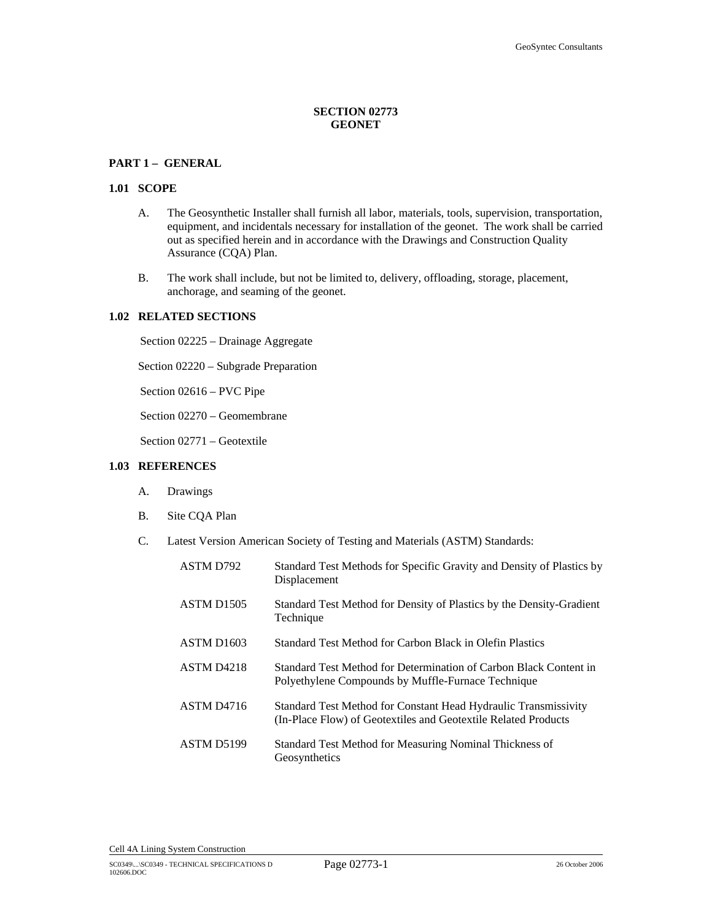# SECTION 02773
# GEONET

## PART 1 – GENERAL

### 1.01 SCOPE

A. The Geosynthetic Installer shall furnish all labor, materials, tools, supervision, transportation, equipment, and incidentals necessary for installation of the geonet. The work shall be carried out as specified herein and in accordance with the Drawings and Construction Quality Assurance (CQA) Plan.

B. The work shall include, but not be limited to, delivery, offloading, storage, placement, anchorage, and seaming of the geonet.

### 1.02 RELATED SECTIONS

Section 02225 – Drainage Aggregate

Section 02220 – Subgrade Preparation

Section 02616 – PVC Pipe

Section 02270 – Geomembrane

Section 02771 – Geotextile

### 1.03 REFERENCES

A. Drawings

B. Site CQA Plan

C. Latest Version American Society of Testing and Materials (ASTM) Standards:

| | |
|---|---|
| ASTM D792 | Standard Test Methods for Specific Gravity and Density of Plastics by Displacement |
| ASTM D1505 | Standard Test Method for Density of Plastics by the Density-Gradient Technique |
| ASTM D1603 | Standard Test Method for Carbon Black in Olefin Plastics |
| ASTM D4218 | Standard Test Method for Determination of Carbon Black Content in Polyethylene Compounds by Muffle-Furnace Technique |
| ASTM D4716 | Standard Test Method for Constant Head Hydraulic Transmissivity (In-Place Flow) of Geotextiles and Geotextile Related Products |
| ASTM D5199 | Standard Test Method for Measuring Nominal Thickness of Geosynthetics |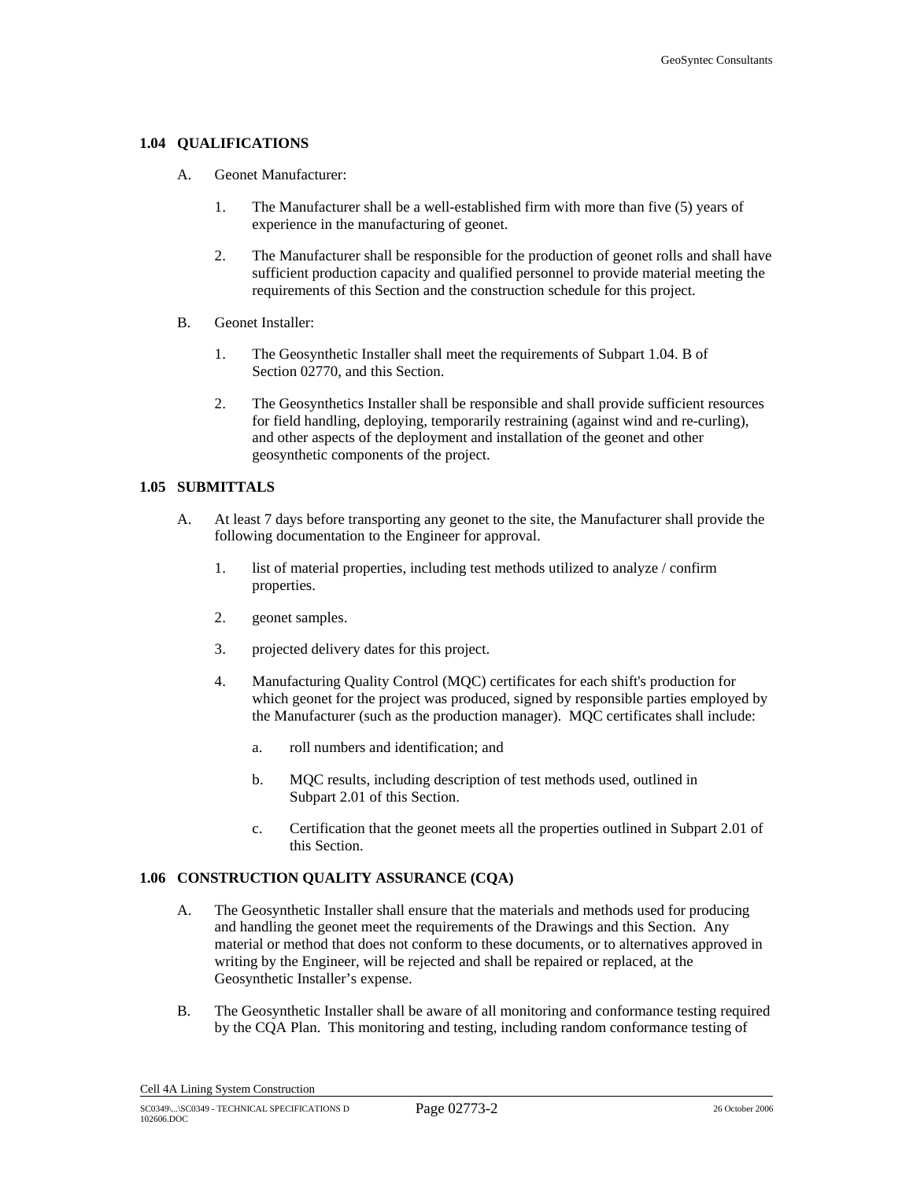## 1.04 QUALIFICATIONS

A. Geonet Manufacturer:

1. The Manufacturer shall be a well-established firm with more than five (5) years of experience in the manufacturing of geonet.

2. The Manufacturer shall be responsible for the production of geonet rolls and shall have sufficient production capacity and qualified personnel to provide material meeting the requirements of this Section and the construction schedule for this project.

B. Geonet Installer:

1. The Geosynthetic Installer shall meet the requirements of Subpart 1.04. B of Section 02770, and this Section.

2. The Geosynthetics Installer shall be responsible and shall provide sufficient resources for field handling, deploying, temporarily restraining (against wind and re-curling), and other aspects of the deployment and installation of the geonet and other geosynthetic components of the project.

## 1.05 SUBMITTALS

A. At least 7 days before transporting any geonet to the site, the Manufacturer shall provide the following documentation to the Engineer for approval.

1. list of material properties, including test methods utilized to analyze / confirm properties.

2. geonet samples.

3. projected delivery dates for this project.

4. Manufacturing Quality Control (MQC) certificates for each shift's production for which geonet for the project was produced, signed by responsible parties employed by the Manufacturer (such as the production manager). MQC certificates shall include:

   a. roll numbers and identification; and

   b. MQC results, including description of test methods used, outlined in Subpart 2.01 of this Section.

   c. Certification that the geonet meets all the properties outlined in Subpart 2.01 of this Section.

## 1.06 CONSTRUCTION QUALITY ASSURANCE (CQA)

A. The Geosynthetic Installer shall ensure that the materials and methods used for producing and handling the geonet meet the requirements of the Drawings and this Section. Any material or method that does not conform to these documents, or to alternatives approved in writing by the Engineer, will be rejected and shall be repaired or replaced, at the Geosynthetic Installer's expense.

B. The Geosynthetic Installer shall be aware of all monitoring and conformance testing required by the CQA Plan. This monitoring and testing, including random conformance testing of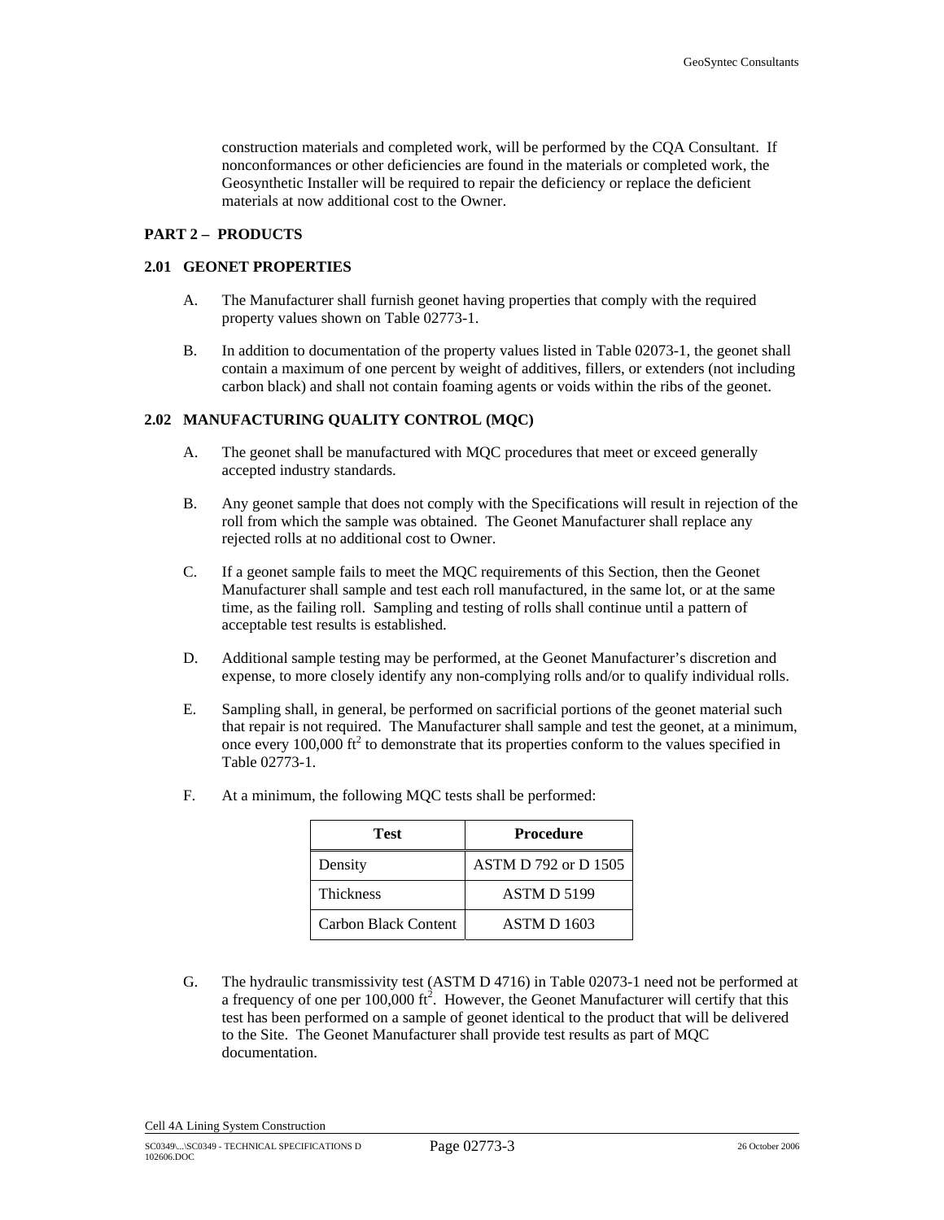construction materials and completed work, will be performed by the CQA Consultant. If nonconformances or other deficiencies are found in the materials or completed work, the Geosynthetic Installer will be required to repair the deficiency or replace the deficient materials at now additional cost to the Owner.

## PART 2 – PRODUCTS

### 2.01 GEONET PROPERTIES

A. The Manufacturer shall furnish geonet having properties that comply with the required property values shown on Table 02773-1.

B. In addition to documentation of the property values listed in Table 02073-1, the geonet shall contain a maximum of one percent by weight of additives, fillers, or extenders (not including carbon black) and shall not contain foaming agents or voids within the ribs of the geonet.

### 2.02 MANUFACTURING QUALITY CONTROL (MQC)

A. The geonet shall be manufactured with MQC procedures that meet or exceed generally accepted industry standards.

B. Any geonet sample that does not comply with the Specifications will result in rejection of the roll from which the sample was obtained. The Geonet Manufacturer shall replace any rejected rolls at no additional cost to Owner.

C. If a geonet sample fails to meet the MQC requirements of this Section, then the Geonet Manufacturer shall sample and test each roll manufactured, in the same lot, or at the same time, as the failing roll. Sampling and testing of rolls shall continue until a pattern of acceptable test results is established.

D. Additional sample testing may be performed, at the Geonet Manufacturer's discretion and expense, to more closely identify any non-complying rolls and/or to qualify individual rolls.

E. Sampling shall, in general, be performed on sacrificial portions of the geonet material such that repair is not required. The Manufacturer shall sample and test the geonet, at a minimum, once every 100,000 $ft^2$ to demonstrate that its properties conform to the values specified in Table 02773-1.

F. At a minimum, the following MQC tests shall be performed:

| Test | Procedure |
|---|---|
| Density | ASTM D 792 or D 1505 |
| Thickness | ASTM D 5199 |
| Carbon Black Content | ASTM D 1603 |

G. The hydraulic transmissivity test (ASTM D 4716) in Table 02073-1 need not be performed at a frequency of one per 100,000 $ft^2$. However, the Geonet Manufacturer will certify that this test has been performed on a sample of geonet identical to the product that will be delivered to the Site. The Geonet Manufacturer shall provide test results as part of MQC documentation.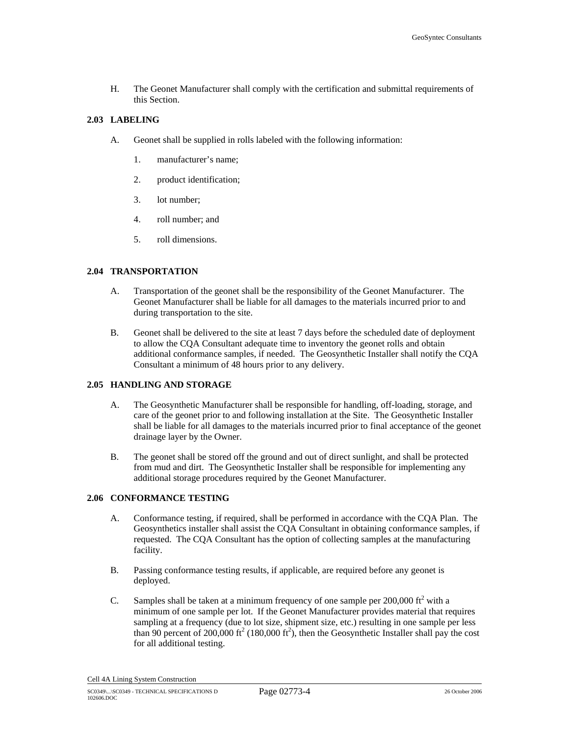H. The Geonet Manufacturer shall comply with the certification and submittal requirements of this Section.

### 2.03 LABELING

A. Geonet shall be supplied in rolls labeled with the following information:

1. manufacturer's name;
2. product identification;
3. lot number;
4. roll number; and
5. roll dimensions.

### 2.04 TRANSPORTATION

A. Transportation of the geonet shall be the responsibility of the Geonet Manufacturer. The Geonet Manufacturer shall be liable for all damages to the materials incurred prior to and during transportation to the site.

B. Geonet shall be delivered to the site at least 7 days before the scheduled date of deployment to allow the CQA Consultant adequate time to inventory the geonet rolls and obtain additional conformance samples, if needed. The Geosynthetic Installer shall notify the CQA Consultant a minimum of 48 hours prior to any delivery.

### 2.05 HANDLING AND STORAGE

A. The Geosynthetic Manufacturer shall be responsible for handling, off-loading, storage, and care of the geonet prior to and following installation at the Site. The Geosynthetic Installer shall be liable for all damages to the materials incurred prior to final acceptance of the geonet drainage layer by the Owner.

B. The geonet shall be stored off the ground and out of direct sunlight, and shall be protected from mud and dirt. The Geosynthetic Installer shall be responsible for implementing any additional storage procedures required by the Geonet Manufacturer.

### 2.06 CONFORMANCE TESTING

A. Conformance testing, if required, shall be performed in accordance with the CQA Plan. The Geosynthetics installer shall assist the CQA Consultant in obtaining conformance samples, if requested. The CQA Consultant has the option of collecting samples at the manufacturing facility.

B. Passing conformance testing results, if applicable, are required before any geonet is deployed.

C. Samples shall be taken at a minimum frequency of one sample per 200,000 $ft^2$ with a minimum of one sample per lot. If the Geonet Manufacturer provides material that requires sampling at a frequency (due to lot size, shipment size, etc.) resulting in one sample per less than 90 percent of 200,000 $ft^2$ (180,000 $ft^2$), then the Geosynthetic Installer shall pay the cost for all additional testing.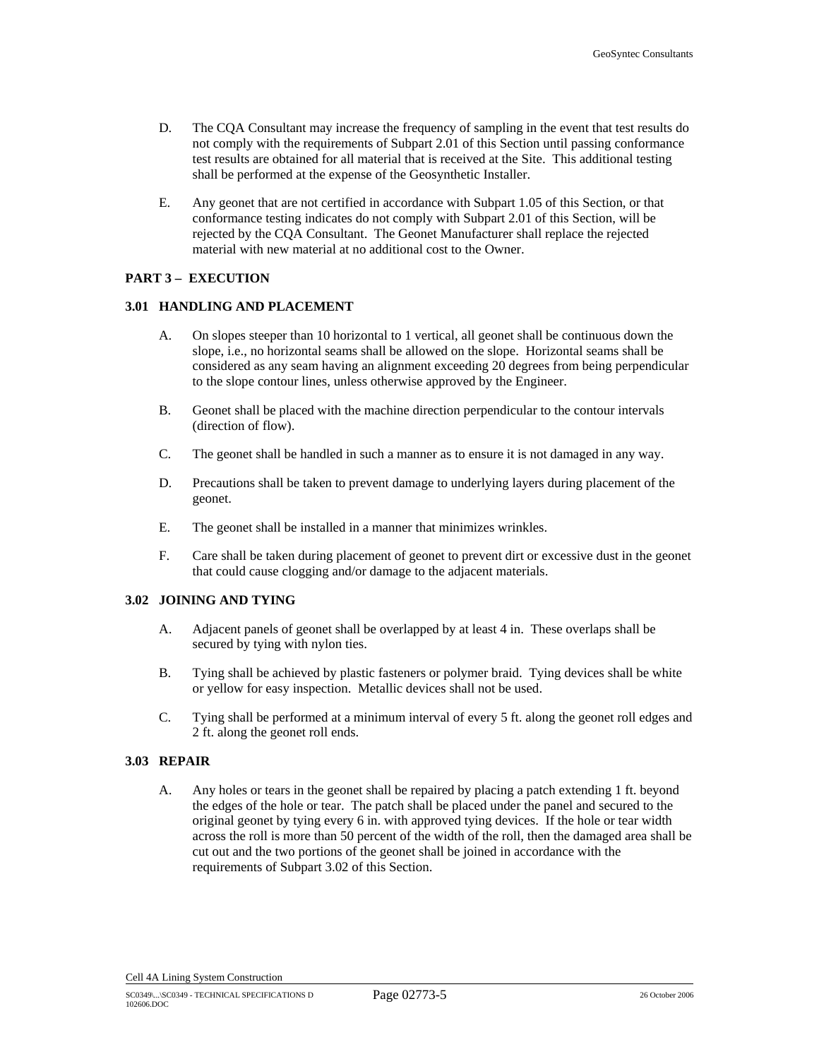D. The CQA Consultant may increase the frequency of sampling in the event that test results do not comply with the requirements of Subpart 2.01 of this Section until passing conformance test results are obtained for all material that is received at the Site. This additional testing shall be performed at the expense of the Geosynthetic Installer.

E. Any geonet that are not certified in accordance with Subpart 1.05 of this Section, or that conformance testing indicates do not comply with Subpart 2.01 of this Section, will be rejected by the CQA Consultant. The Geonet Manufacturer shall replace the rejected material with new material at no additional cost to the Owner.

## PART 3 – EXECUTION

### 3.01 HANDLING AND PLACEMENT

A. On slopes steeper than 10 horizontal to 1 vertical, all geonet shall be continuous down the slope, i.e., no horizontal seams shall be allowed on the slope. Horizontal seams shall be considered as any seam having an alignment exceeding 20 degrees from being perpendicular to the slope contour lines, unless otherwise approved by the Engineer.

B. Geonet shall be placed with the machine direction perpendicular to the contour intervals (direction of flow).

C. The geonet shall be handled in such a manner as to ensure it is not damaged in any way.

D. Precautions shall be taken to prevent damage to underlying layers during placement of the geonet.

E. The geonet shall be installed in a manner that minimizes wrinkles.

F. Care shall be taken during placement of geonet to prevent dirt or excessive dust in the geonet that could cause clogging and/or damage to the adjacent materials.

### 3.02 JOINING AND TYING

A. Adjacent panels of geonet shall be overlapped by at least 4 in. These overlaps shall be secured by tying with nylon ties.

B. Tying shall be achieved by plastic fasteners or polymer braid. Tying devices shall be white or yellow for easy inspection. Metallic devices shall not be used.

C. Tying shall be performed at a minimum interval of every 5 ft. along the geonet roll edges and 2 ft. along the geonet roll ends.

### 3.03 REPAIR

A. Any holes or tears in the geonet shall be repaired by placing a patch extending 1 ft. beyond the edges of the hole or tear. The patch shall be placed under the panel and secured to the original geonet by tying every 6 in. with approved tying devices. If the hole or tear width across the roll is more than 50 percent of the width of the roll, then the damaged area shall be cut out and the two portions of the geonet shall be joined in accordance with the requirements of Subpart 3.02 of this Section.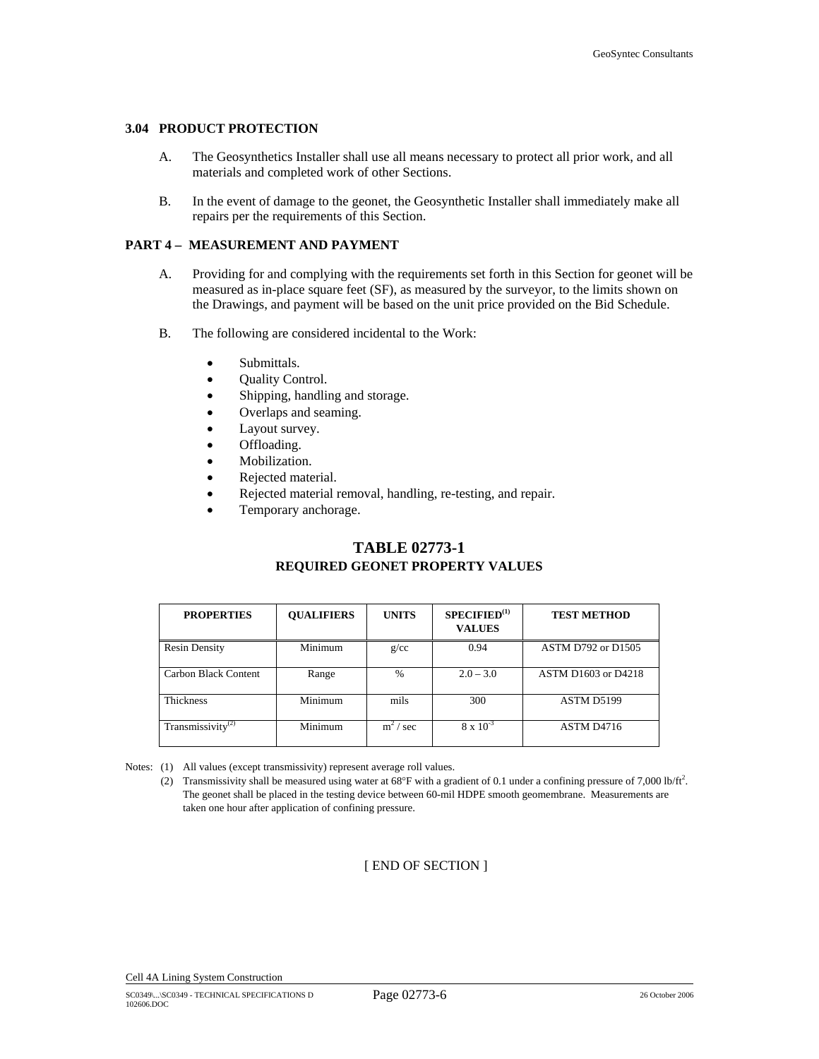### 3.04 PRODUCT PROTECTION

A. The Geosynthetics Installer shall use all means necessary to protect all prior work, and all materials and completed work of other Sections.

B. In the event of damage to the geonet, the Geosynthetic Installer shall immediately make all repairs per the requirements of this Section.

## PART 4 – MEASUREMENT AND PAYMENT

A. Providing for and complying with the requirements set forth in this Section for geonet will be measured as in-place square feet (SF), as measured by the surveyor, to the limits shown on the Drawings, and payment will be based on the unit price provided on the Bid Schedule.

B. The following are considered incidental to the Work:

- Submittals.
- Quality Control.
- Shipping, handling and storage.
- Overlaps and seaming.
- Layout survey.
- Offloading.
- Mobilization.
- Rejected material.
- Rejected material removal, handling, re-testing, and repair.
- Temporary anchorage.

## TABLE 02773-1
### REQUIRED GEONET PROPERTY VALUES

| PROPERTIES | QUALIFIERS | UNITS | SPECIFIED[1] VALUES | TEST METHOD |
|---|---|---|---|---|
| Resin Density | Minimum | g/cc | 0.94 | ASTM D792 or D1505 |
| Carbon Black Content | Range | % | 2.0 – 3.0 | ASTM D1603 or D4218 |
| Thickness | Minimum | mils | 300 | ASTM D5199 |
| Transmissivity[2] | Minimum | $m^2$ / sec | $8 \times 10^{-3}$ | ASTM D4716 |

Notes: (1) All values (except transmissivity) represent average roll values.

(2) Transmissivity shall be measured using water at 68°F with a gradient of 0.1 under a confining pressure of 7,000 $lb/ft^2$. The geonet shall be placed in the testing device between 60-mil HDPE smooth geomembrane. Measurements are taken one hour after application of confining pressure.

[ END OF SECTION ]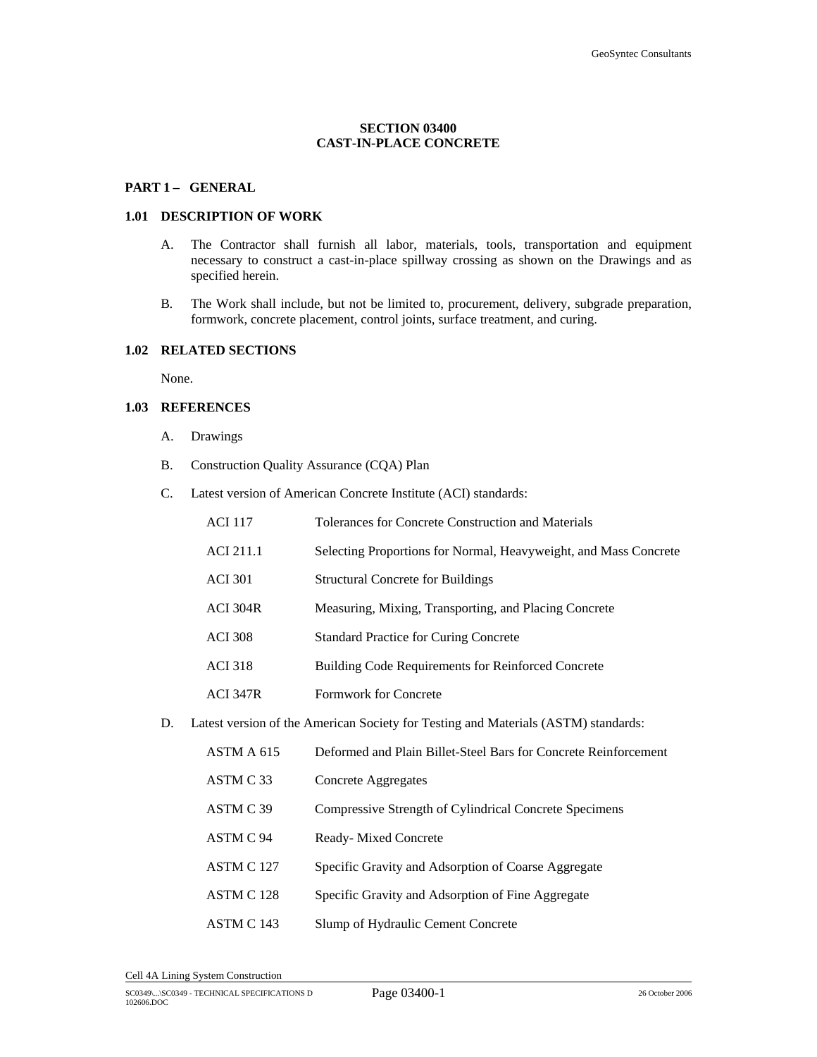## SECTION 03400
## CAST-IN-PLACE CONCRETE

### PART 1 – GENERAL

### 1.01 DESCRIPTION OF WORK

A. The Contractor shall furnish all labor, materials, tools, transportation and equipment necessary to construct a cast-in-place spillway crossing as shown on the Drawings and as specified herein.

B. The Work shall include, but not be limited to, procurement, delivery, subgrade preparation, formwork, concrete placement, control joints, surface treatment, and curing.

### 1.02 RELATED SECTIONS

None.

### 1.03 REFERENCES

A. Drawings

B. Construction Quality Assurance (CQA) Plan

C. Latest version of American Concrete Institute (ACI) standards:

| | |
|---|---|
| ACI 117 | Tolerances for Concrete Construction and Materials |
| ACI 211.1 | Selecting Proportions for Normal, Heavyweight, and Mass Concrete |
| ACI 301 | Structural Concrete for Buildings |
| ACI 304R | Measuring, Mixing, Transporting, and Placing Concrete |
| ACI 308 | Standard Practice for Curing Concrete |
| ACI 318 | Building Code Requirements for Reinforced Concrete |
| ACI 347R | Formwork for Concrete |

D. Latest version of the American Society for Testing and Materials (ASTM) standards:

| | |
|---|---|
| ASTM A 615 | Deformed and Plain Billet-Steel Bars for Concrete Reinforcement |
| ASTM C 33 | Concrete Aggregates |
| ASTM C 39 | Compressive Strength of Cylindrical Concrete Specimens |
| ASTM C 94 | Ready- Mixed Concrete |
| ASTM C 127 | Specific Gravity and Adsorption of Coarse Aggregate |
| ASTM C 128 | Specific Gravity and Adsorption of Fine Aggregate |
| ASTM C 143 | Slump of Hydraulic Cement Concrete |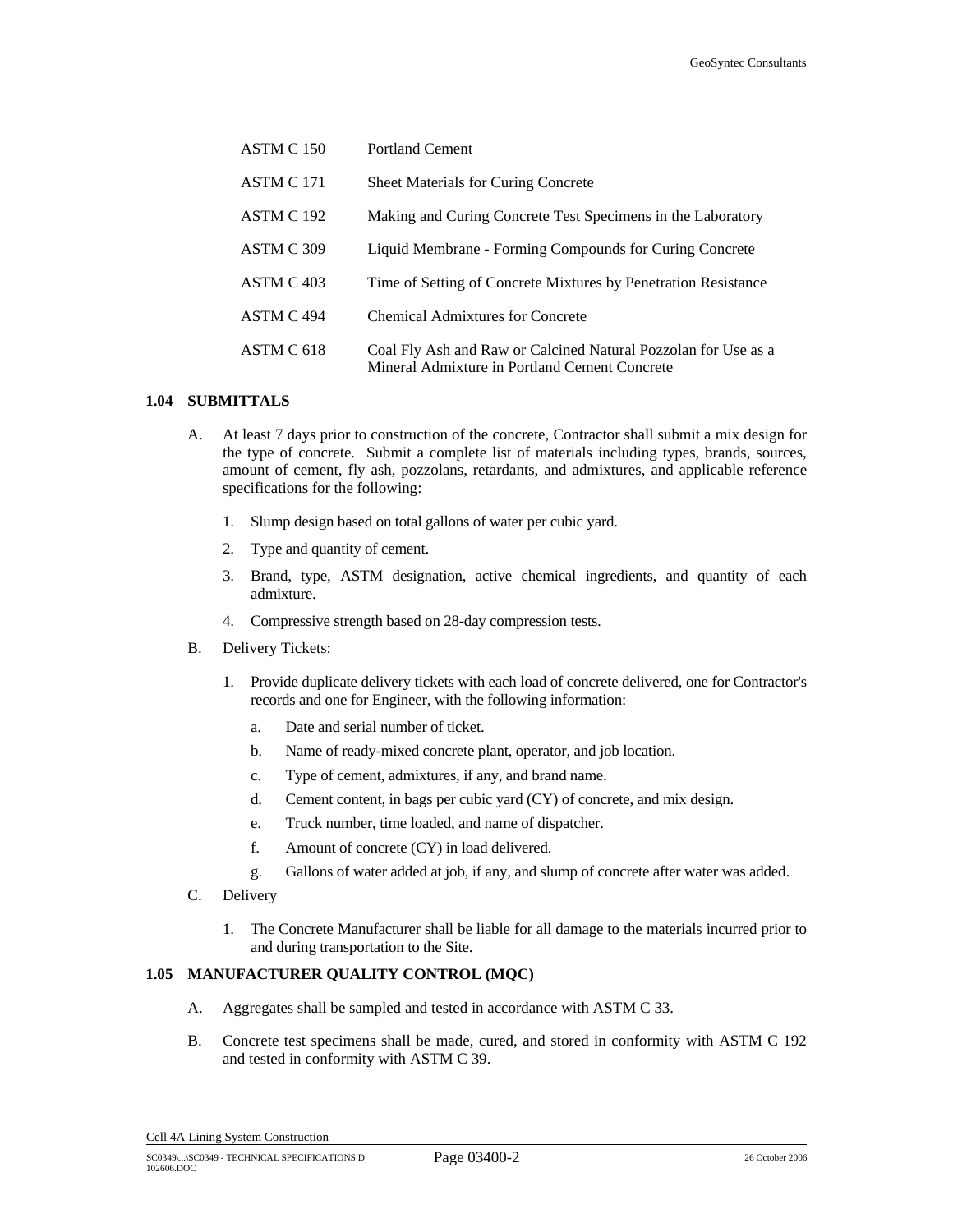| | |
|---|---|
| ASTM C 150 | Portland Cement |
| ASTM C 171 | Sheet Materials for Curing Concrete |
| ASTM C 192 | Making and Curing Concrete Test Specimens in the Laboratory |
| ASTM C 309 | Liquid Membrane - Forming Compounds for Curing Concrete |
| ASTM C 403 | Time of Setting of Concrete Mixtures by Penetration Resistance |
| ASTM C 494 | Chemical Admixtures for Concrete |
| ASTM C 618 | Coal Fly Ash and Raw or Calcined Natural Pozzolan for Use as a Mineral Admixture in Portland Cement Concrete |

### 1.04 SUBMITTALS

A. At least 7 days prior to construction of the concrete, Contractor shall submit a mix design for the type of concrete. Submit a complete list of materials including types, brands, sources, amount of cement, fly ash, pozzolans, retardants, and admixtures, and applicable reference specifications for the following:

1. Slump design based on total gallons of water per cubic yard.
2. Type and quantity of cement.
3. Brand, type, ASTM designation, active chemical ingredients, and quantity of each admixture.
4. Compressive strength based on 28-day compression tests.

B. Delivery Tickets:

1. Provide duplicate delivery tickets with each load of concrete delivered, one for Contractor's records and one for Engineer, with the following information:
   a. Date and serial number of ticket.
   b. Name of ready-mixed concrete plant, operator, and job location.
   c. Type of cement, admixtures, if any, and brand name.
   d. Cement content, in bags per cubic yard (CY) of concrete, and mix design.
   e. Truck number, time loaded, and name of dispatcher.
   f. Amount of concrete (CY) in load delivered.
   g. Gallons of water added at job, if any, and slump of concrete after water was added.

C. Delivery

1. The Concrete Manufacturer shall be liable for all damage to the materials incurred prior to and during transportation to the Site.

### 1.05 MANUFACTURER QUALITY CONTROL (MQC)

A. Aggregates shall be sampled and tested in accordance with ASTM C 33.

B. Concrete test specimens shall be made, cured, and stored in conformity with ASTM C 192 and tested in conformity with ASTM C 39.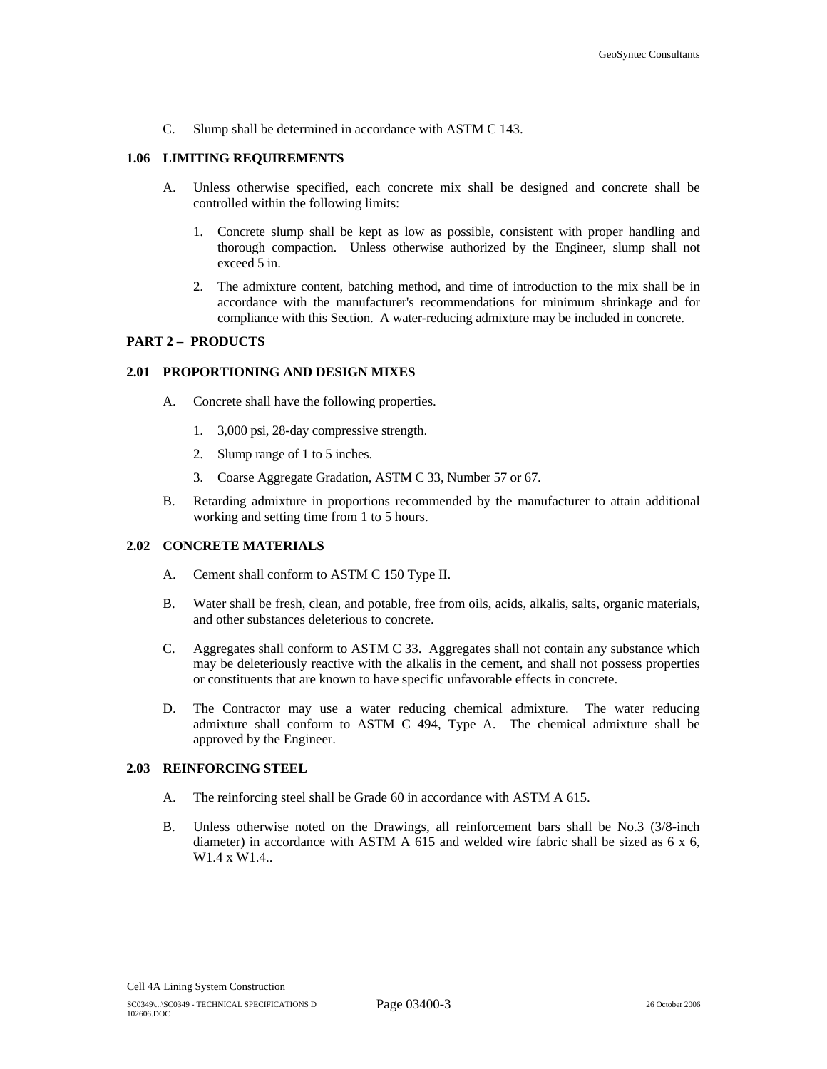C. Slump shall be determined in accordance with ASTM C 143.

### 1.06 LIMITING REQUIREMENTS

A. Unless otherwise specified, each concrete mix shall be designed and concrete shall be controlled within the following limits:

1. Concrete slump shall be kept as low as possible, consistent with proper handling and thorough compaction. Unless otherwise authorized by the Engineer, slump shall not exceed 5 in.

2. The admixture content, batching method, and time of introduction to the mix shall be in accordance with the manufacturer's recommendations for minimum shrinkage and for compliance with this Section. A water-reducing admixture may be included in concrete.

## PART 2 – PRODUCTS

### 2.01 PROPORTIONING AND DESIGN MIXES

A. Concrete shall have the following properties.

1. 3,000 psi, 28-day compressive strength.

2. Slump range of 1 to 5 inches.

3. Coarse Aggregate Gradation, ASTM C 33, Number 57 or 67.

B. Retarding admixture in proportions recommended by the manufacturer to attain additional working and setting time from 1 to 5 hours.

### 2.02 CONCRETE MATERIALS

A. Cement shall conform to ASTM C 150 Type II.

B. Water shall be fresh, clean, and potable, free from oils, acids, alkalis, salts, organic materials, and other substances deleterious to concrete.

C. Aggregates shall conform to ASTM C 33. Aggregates shall not contain any substance which may be deleteriously reactive with the alkalis in the cement, and shall not possess properties or constituents that are known to have specific unfavorable effects in concrete.

D. The Contractor may use a water reducing chemical admixture. The water reducing admixture shall conform to ASTM C 494, Type A. The chemical admixture shall be approved by the Engineer.

### 2.03 REINFORCING STEEL

A. The reinforcing steel shall be Grade 60 in accordance with ASTM A 615.

B. Unless otherwise noted on the Drawings, all reinforcement bars shall be No.3 (3/8-inch diameter) in accordance with ASTM A 615 and welded wire fabric shall be sized as 6 x 6, W1.4 x W1.4..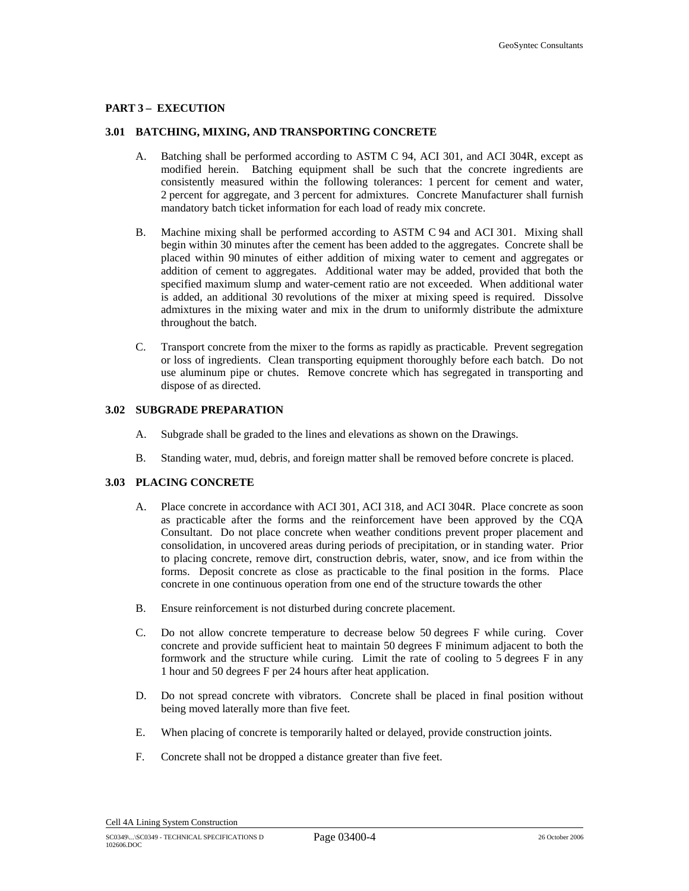## PART 3 – EXECUTION

### 3.01 BATCHING, MIXING, AND TRANSPORTING CONCRETE

A. Batching shall be performed according to ASTM C 94, ACI 301, and ACI 304R, except as modified herein. Batching equipment shall be such that the concrete ingredients are consistently measured within the following tolerances: 1 percent for cement and water, 2 percent for aggregate, and 3 percent for admixtures. Concrete Manufacturer shall furnish mandatory batch ticket information for each load of ready mix concrete.

B. Machine mixing shall be performed according to ASTM C 94 and ACI 301. Mixing shall begin within 30 minutes after the cement has been added to the aggregates. Concrete shall be placed within 90 minutes of either addition of mixing water to cement and aggregates or addition of cement to aggregates. Additional water may be added, provided that both the specified maximum slump and water-cement ratio are not exceeded. When additional water is added, an additional 30 revolutions of the mixer at mixing speed is required. Dissolve admixtures in the mixing water and mix in the drum to uniformly distribute the admixture throughout the batch.

C. Transport concrete from the mixer to the forms as rapidly as practicable. Prevent segregation or loss of ingredients. Clean transporting equipment thoroughly before each batch. Do not use aluminum pipe or chutes. Remove concrete which has segregated in transporting and dispose of as directed.

### 3.02 SUBGRADE PREPARATION

A. Subgrade shall be graded to the lines and elevations as shown on the Drawings.

B. Standing water, mud, debris, and foreign matter shall be removed before concrete is placed.

### 3.03 PLACING CONCRETE

A. Place concrete in accordance with ACI 301, ACI 318, and ACI 304R. Place concrete as soon as practicable after the forms and the reinforcement have been approved by the CQA Consultant. Do not place concrete when weather conditions prevent proper placement and consolidation, in uncovered areas during periods of precipitation, or in standing water. Prior to placing concrete, remove dirt, construction debris, water, snow, and ice from within the forms. Deposit concrete as close as practicable to the final position in the forms. Place concrete in one continuous operation from one end of the structure towards the other

B. Ensure reinforcement is not disturbed during concrete placement.

C. Do not allow concrete temperature to decrease below 50 degrees F while curing. Cover concrete and provide sufficient heat to maintain 50 degrees F minimum adjacent to both the formwork and the structure while curing. Limit the rate of cooling to 5 degrees F in any 1 hour and 50 degrees F per 24 hours after heat application.

D. Do not spread concrete with vibrators. Concrete shall be placed in final position without being moved laterally more than five feet.

E. When placing of concrete is temporarily halted or delayed, provide construction joints.

F. Concrete shall not be dropped a distance greater than five feet.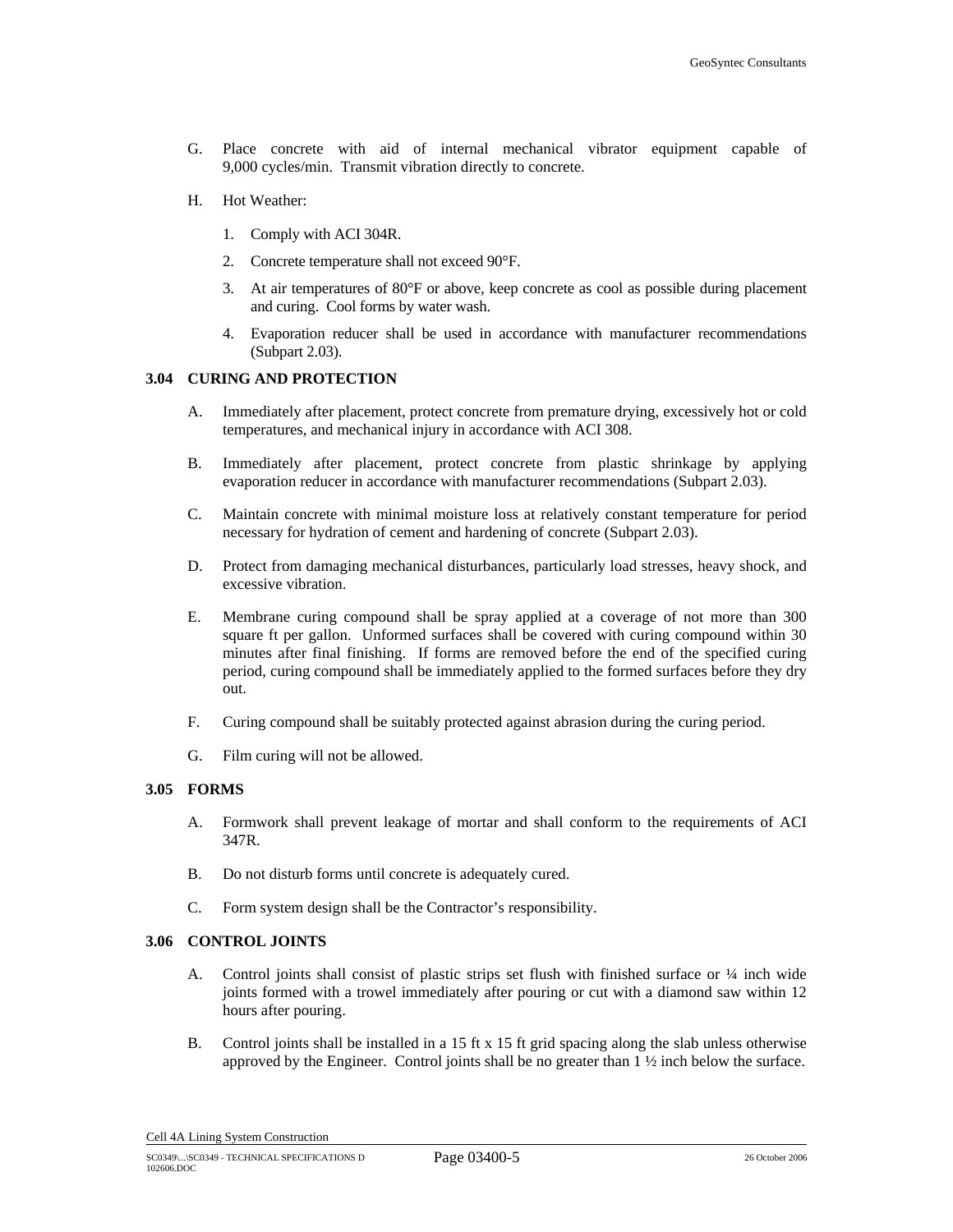G. Place concrete with aid of internal mechanical vibrator equipment capable of 9,000 cycles/min. Transmit vibration directly to concrete.

H. Hot Weather:

1. Comply with ACI 304R.

2. Concrete temperature shall not exceed 90°F.

3. At air temperatures of 80°F or above, keep concrete as cool as possible during placement and curing. Cool forms by water wash.

4. Evaporation reducer shall be used in accordance with manufacturer recommendations (Subpart 2.03).

### 3.04 CURING AND PROTECTION

A. Immediately after placement, protect concrete from premature drying, excessively hot or cold temperatures, and mechanical injury in accordance with ACI 308.

B. Immediately after placement, protect concrete from plastic shrinkage by applying evaporation reducer in accordance with manufacturer recommendations (Subpart 2.03).

C. Maintain concrete with minimal moisture loss at relatively constant temperature for period necessary for hydration of cement and hardening of concrete (Subpart 2.03).

D. Protect from damaging mechanical disturbances, particularly load stresses, heavy shock, and excessive vibration.

E. Membrane curing compound shall be spray applied at a coverage of not more than 300 square ft per gallon. Unformed surfaces shall be covered with curing compound within 30 minutes after final finishing. If forms are removed before the end of the specified curing period, curing compound shall be immediately applied to the formed surfaces before they dry out.

F. Curing compound shall be suitably protected against abrasion during the curing period.

G. Film curing will not be allowed.

### 3.05 FORMS

A. Formwork shall prevent leakage of mortar and shall conform to the requirements of ACI 347R.

B. Do not disturb forms until concrete is adequately cured.

C. Form system design shall be the Contractor's responsibility.

### 3.06 CONTROL JOINTS

A. Control joints shall consist of plastic strips set flush with finished surface or ¼ inch wide joints formed with a trowel immediately after pouring or cut with a diamond saw within 12 hours after pouring.

B. Control joints shall be installed in a 15 ft x 15 ft grid spacing along the slab unless otherwise approved by the Engineer. Control joints shall be no greater than 1 ½ inch below the surface.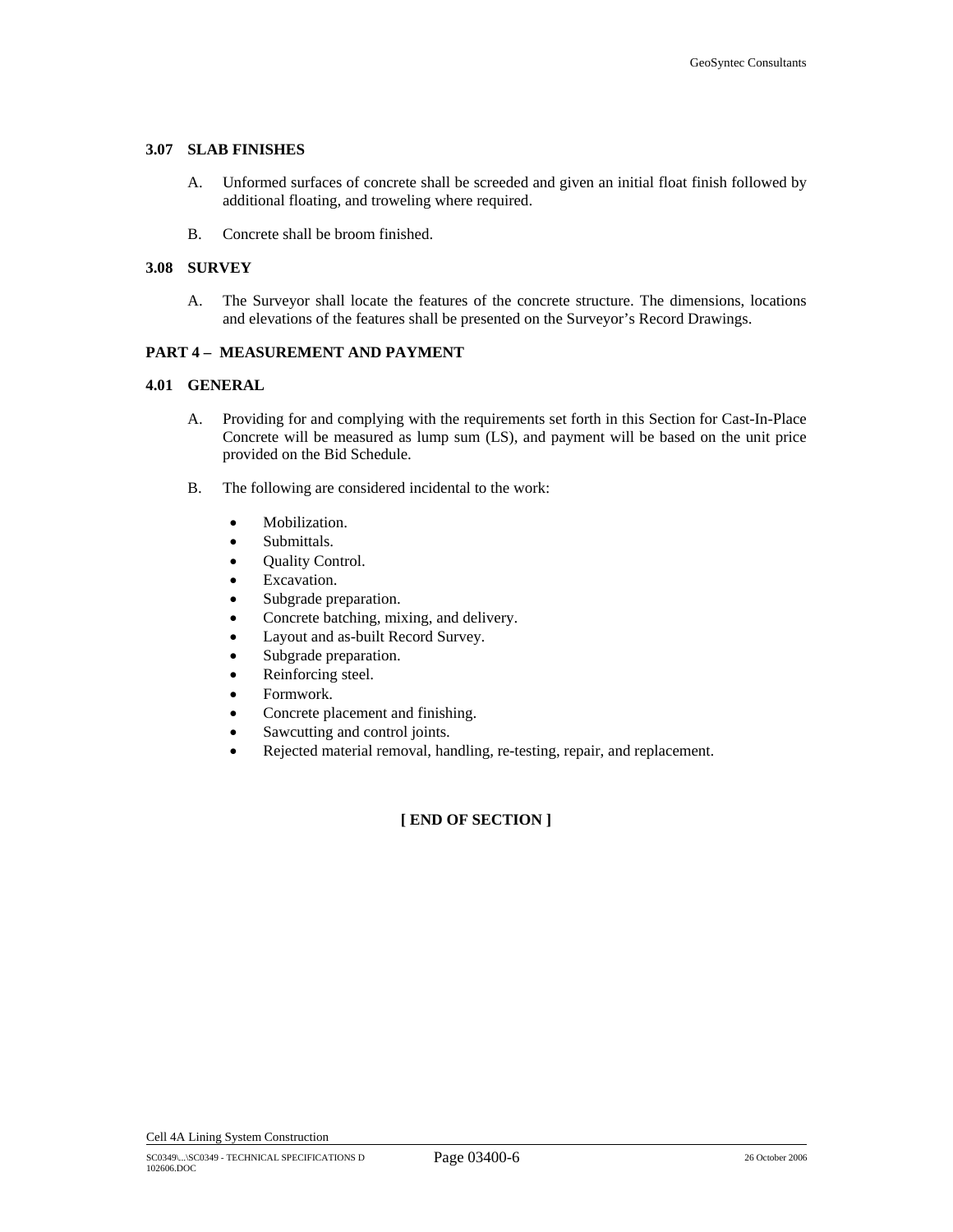### 3.07 SLAB FINISHES

A. Unformed surfaces of concrete shall be screeded and given an initial float finish followed by additional floating, and troweling where required.

B. Concrete shall be broom finished.

### 3.08 SURVEY

A. The Surveyor shall locate the features of the concrete structure. The dimensions, locations and elevations of the features shall be presented on the Surveyor's Record Drawings.

## PART 4 – MEASUREMENT AND PAYMENT

### 4.01 GENERAL

A. Providing for and complying with the requirements set forth in this Section for Cast-In-Place Concrete will be measured as lump sum (LS), and payment will be based on the unit price provided on the Bid Schedule.

B. The following are considered incidental to the work:

- Mobilization.
- Submittals.
- Quality Control.
- Excavation.
- Subgrade preparation.
- Concrete batching, mixing, and delivery.
- Layout and as-built Record Survey.
- Subgrade preparation.
- Reinforcing steel.
- Formwork.
- Concrete placement and finishing.
- Sawcutting and control joints.
- Rejected material removal, handling, re-testing, repair, and replacement.

**[ END OF SECTION ]**